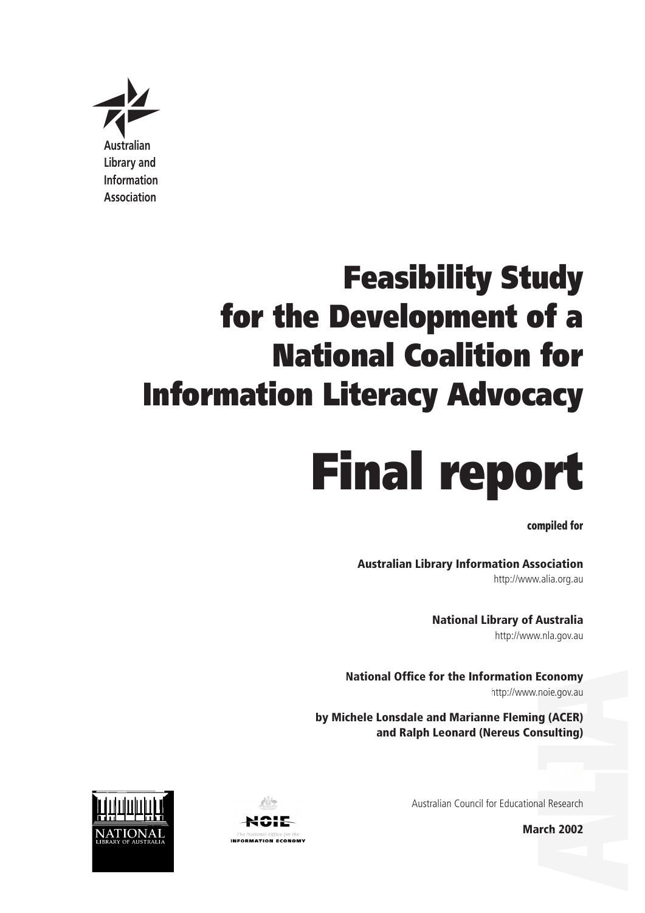Australian Library and Information Association

# Feasibility Study for the Development of a National Coalition for Information Literacy Advocacy

# Final report

**compiled for**

**Australian Library Information Association**
http://www.alia.org.au

**National Library of Australia**
http://www.nla.gov.au

**National Office for the Information Economy**
http://www.noie.gov.au

**by Michele Lonsdale and Marianne Fleming (ACER) and Ralph Leonard (Nereus Consulting)**

Australian Council for Educational Research

**March 2002**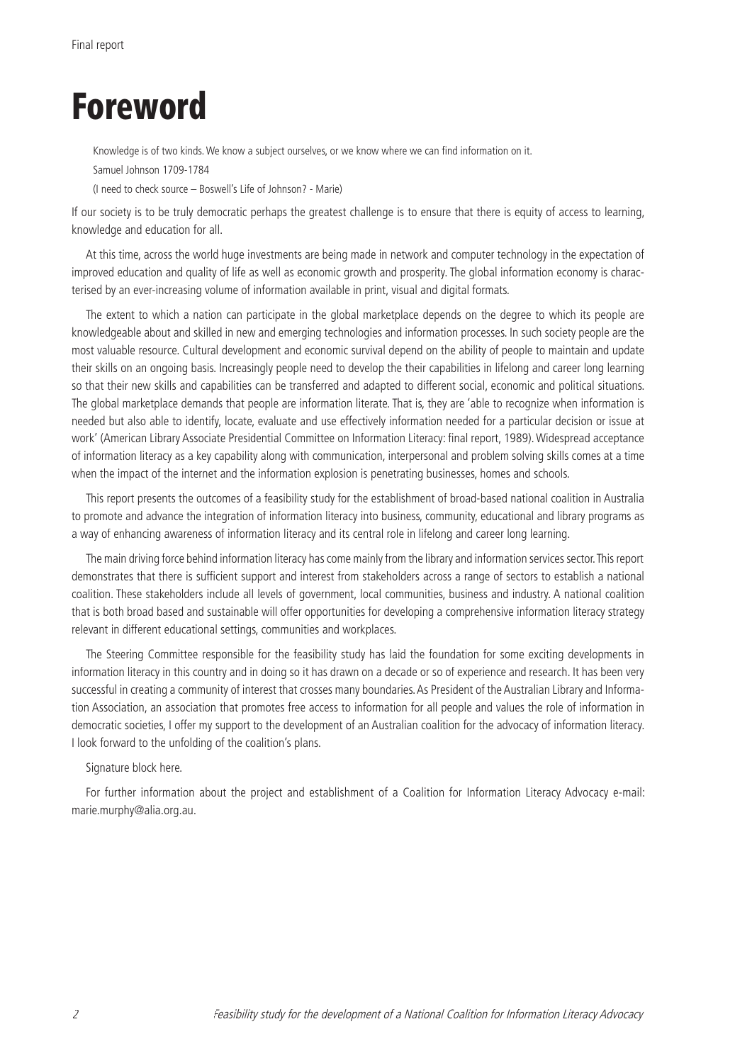# Foreword

Knowledge is of two kinds. We know a subject ourselves, or we know where we can find information on it.

Samuel Johnson 1709-1784

(I need to check source – Boswell's Life of Johnson? - Marie)

If our society is to be truly democratic perhaps the greatest challenge is to ensure that there is equity of access to learning, knowledge and education for all.

At this time, across the world huge investments are being made in network and computer technology in the expectation of improved education and quality of life as well as economic growth and prosperity. The global information economy is characterised by an ever-increasing volume of information available in print, visual and digital formats.

The extent to which a nation can participate in the global marketplace depends on the degree to which its people are knowledgeable about and skilled in new and emerging technologies and information processes. In such society people are the most valuable resource. Cultural development and economic survival depend on the ability of people to maintain and update their skills on an ongoing basis. Increasingly people need to develop the their capabilities in lifelong and career long learning so that their new skills and capabilities can be transferred and adapted to different social, economic and political situations. The global marketplace demands that people are information literate. That is, they are 'able to recognize when information is needed but also able to identify, locate, evaluate and use effectively information needed for a particular decision or issue at work' (American Library Associate Presidential Committee on Information Literacy: final report, 1989). Widespread acceptance of information literacy as a key capability along with communication, interpersonal and problem solving skills comes at a time when the impact of the internet and the information explosion is penetrating businesses, homes and schools.

This report presents the outcomes of a feasibility study for the establishment of broad-based national coalition in Australia to promote and advance the integration of information literacy into business, community, educational and library programs as a way of enhancing awareness of information literacy and its central role in lifelong and career long learning.

The main driving force behind information literacy has come mainly from the library and information services sector. This report demonstrates that there is sufficient support and interest from stakeholders across a range of sectors to establish a national coalition. These stakeholders include all levels of government, local communities, business and industry. A national coalition that is both broad based and sustainable will offer opportunities for developing a comprehensive information literacy strategy relevant in different educational settings, communities and workplaces.

The Steering Committee responsible for the feasibility study has laid the foundation for some exciting developments in information literacy in this country and in doing so it has drawn on a decade or so of experience and research. It has been very successful in creating a community of interest that crosses many boundaries. As President of the Australian Library and Information Association, an association that promotes free access to information for all people and values the role of information in democratic societies, I offer my support to the development of an Australian coalition for the advocacy of information literacy. I look forward to the unfolding of the coalition's plans.

Signature block here.

For further information about the project and establishment of a Coalition for Information Literacy Advocacy e-mail: marie.murphy@alia.org.au.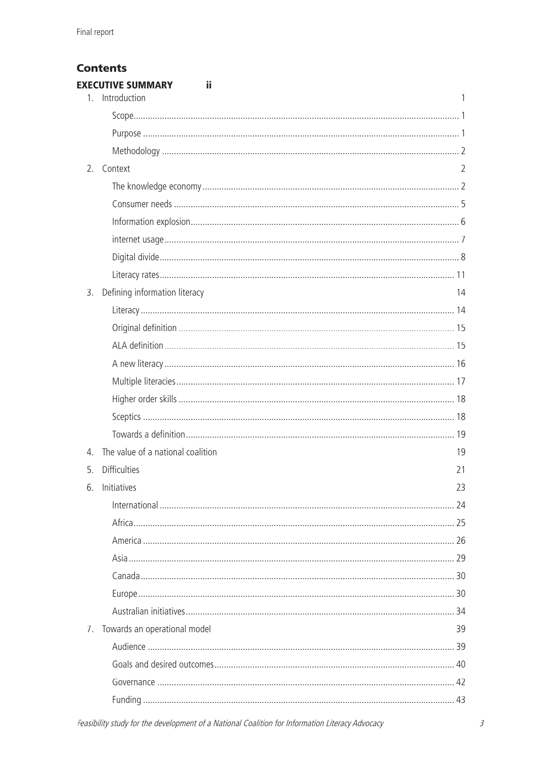## Contents

**EXECUTIVE SUMMARY** ii

1. Introduction 1
   - Scope 1
   - Purpose 1
   - Methodology 2
2. Context 2
   - The knowledge economy 2
   - Consumer needs 5
   - Information explosion 6
   - internet usage 7
   - Digital divide 8
   - Literacy rates 11
3. Defining information literacy 14
   - Literacy 14
   - Original definition 15
   - ALA definition 15
   - A new literacy 16
   - Multiple literacies 17
   - Higher order skills 18
   - Sceptics 18
   - Towards a definition 19
4. The value of a national coalition 19
5. Difficulties 21
6. Initiatives 23
   - International 24
   - Africa 25
   - America 26
   - Asia 29
   - Canada 30
   - Europe 30
   - Australian initiatives 34
7. Towards an operational model 39
   - Audience 39
   - Goals and desired outcomes 40
   - Governance 42
   - Funding 43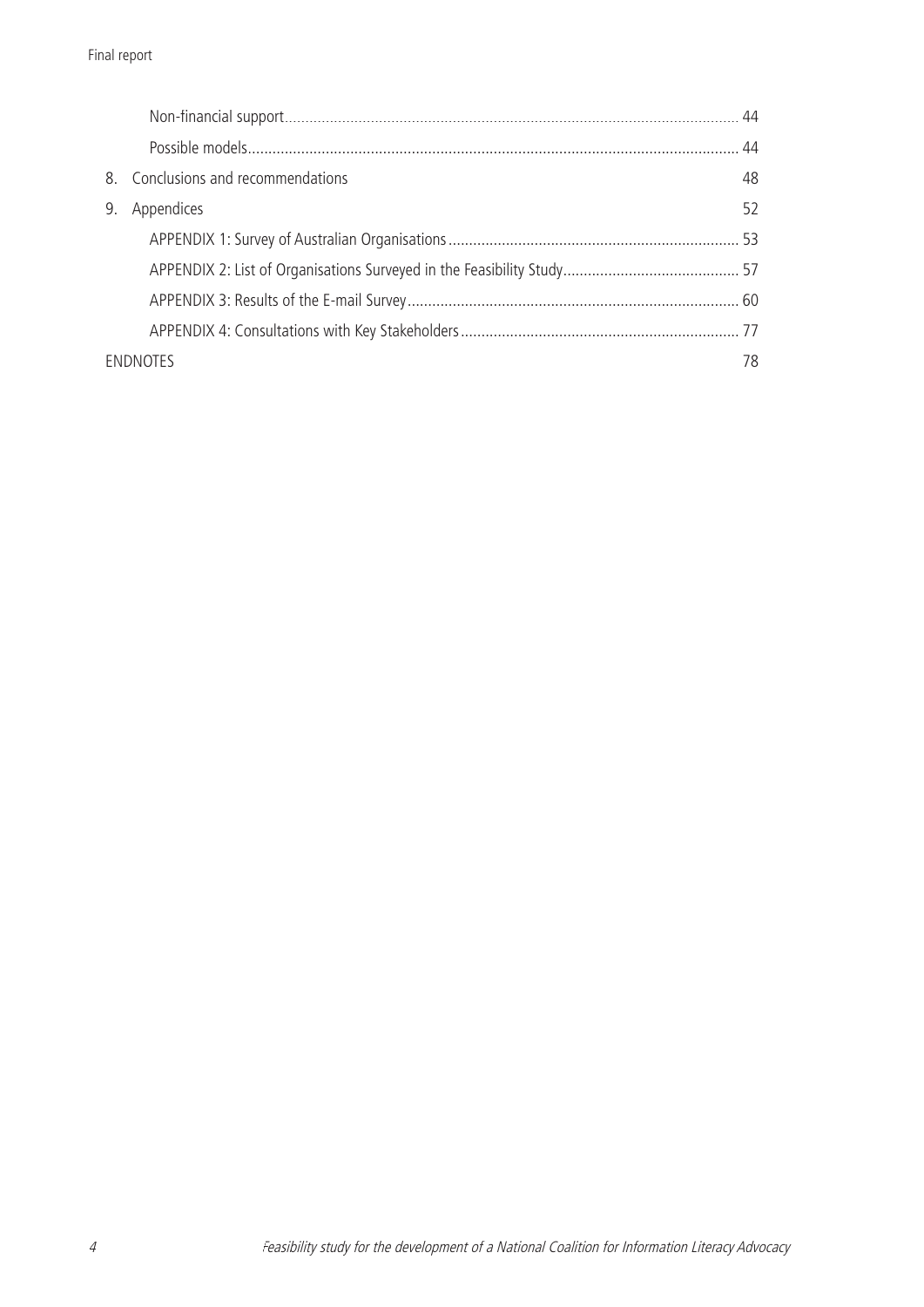Non-financial support ... 44

Possible models ... 44

8. Conclusions and recommendations ... 48

9. Appendices ... 52

APPENDIX 1: Survey of Australian Organisations ... 53

APPENDIX 2: List of Organisations Surveyed in the Feasibility Study ... 57

APPENDIX 3: Results of the E-mail Survey ... 60

APPENDIX 4: Consultations with Key Stakeholders ... 77

ENDNOTES ... 78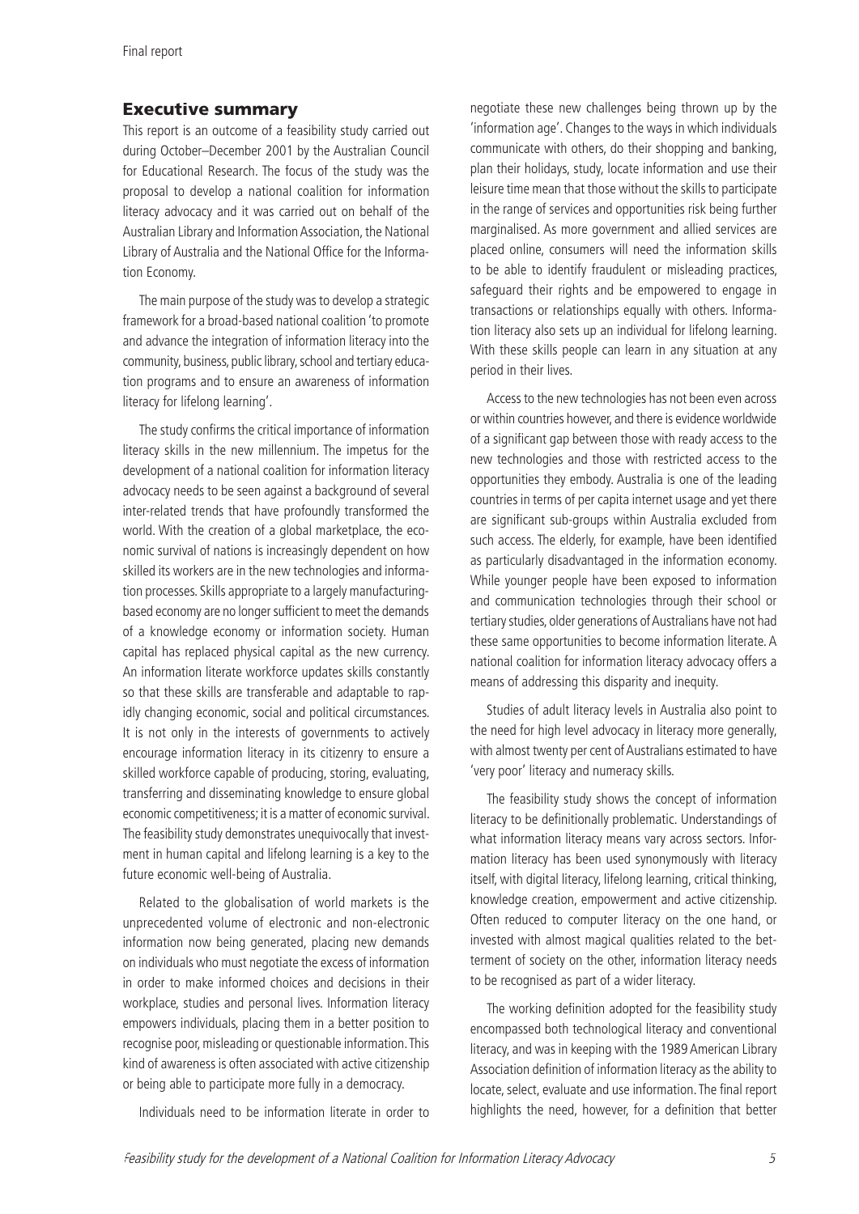## Executive summary

This report is an outcome of a feasibility study carried out during October–December 2001 by the Australian Council for Educational Research. The focus of the study was the proposal to develop a national coalition for information literacy advocacy and it was carried out on behalf of the Australian Library and Information Association, the National Library of Australia and the National Office for the Information Economy.

The main purpose of the study was to develop a strategic framework for a broad-based national coalition 'to promote and advance the integration of information literacy into the community, business, public library, school and tertiary education programs and to ensure an awareness of information literacy for lifelong learning'.

The study confirms the critical importance of information literacy skills in the new millennium. The impetus for the development of a national coalition for information literacy advocacy needs to be seen against a background of several inter-related trends that have profoundly transformed the world. With the creation of a global marketplace, the economic survival of nations is increasingly dependent on how skilled its workers are in the new technologies and information processes. Skills appropriate to a largely manufacturing-based economy are no longer sufficient to meet the demands of a knowledge economy or information society. Human capital has replaced physical capital as the new currency. An information literate workforce updates skills constantly so that these skills are transferable and adaptable to rapidly changing economic, social and political circumstances. It is not only in the interests of governments to actively encourage information literacy in its citizenry to ensure a skilled workforce capable of producing, storing, evaluating, transferring and disseminating knowledge to ensure global economic competitiveness; it is a matter of economic survival. The feasibility study demonstrates unequivocally that investment in human capital and lifelong learning is a key to the future economic well-being of Australia.

Related to the globalisation of world markets is the unprecedented volume of electronic and non-electronic information now being generated, placing new demands on individuals who must negotiate the excess of information in order to make informed choices and decisions in their workplace, studies and personal lives. Information literacy empowers individuals, placing them in a better position to recognise poor, misleading or questionable information. This kind of awareness is often associated with active citizenship or being able to participate more fully in a democracy.

Individuals need to be information literate in order to negotiate these new challenges being thrown up by the 'information age'. Changes to the ways in which individuals communicate with others, do their shopping and banking, plan their holidays, study, locate information and use their leisure time mean that those without the skills to participate in the range of services and opportunities risk being further marginalised. As more government and allied services are placed online, consumers will need the information skills to be able to identify fraudulent or misleading practices, safeguard their rights and be empowered to engage in transactions or relationships equally with others. Information literacy also sets up an individual for lifelong learning. With these skills people can learn in any situation at any period in their lives.

Access to the new technologies has not been even across or within countries however, and there is evidence worldwide of a significant gap between those with ready access to the new technologies and those with restricted access to the opportunities they embody. Australia is one of the leading countries in terms of per capita internet usage and yet there are significant sub-groups within Australia excluded from such access. The elderly, for example, have been identified as particularly disadvantaged in the information economy. While younger people have been exposed to information and communication technologies through their school or tertiary studies, older generations of Australians have not had these same opportunities to become information literate. A national coalition for information literacy advocacy offers a means of addressing this disparity and inequity.

Studies of adult literacy levels in Australia also point to the need for high level advocacy in literacy more generally, with almost twenty per cent of Australians estimated to have 'very poor' literacy and numeracy skills.

The feasibility study shows the concept of information literacy to be definitionally problematic. Understandings of what information literacy means vary across sectors. Information literacy has been used synonymously with literacy itself, with digital literacy, lifelong learning, critical thinking, knowledge creation, empowerment and active citizenship. Often reduced to computer literacy on the one hand, or invested with almost magical qualities related to the betterment of society on the other, information literacy needs to be recognised as part of a wider literacy.

The working definition adopted for the feasibility study encompassed both technological literacy and conventional literacy, and was in keeping with the 1989 American Library Association definition of information literacy as the ability to locate, select, evaluate and use information. The final report highlights the need, however, for a definition that better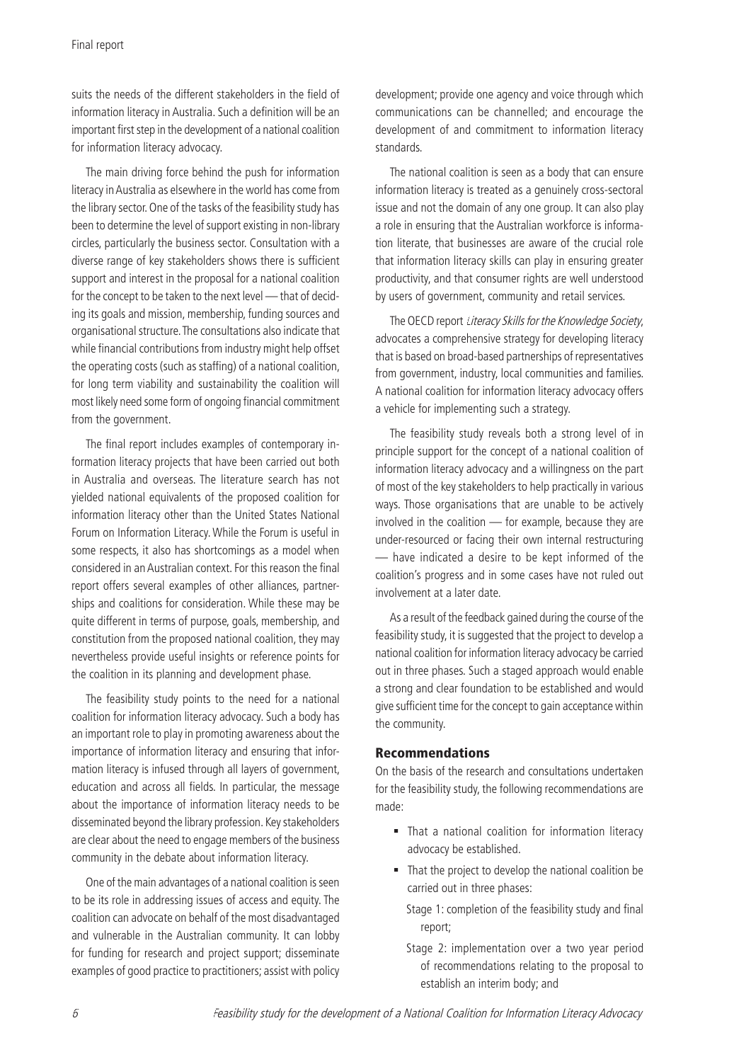suits the needs of the different stakeholders in the field of information literacy in Australia. Such a definition will be an important first step in the development of a national coalition for information literacy advocacy.

The main driving force behind the push for information literacy in Australia as elsewhere in the world has come from the library sector. One of the tasks of the feasibility study has been to determine the level of support existing in non-library circles, particularly the business sector. Consultation with a diverse range of key stakeholders shows there is sufficient support and interest in the proposal for a national coalition for the concept to be taken to the next level — that of deciding its goals and mission, membership, funding sources and organisational structure. The consultations also indicate that while financial contributions from industry might help offset the operating costs (such as staffing) of a national coalition, for long term viability and sustainability the coalition will most likely need some form of ongoing financial commitment from the government.

The final report includes examples of contemporary information literacy projects that have been carried out both in Australia and overseas. The literature search has not yielded national equivalents of the proposed coalition for information literacy other than the United States National Forum on Information Literacy. While the Forum is useful in some respects, it also has shortcomings as a model when considered in an Australian context. For this reason the final report offers several examples of other alliances, partnerships and coalitions for consideration. While these may be quite different in terms of purpose, goals, membership, and constitution from the proposed national coalition, they may nevertheless provide useful insights or reference points for the coalition in its planning and development phase.

The feasibility study points to the need for a national coalition for information literacy advocacy. Such a body has an important role to play in promoting awareness about the importance of information literacy and ensuring that information literacy is infused through all layers of government, education and across all fields. In particular, the message about the importance of information literacy needs to be disseminated beyond the library profession. Key stakeholders are clear about the need to engage members of the business community in the debate about information literacy.

One of the main advantages of a national coalition is seen to be its role in addressing issues of access and equity. The coalition can advocate on behalf of the most disadvantaged and vulnerable in the Australian community. It can lobby for funding for research and project support; disseminate examples of good practice to practitioners; assist with policy development; provide one agency and voice through which communications can be channelled; and encourage the development of and commitment to information literacy standards.

The national coalition is seen as a body that can ensure information literacy is treated as a genuinely cross-sectoral issue and not the domain of any one group. It can also play a role in ensuring that the Australian workforce is information literate, that businesses are aware of the crucial role that information literacy skills can play in ensuring greater productivity, and that consumer rights are well understood by users of government, community and retail services.

The OECD report *Literacy Skills for the Knowledge Society*, advocates a comprehensive strategy for developing literacy that is based on broad-based partnerships of representatives from government, industry, local communities and families. A national coalition for information literacy advocacy offers a vehicle for implementing such a strategy.

The feasibility study reveals both a strong level of in principle support for the concept of a national coalition of information literacy advocacy and a willingness on the part of most of the key stakeholders to help practically in various ways. Those organisations that are unable to be actively involved in the coalition — for example, because they are under-resourced or facing their own internal restructuring — have indicated a desire to be kept informed of the coalition's progress and in some cases have not ruled out involvement at a later date.

As a result of the feedback gained during the course of the feasibility study, it is suggested that the project to develop a national coalition for information literacy advocacy be carried out in three phases. Such a staged approach would enable a strong and clear foundation to be established and would give sufficient time for the concept to gain acceptance within the community.

## Recommendations

On the basis of the research and consultations undertaken for the feasibility study, the following recommendations are made:

- That a national coalition for information literacy advocacy be established.
- That the project to develop the national coalition be carried out in three phases:

  Stage 1: completion of the feasibility study and final report;

  Stage 2: implementation over a two year period of recommendations relating to the proposal to establish an interim body; and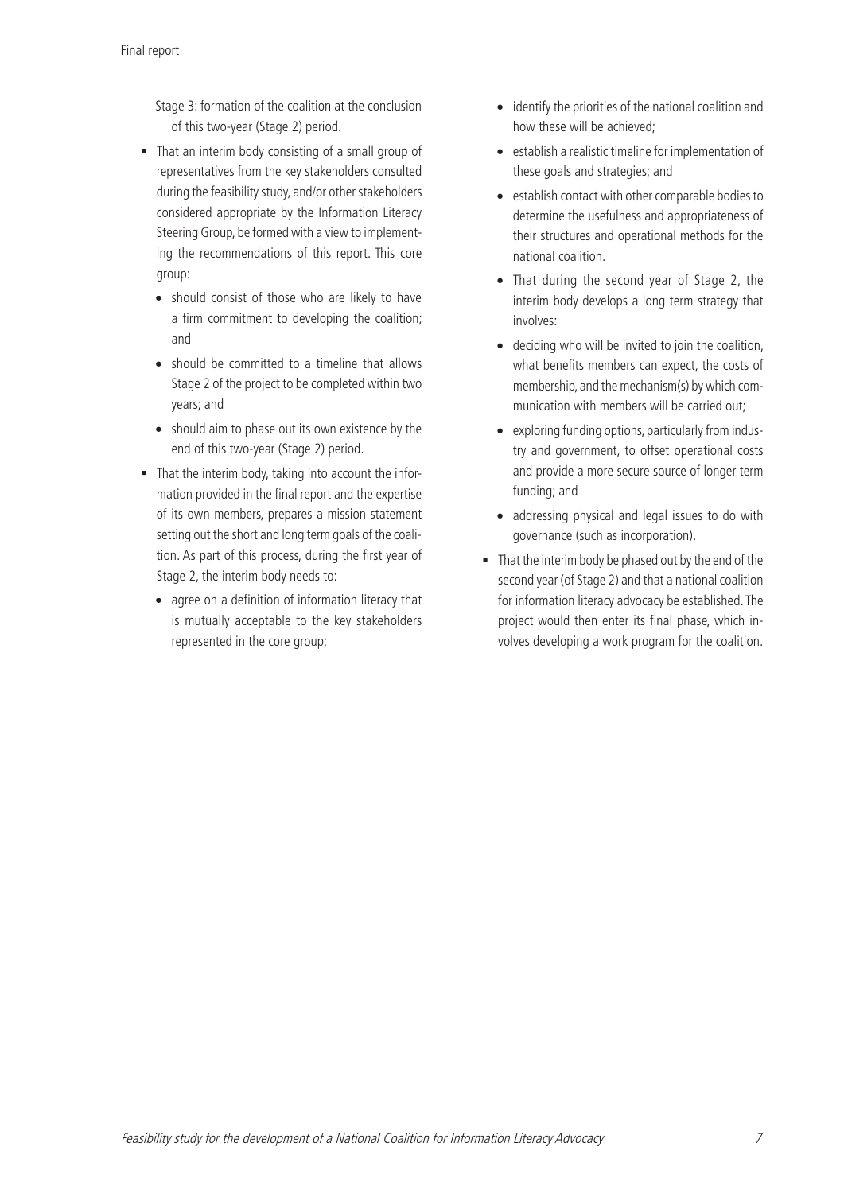Stage 3: formation of the coalition at the conclusion of this two-year (Stage 2) period.

- That an interim body consisting of a small group of representatives from the key stakeholders consulted during the feasibility study, and/or other stakeholders considered appropriate by the Information Literacy Steering Group, be formed with a view to implementing the recommendations of this report. This core group:
  - should consist of those who are likely to have a firm commitment to developing the coalition; and
  - should be committed to a timeline that allows Stage 2 of the project to be completed within two years; and
  - should aim to phase out its own existence by the end of this two-year (Stage 2) period.
- That the interim body, taking into account the information provided in the final report and the expertise of its own members, prepares a mission statement setting out the short and long term goals of the coalition. As part of this process, during the first year of Stage 2, the interim body needs to:
  - agree on a definition of information literacy that is mutually acceptable to the key stakeholders represented in the core group;
  - identify the priorities of the national coalition and how these will be achieved;
  - establish a realistic timeline for implementation of these goals and strategies; and
  - establish contact with other comparable bodies to determine the usefulness and appropriateness of their structures and operational methods for the national coalition.
  - That during the second year of Stage 2, the interim body develops a long term strategy that involves:
  - deciding who will be invited to join the coalition, what benefits members can expect, the costs of membership, and the mechanism(s) by which communication with members will be carried out;
  - exploring funding options, particularly from industry and government, to offset operational costs and provide a more secure source of longer term funding; and
  - addressing physical and legal issues to do with governance (such as incorporation).
- That the interim body be phased out by the end of the second year (of Stage 2) and that a national coalition for information literacy advocacy be established. The project would then enter its final phase, which involves developing a work program for the coalition.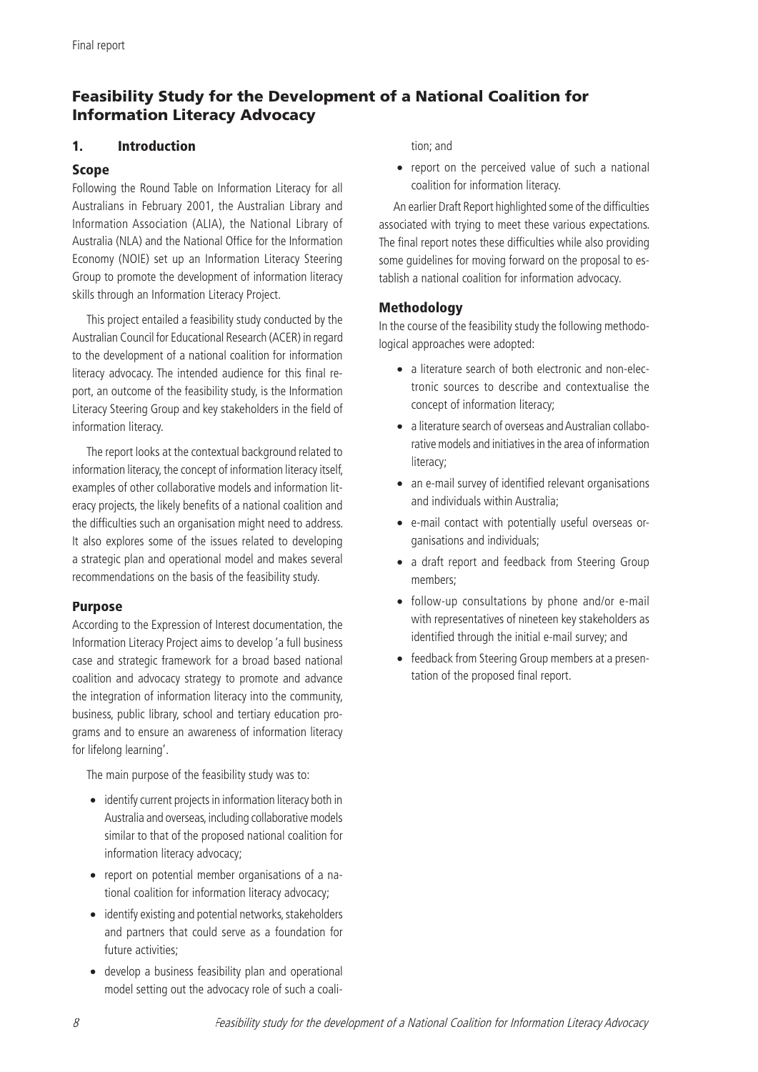# Feasibility Study for the Development of a National Coalition for Information Literacy Advocacy

## 1. Introduction

### Scope

Following the Round Table on Information Literacy for all Australians in February 2001, the Australian Library and Information Association (ALIA), the National Library of Australia (NLA) and the National Office for the Information Economy (NOIE) set up an Information Literacy Steering Group to promote the development of information literacy skills through an Information Literacy Project.

This project entailed a feasibility study conducted by the Australian Council for Educational Research (ACER) in regard to the development of a national coalition for information literacy advocacy. The intended audience for this final report, an outcome of the feasibility study, is the Information Literacy Steering Group and key stakeholders in the field of information literacy.

The report looks at the contextual background related to information literacy, the concept of information literacy itself, examples of other collaborative models and information literacy projects, the likely benefits of a national coalition and the difficulties such an organisation might need to address. It also explores some of the issues related to developing a strategic plan and operational model and makes several recommendations on the basis of the feasibility study.

### Purpose

According to the Expression of Interest documentation, the Information Literacy Project aims to develop 'a full business case and strategic framework for a broad based national coalition and advocacy strategy to promote and advance the integration of information literacy into the community, business, public library, school and tertiary education programs and to ensure an awareness of information literacy for lifelong learning'.

The main purpose of the feasibility study was to:

- identify current projects in information literacy both in Australia and overseas, including collaborative models similar to that of the proposed national coalition for information literacy advocacy;
- report on potential member organisations of a national coalition for information literacy advocacy;
- identify existing and potential networks, stakeholders and partners that could serve as a foundation for future activities;
- develop a business feasibility plan and operational model setting out the advocacy role of such a coalition; and
- report on the perceived value of such a national coalition for information literacy.

An earlier Draft Report highlighted some of the difficulties associated with trying to meet these various expectations. The final report notes these difficulties while also providing some guidelines for moving forward on the proposal to establish a national coalition for information advocacy.

### Methodology

In the course of the feasibility study the following methodological approaches were adopted:

- a literature search of both electronic and non-electronic sources to describe and contextualise the concept of information literacy;
- a literature search of overseas and Australian collaborative models and initiatives in the area of information literacy;
- an e-mail survey of identified relevant organisations and individuals within Australia;
- e-mail contact with potentially useful overseas organisations and individuals;
- a draft report and feedback from Steering Group members;
- follow-up consultations by phone and/or e-mail with representatives of nineteen key stakeholders as identified through the initial e-mail survey; and
- feedback from Steering Group members at a presentation of the proposed final report.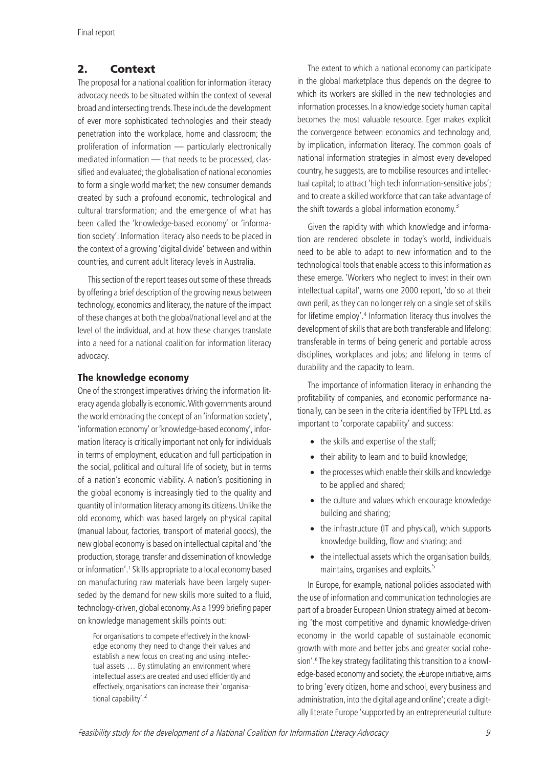## 2. Context

The proposal for a national coalition for information literacy advocacy needs to be situated within the context of several broad and intersecting trends. These include the development of ever more sophisticated technologies and their steady penetration into the workplace, home and classroom; the proliferation of information — particularly electronically mediated information — that needs to be processed, classified and evaluated; the globalisation of national economies to form a single world market; the new consumer demands created by such a profound economic, technological and cultural transformation; and the emergence of what has been called the 'knowledge-based economy' or 'information society'. Information literacy also needs to be placed in the context of a growing 'digital divide' between and within countries, and current adult literacy levels in Australia.

This section of the report teases out some of these threads by offering a brief description of the growing nexus between technology, economics and literacy, the nature of the impact of these changes at both the global/national level and at the level of the individual, and at how these changes translate into a need for a national coalition for information literacy advocacy.

### The knowledge economy

One of the strongest imperatives driving the information literacy agenda globally is economic. With governments around the world embracing the concept of an 'information society', 'information economy' or 'knowledge-based economy', information literacy is critically important not only for individuals in terms of employment, education and full participation in the social, political and cultural life of society, but in terms of a nation's economic viability. A nation's positioning in the global economy is increasingly tied to the quality and quantity of information literacy among its citizens. Unlike the old economy, which was based largely on physical capital (manual labour, factories, transport of material goods), the new global economy is based on intellectual capital and 'the production, storage, transfer and dissemination of knowledge or information'.[1] Skills appropriate to a local economy based on manufacturing raw materials have been largely superseded by the demand for new skills more suited to a fluid, technology-driven, global economy. As a 1999 briefing paper on knowledge management skills points out:

> For organisations to compete effectively in the knowledge economy they need to change their values and establish a new focus on creating and using intellectual assets … By stimulating an environment where intellectual assets are created and used efficiently and effectively, organisations can increase their 'organisational capability'.[2]

The extent to which a national economy can participate in the global marketplace thus depends on the degree to which its workers are skilled in the new technologies and information processes. In a knowledge society human capital becomes the most valuable resource. Eger makes explicit the convergence between economics and technology and, by implication, information literacy. The common goals of national information strategies in almost every developed country, he suggests, are to mobilise resources and intellectual capital; to attract 'high tech information-sensitive jobs'; and to create a skilled workforce that can take advantage of the shift towards a global information economy.[3]

Given the rapidity with which knowledge and information are rendered obsolete in today's world, individuals need to be able to adapt to new information and to the technological tools that enable access to this information as these emerge. 'Workers who neglect to invest in their own intellectual capital', warns one 2000 report, 'do so at their own peril, as they can no longer rely on a single set of skills for lifetime employ'.[4] Information literacy thus involves the development of skills that are both transferable and lifelong: transferable in terms of being generic and portable across disciplines, workplaces and jobs; and lifelong in terms of durability and the capacity to learn.

The importance of information literacy in enhancing the profitability of companies, and economic performance nationally, can be seen in the criteria identified by TFPL Ltd. as important to 'corporate capability' and success:

- the skills and expertise of the staff;
- their ability to learn and to build knowledge;
- the processes which enable their skills and knowledge to be applied and shared;
- the culture and values which encourage knowledge building and sharing;
- the infrastructure (IT and physical), which supports knowledge building, flow and sharing; and
- the intellectual assets which the organisation builds, maintains, organises and exploits.[5]

In Europe, for example, national policies associated with the use of information and communication technologies are part of a broader European Union strategy aimed at becoming 'the most competitive and dynamic knowledge-driven economy in the world capable of sustainable economic growth with more and better jobs and greater social cohesion'.[6] The key strategy facilitating this transition to a knowledge-based economy and society, the *e*Europe initiative, aims to bring 'every citizen, home and school, every business and administration, into the digital age and online'; create a digitally literate Europe 'supported by an entrepreneurial culture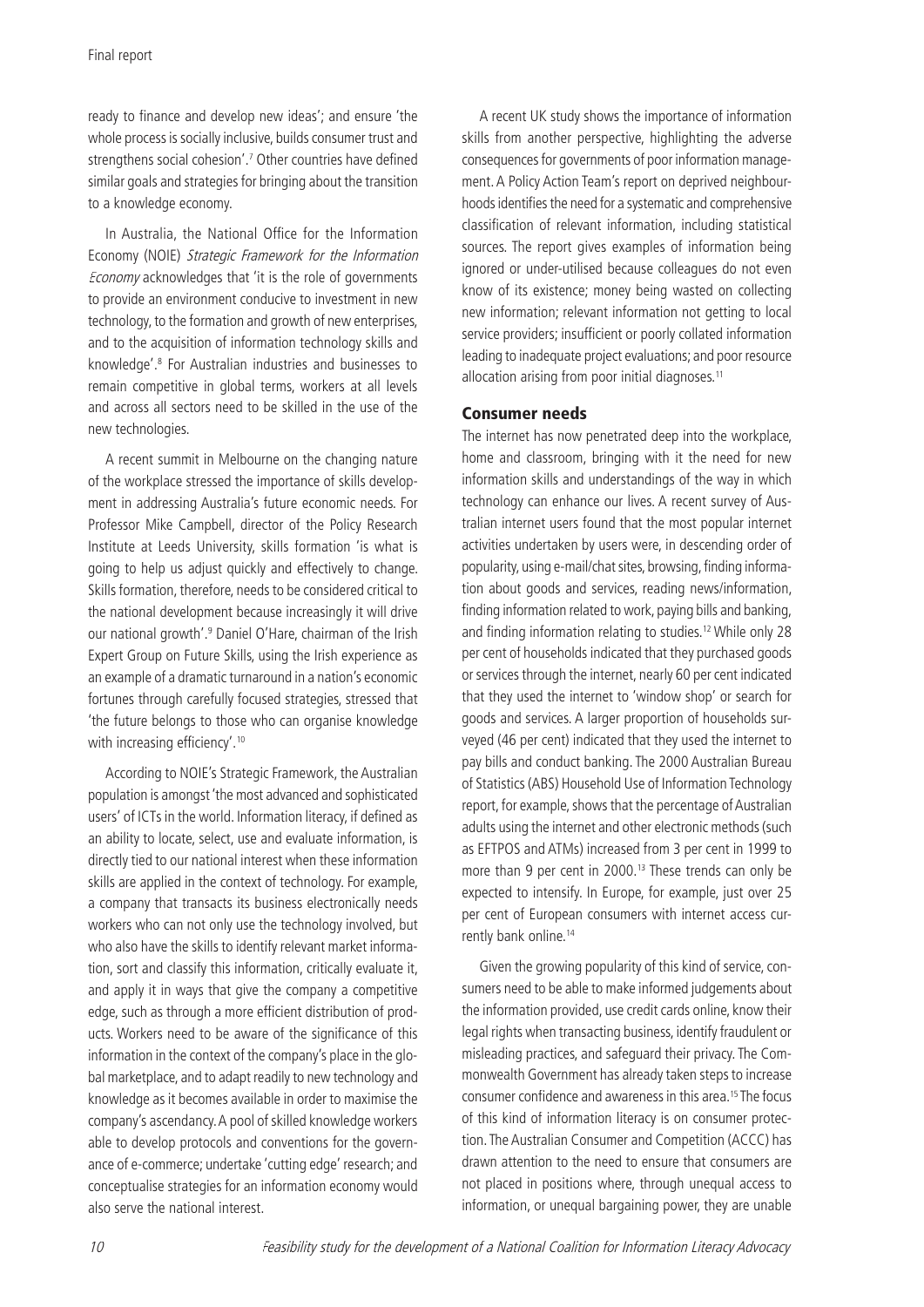ready to finance and develop new ideas'; and ensure 'the whole process is socially inclusive, builds consumer trust and strengthens social cohesion'.[7] Other countries have defined similar goals and strategies for bringing about the transition to a knowledge economy.

In Australia, the National Office for the Information Economy (NOIE) *Strategic Framework for the Information Economy* acknowledges that 'it is the role of governments to provide an environment conducive to investment in new technology, to the formation and growth of new enterprises, and to the acquisition of information technology skills and knowledge'.[8] For Australian industries and businesses to remain competitive in global terms, workers at all levels and across all sectors need to be skilled in the use of the new technologies.

A recent summit in Melbourne on the changing nature of the workplace stressed the importance of skills development in addressing Australia's future economic needs. For Professor Mike Campbell, director of the Policy Research Institute at Leeds University, skills formation 'is what is going to help us adjust quickly and effectively to change. Skills formation, therefore, needs to be considered critical to the national development because increasingly it will drive our national growth'.[9] Daniel O'Hare, chairman of the Irish Expert Group on Future Skills, using the Irish experience as an example of a dramatic turnaround in a nation's economic fortunes through carefully focused strategies, stressed that 'the future belongs to those who can organise knowledge with increasing efficiency'.[10]

According to NOIE's Strategic Framework, the Australian population is amongst 'the most advanced and sophisticated users' of ICTs in the world. Information literacy, if defined as an ability to locate, select, use and evaluate information, is directly tied to our national interest when these information skills are applied in the context of technology. For example, a company that transacts its business electronically needs workers who can not only use the technology involved, but who also have the skills to identify relevant market information, sort and classify this information, critically evaluate it, and apply it in ways that give the company a competitive edge, such as through a more efficient distribution of products. Workers need to be aware of the significance of this information in the context of the company's place in the global marketplace, and to adapt readily to new technology and knowledge as it becomes available in order to maximise the company's ascendancy. A pool of skilled knowledge workers able to develop protocols and conventions for the governance of e-commerce; undertake 'cutting edge' research; and conceptualise strategies for an information economy would also serve the national interest.

A recent UK study shows the importance of information skills from another perspective, highlighting the adverse consequences for governments of poor information management. A Policy Action Team's report on deprived neighbourhoods identifies the need for a systematic and comprehensive classification of relevant information, including statistical sources. The report gives examples of information being ignored or under-utilised because colleagues do not even know of its existence; money being wasted on collecting new information; relevant information not getting to local service providers; insufficient or poorly collated information leading to inadequate project evaluations; and poor resource allocation arising from poor initial diagnoses.[11]

## Consumer needs

The internet has now penetrated deep into the workplace, home and classroom, bringing with it the need for new information skills and understandings of the way in which technology can enhance our lives. A recent survey of Australian internet users found that the most popular internet activities undertaken by users were, in descending order of popularity, using e-mail/chat sites, browsing, finding information about goods and services, reading news/information, finding information related to work, paying bills and banking, and finding information relating to studies.[12] While only 28 per cent of households indicated that they purchased goods or services through the internet, nearly 60 per cent indicated that they used the internet to 'window shop' or search for goods and services. A larger proportion of households surveyed (46 per cent) indicated that they used the internet to pay bills and conduct banking. The 2000 Australian Bureau of Statistics (ABS) Household Use of Information Technology report, for example, shows that the percentage of Australian adults using the internet and other electronic methods (such as EFTPOS and ATMs) increased from 3 per cent in 1999 to more than 9 per cent in 2000.[13] These trends can only be expected to intensify. In Europe, for example, just over 25 per cent of European consumers with internet access currently bank online.[14]

Given the growing popularity of this kind of service, consumers need to be able to make informed judgements about the information provided, use credit cards online, know their legal rights when transacting business, identify fraudulent or misleading practices, and safeguard their privacy. The Commonwealth Government has already taken steps to increase consumer confidence and awareness in this area.[15] The focus of this kind of information literacy is on consumer protection. The Australian Consumer and Competition (ACCC) has drawn attention to the need to ensure that consumers are not placed in positions where, through unequal access to information, or unequal bargaining power, they are unable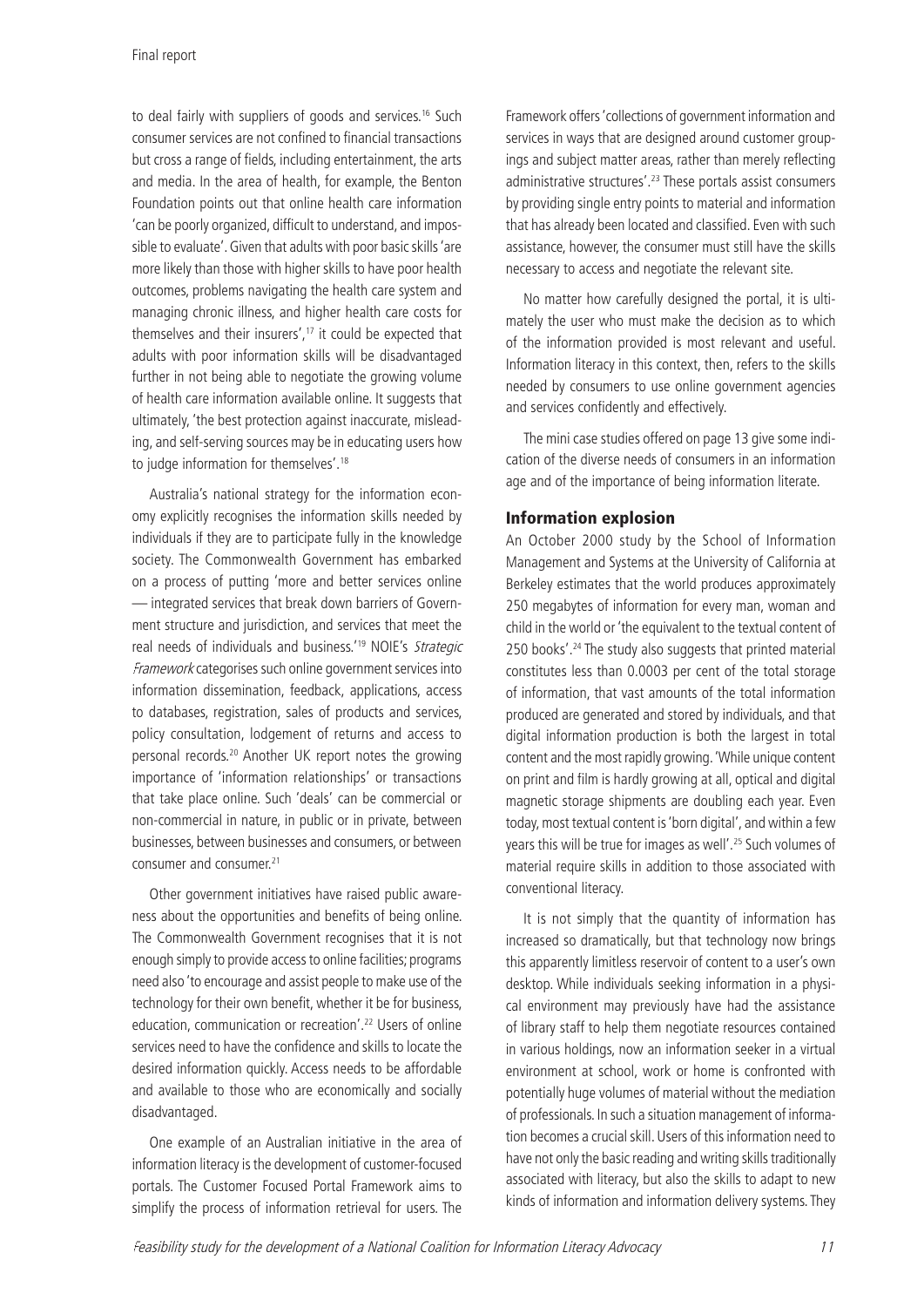to deal fairly with suppliers of goods and services.[16] Such consumer services are not confined to financial transactions but cross a range of fields, including entertainment, the arts and media. In the area of health, for example, the Benton Foundation points out that online health care information 'can be poorly organized, difficult to understand, and impossible to evaluate'. Given that adults with poor basic skills 'are more likely than those with higher skills to have poor health outcomes, problems navigating the health care system and managing chronic illness, and higher health care costs for themselves and their insurers',[17] it could be expected that adults with poor information skills will be disadvantaged further in not being able to negotiate the growing volume of health care information available online. It suggests that ultimately, 'the best protection against inaccurate, misleading, and self-serving sources may be in educating users how to judge information for themselves'.[18]

Australia's national strategy for the information economy explicitly recognises the information skills needed by individuals if they are to participate fully in the knowledge society. The Commonwealth Government has embarked on a process of putting 'more and better services online — integrated services that break down barriers of Government structure and jurisdiction, and services that meet the real needs of individuals and business.'[19] NOIE's *Strategic Framework* categorises such online government services into information dissemination, feedback, applications, access to databases, registration, sales of products and services, policy consultation, lodgement of returns and access to personal records.[20] Another UK report notes the growing importance of 'information relationships' or transactions that take place online. Such 'deals' can be commercial or non-commercial in nature, in public or in private, between businesses, between businesses and consumers, or between consumer and consumer.[21]

Other government initiatives have raised public awareness about the opportunities and benefits of being online. The Commonwealth Government recognises that it is not enough simply to provide access to online facilities; programs need also 'to encourage and assist people to make use of the technology for their own benefit, whether it be for business, education, communication or recreation'.[22] Users of online services need to have the confidence and skills to locate the desired information quickly. Access needs to be affordable and available to those who are economically and socially disadvantaged.

One example of an Australian initiative in the area of information literacy is the development of customer-focused portals. The Customer Focused Portal Framework aims to simplify the process of information retrieval for users. The Framework offers 'collections of government information and services in ways that are designed around customer groupings and subject matter areas, rather than merely reflecting administrative structures'.[23] These portals assist consumers by providing single entry points to material and information that has already been located and classified. Even with such assistance, however, the consumer must still have the skills necessary to access and negotiate the relevant site.

No matter how carefully designed the portal, it is ultimately the user who must make the decision as to which of the information provided is most relevant and useful. Information literacy in this context, then, refers to the skills needed by consumers to use online government agencies and services confidently and effectively.

The mini case studies offered on page 13 give some indication of the diverse needs of consumers in an information age and of the importance of being information literate.

## Information explosion

An October 2000 study by the School of Information Management and Systems at the University of California at Berkeley estimates that the world produces approximately 250 megabytes of information for every man, woman and child in the world or 'the equivalent to the textual content of 250 books'.[24] The study also suggests that printed material constitutes less than 0.0003 per cent of the total storage of information, that vast amounts of the total information produced are generated and stored by individuals, and that digital information production is both the largest in total content and the most rapidly growing. 'While unique content on print and film is hardly growing at all, optical and digital magnetic storage shipments are doubling each year. Even today, most textual content is 'born digital', and within a few years this will be true for images as well'.[25] Such volumes of material require skills in addition to those associated with conventional literacy.

It is not simply that the quantity of information has increased so dramatically, but that technology now brings this apparently limitless reservoir of content to a user's own desktop. While individuals seeking information in a physical environment may previously have had the assistance of library staff to help them negotiate resources contained in various holdings, now an information seeker in a virtual environment at school, work or home is confronted with potentially huge volumes of material without the mediation of professionals. In such a situation management of information becomes a crucial skill. Users of this information need to have not only the basic reading and writing skills traditionally associated with literacy, but also the skills to adapt to new kinds of information and information delivery systems. They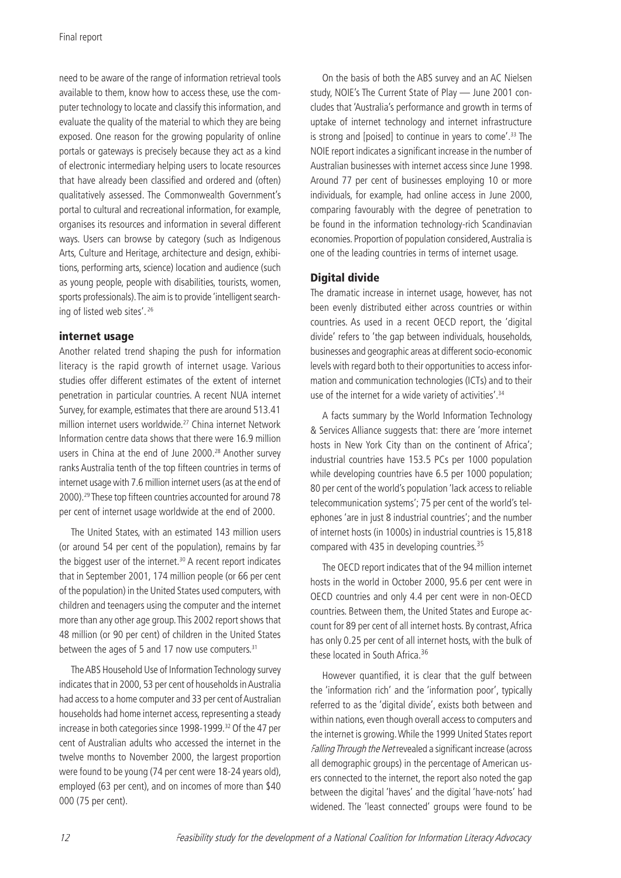need to be aware of the range of information retrieval tools available to them, know how to access these, use the computer technology to locate and classify this information, and evaluate the quality of the material to which they are being exposed. One reason for the growing popularity of online portals or gateways is precisely because they act as a kind of electronic intermediary helping users to locate resources that have already been classified and ordered and (often) qualitatively assessed. The Commonwealth Government's portal to cultural and recreational information, for example, organises its resources and information in several different ways. Users can browse by category (such as Indigenous Arts, Culture and Heritage, architecture and design, exhibitions, performing arts, science) location and audience (such as young people, people with disabilities, tourists, women, sports professionals). The aim is to provide 'intelligent searching of listed web sites'. [26]

## internet usage

Another related trend shaping the push for information literacy is the rapid growth of internet usage. Various studies offer different estimates of the extent of internet penetration in particular countries. A recent NUA internet Survey, for example, estimates that there are around 513.41 million internet users worldwide.[27] China internet Network Information centre data shows that there were 16.9 million users in China at the end of June 2000.[28] Another survey ranks Australia tenth of the top fifteen countries in terms of internet usage with 7.6 million internet users (as at the end of 2000).[29] These top fifteen countries accounted for around 78 per cent of internet usage worldwide at the end of 2000.

The United States, with an estimated 143 million users (or around 54 per cent of the population), remains by far the biggest user of the internet.[30] A recent report indicates that in September 2001, 174 million people (or 66 per cent of the population) in the United States used computers, with children and teenagers using the computer and the internet more than any other age group. This 2002 report shows that 48 million (or 90 per cent) of children in the United States between the ages of 5 and 17 now use computers.[31]

The ABS Household Use of Information Technology survey indicates that in 2000, 53 per cent of households in Australia had access to a home computer and 33 per cent of Australian households had home internet access, representing a steady increase in both categories since 1998-1999.[32] Of the 47 per cent of Australian adults who accessed the internet in the twelve months to November 2000, the largest proportion were found to be young (74 per cent were 18-24 years old), employed (63 per cent), and on incomes of more than $40 000 (75 per cent).

On the basis of both the ABS survey and an AC Nielsen study, NOIE's The Current State of Play — June 2001 concludes that 'Australia's performance and growth in terms of uptake of internet technology and internet infrastructure is strong and [poised] to continue in years to come'.[33] The NOIE report indicates a significant increase in the number of Australian businesses with internet access since June 1998. Around 77 per cent of businesses employing 10 or more individuals, for example, had online access in June 2000, comparing favourably with the degree of penetration to be found in the information technology-rich Scandinavian economies. Proportion of population considered, Australia is one of the leading countries in terms of internet usage.

## Digital divide

The dramatic increase in internet usage, however, has not been evenly distributed either across countries or within countries. As used in a recent OECD report, the 'digital divide' refers to 'the gap between individuals, households, businesses and geographic areas at different socio-economic levels with regard both to their opportunities to access information and communication technologies (ICTs) and to their use of the internet for a wide variety of activities'.[34]

A facts summary by the World Information Technology & Services Alliance suggests that: there are 'more internet hosts in New York City than on the continent of Africa'; industrial countries have 153.5 PCs per 1000 population while developing countries have 6.5 per 1000 population; 80 per cent of the world's population 'lack access to reliable telecommunication systems'; 75 per cent of the world's telephones 'are in just 8 industrial countries'; and the number of internet hosts (in 1000s) in industrial countries is 15,818 compared with 435 in developing countries.[35]

The OECD report indicates that of the 94 million internet hosts in the world in October 2000, 95.6 per cent were in OECD countries and only 4.4 per cent were in non-OECD countries. Between them, the United States and Europe account for 89 per cent of all internet hosts. By contrast, Africa has only 0.25 per cent of all internet hosts, with the bulk of these located in South Africa.[36]

However quantified, it is clear that the gulf between the 'information rich' and the 'information poor', typically referred to as the 'digital divide', exists both between and within nations, even though overall access to computers and the internet is growing. While the 1999 United States report *Falling Through the Net* revealed a significant increase (across all demographic groups) in the percentage of American users connected to the internet, the report also noted the gap between the digital 'haves' and the digital 'have-nots' had widened. The 'least connected' groups were found to be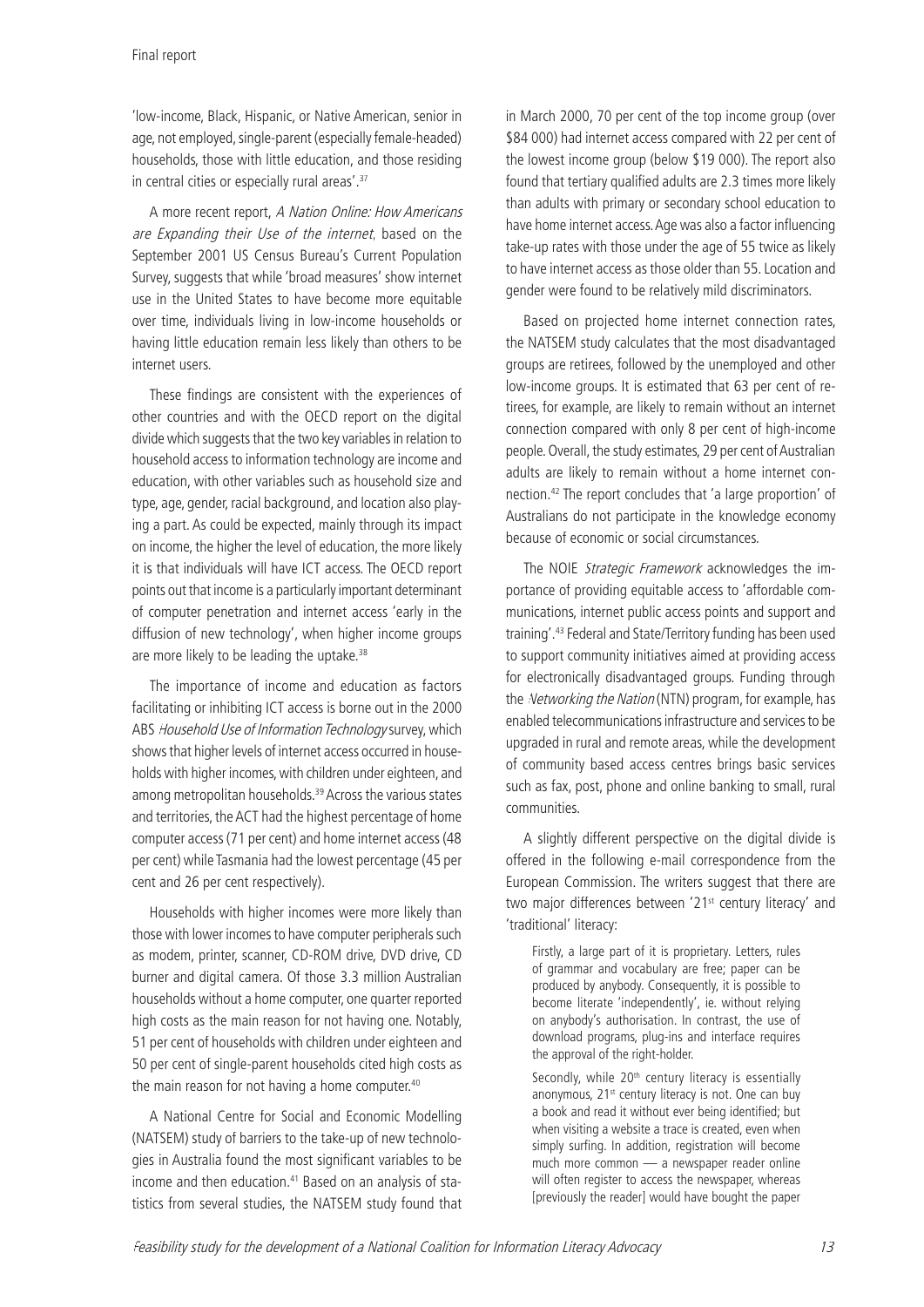'low-income, Black, Hispanic, or Native American, senior in age, not employed, single-parent (especially female-headed) households, those with little education, and those residing in central cities or especially rural areas'.[37]

A more recent report, *A Nation Online: How Americans are Expanding their Use of the internet*, based on the September 2001 US Census Bureau's Current Population Survey, suggests that while 'broad measures' show internet use in the United States to have become more equitable over time, individuals living in low-income households or having little education remain less likely than others to be internet users.

These findings are consistent with the experiences of other countries and with the OECD report on the digital divide which suggests that the two key variables in relation to household access to information technology are income and education, with other variables such as household size and type, age, gender, racial background, and location also playing a part. As could be expected, mainly through its impact on income, the higher the level of education, the more likely it is that individuals will have ICT access. The OECD report points out that income is a particularly important determinant of computer penetration and internet access 'early in the diffusion of new technology', when higher income groups are more likely to be leading the uptake.[38]

The importance of income and education as factors facilitating or inhibiting ICT access is borne out in the 2000 ABS *Household Use of Information Technology* survey, which shows that higher levels of internet access occurred in households with higher incomes, with children under eighteen, and among metropolitan households.[39] Across the various states and territories, the ACT had the highest percentage of home computer access (71 per cent) and home internet access (48 per cent) while Tasmania had the lowest percentage (45 per cent and 26 per cent respectively).

Households with higher incomes were more likely than those with lower incomes to have computer peripherals such as modem, printer, scanner, CD-ROM drive, DVD drive, CD burner and digital camera. Of those 3.3 million Australian households without a home computer, one quarter reported high costs as the main reason for not having one. Notably, 51 per cent of households with children under eighteen and 50 per cent of single-parent households cited high costs as the main reason for not having a home computer.[40]

A National Centre for Social and Economic Modelling (NATSEM) study of barriers to the take-up of new technologies in Australia found the most significant variables to be income and then education.[41] Based on an analysis of statistics from several studies, the NATSEM study found that in March 2000, 70 per cent of the top income group (over \$84 000) had internet access compared with 22 per cent of the lowest income group (below \$19 000). The report also found that tertiary qualified adults are 2.3 times more likely than adults with primary or secondary school education to have home internet access. Age was also a factor influencing take-up rates with those under the age of 55 twice as likely to have internet access as those older than 55. Location and gender were found to be relatively mild discriminators.

Based on projected home internet connection rates, the NATSEM study calculates that the most disadvantaged groups are retirees, followed by the unemployed and other low-income groups. It is estimated that 63 per cent of retirees, for example, are likely to remain without an internet connection compared with only 8 per cent of high-income people. Overall, the study estimates, 29 per cent of Australian adults are likely to remain without a home internet connection.[42] The report concludes that 'a large proportion' of Australians do not participate in the knowledge economy because of economic or social circumstances.

The NOIE *Strategic Framework* acknowledges the importance of providing equitable access to 'affordable communications, internet public access points and support and training'.[43] Federal and State/Territory funding has been used to support community initiatives aimed at providing access for electronically disadvantaged groups. Funding through the *Networking the Nation* (NTN) program, for example, has enabled telecommunications infrastructure and services to be upgraded in rural and remote areas, while the development of community based access centres brings basic services such as fax, post, phone and online banking to small, rural communities.

A slightly different perspective on the digital divide is offered in the following e-mail correspondence from the European Commission. The writers suggest that there are two major differences between '21st century literacy' and 'traditional' literacy:

> Firstly, a large part of it is proprietary. Letters, rules of grammar and vocabulary are free; paper can be produced by anybody. Consequently, it is possible to become literate 'independently', ie. without relying on anybody's authorisation. In contrast, the use of download programs, plug-ins and interface requires the approval of the right-holder.
>
> Secondly, while 20th century literacy is essentially anonymous, 21st century literacy is not. One can buy a book and read it without ever being identified; but when visiting a website a trace is created, even when simply surfing. In addition, registration will become much more common — a newspaper reader online will often register to access the newspaper, whereas [previously the reader] would have bought the paper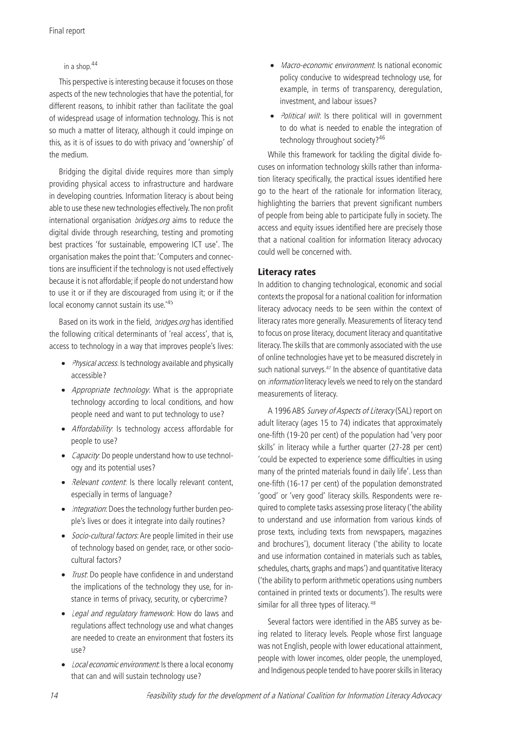in a shop.[44]

This perspective is interesting because it focuses on those aspects of the new technologies that have the potential, for different reasons, to inhibit rather than facilitate the goal of widespread usage of information technology. This is not so much a matter of literacy, although it could impinge on this, as it is of issues to do with privacy and 'ownership' of the medium.

Bridging the digital divide requires more than simply providing physical access to infrastructure and hardware in developing countries. Information literacy is about being able to use these new technologies effectively. The non profit international organisation *bridges.org* aims to reduce the digital divide through researching, testing and promoting best practices 'for sustainable, empowering ICT use'. The organisation makes the point that: 'Computers and connections are insufficient if the technology is not used effectively because it is not affordable; if people do not understand how to use it or if they are discouraged from using it; or if the local economy cannot sustain its use.'[45]

Based on its work in the field, *bridges.org* has identified the following critical determinants of 'real access', that is, access to technology in a way that improves people's lives:

- *Physical access*: Is technology available and physically accessible?
- *Appropriate technology*: What is the appropriate technology according to local conditions, and how people need and want to put technology to use?
- *Affordability*: Is technology access affordable for people to use?
- *Capacity*: Do people understand how to use technology and its potential uses?
- *Relevant content*: Is there locally relevant content, especially in terms of language?
- *Integration*: Does the technology further burden people's lives or does it integrate into daily routines?
- *Socio-cultural factors*: Are people limited in their use of technology based on gender, race, or other socio-cultural factors?
- *Trust*: Do people have confidence in and understand the implications of the technology they use, for instance in terms of privacy, security, or cybercrime?
- *Legal and regulatory framework*: How do laws and regulations affect technology use and what changes are needed to create an environment that fosters its use?
- *Local economic environment*: Is there a local economy that can and will sustain technology use?
- *Macro-economic environment*: Is national economic policy conducive to widespread technology use, for example, in terms of transparency, deregulation, investment, and labour issues?
- *Political will*: Is there political will in government to do what is needed to enable the integration of technology throughout society?[46]

While this framework for tackling the digital divide focuses on information technology skills rather than information literacy specifically, the practical issues identified here go to the heart of the rationale for information literacy, highlighting the barriers that prevent significant numbers of people from being able to participate fully in society. The access and equity issues identified here are precisely those that a national coalition for information literacy advocacy could well be concerned with.

## Literacy rates

In addition to changing technological, economic and social contexts the proposal for a national coalition for information literacy advocacy needs to be seen within the context of literacy rates more generally. Measurements of literacy tend to focus on prose literacy, document literacy and quantitative literacy. The skills that are commonly associated with the use of online technologies have yet to be measured discretely in such national surveys.[47] In the absence of quantitative data on *information* literacy levels we need to rely on the standard measurements of literacy.

A 1996 ABS *Survey of Aspects of Literacy* (SAL) report on adult literacy (ages 15 to 74) indicates that approximately one-fifth (19-20 per cent) of the population had 'very poor skills' in literacy while a further quarter (27-28 per cent) 'could be expected to experience some difficulties in using many of the printed materials found in daily life'. Less than one-fifth (16-17 per cent) of the population demonstrated 'good' or 'very good' literacy skills. Respondents were required to complete tasks assessing prose literacy ('the ability to understand and use information from various kinds of prose texts, including texts from newspapers, magazines and brochures'), document literacy ('the ability to locate and use information contained in materials such as tables, schedules, charts, graphs and maps') and quantitative literacy ('the ability to perform arithmetic operations using numbers contained in printed texts or documents'). The results were similar for all three types of literacy.[48]

Several factors were identified in the ABS survey as being related to literacy levels. People whose first language was not English, people with lower educational attainment, people with lower incomes, older people, the unemployed, and Indigenous people tended to have poorer skills in literacy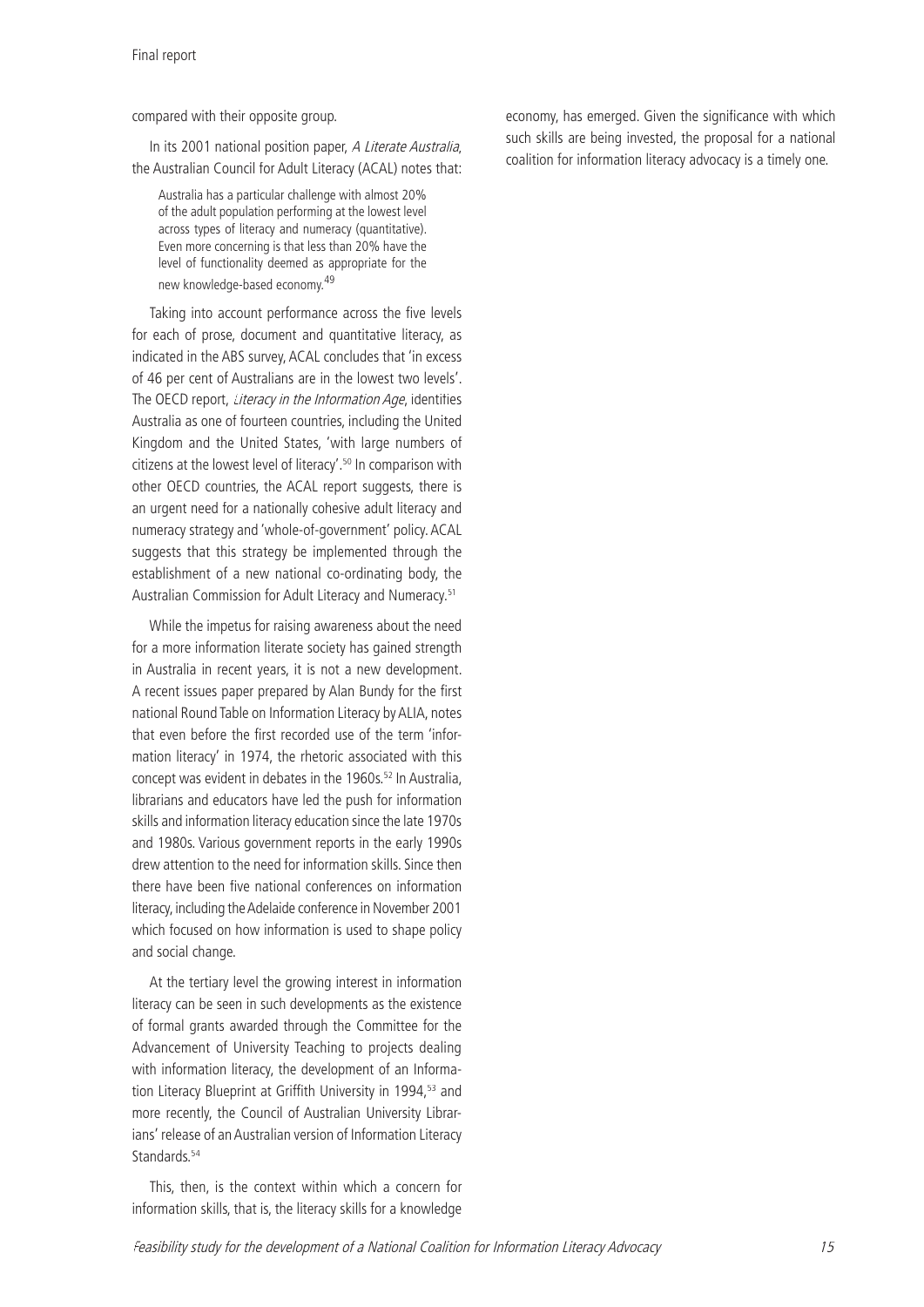compared with their opposite group.

In its 2001 national position paper, *A Literate Australia*, the Australian Council for Adult Literacy (ACAL) notes that:

> Australia has a particular challenge with almost 20% of the adult population performing at the lowest level across types of literacy and numeracy (quantitative). Even more concerning is that less than 20% have the level of functionality deemed as appropriate for the new knowledge-based economy.[49]

Taking into account performance across the five levels for each of prose, document and quantitative literacy, as indicated in the ABS survey, ACAL concludes that 'in excess of 46 per cent of Australians are in the lowest two levels'. The OECD report, *Literacy in the Information Age*, identifies Australia as one of fourteen countries, including the United Kingdom and the United States, 'with large numbers of citizens at the lowest level of literacy'.[50] In comparison with other OECD countries, the ACAL report suggests, there is an urgent need for a nationally cohesive adult literacy and numeracy strategy and 'whole-of-government' policy. ACAL suggests that this strategy be implemented through the establishment of a new national co-ordinating body, the Australian Commission for Adult Literacy and Numeracy.[51]

While the impetus for raising awareness about the need for a more information literate society has gained strength in Australia in recent years, it is not a new development. A recent issues paper prepared by Alan Bundy for the first national Round Table on Information Literacy by ALIA, notes that even before the first recorded use of the term 'information literacy' in 1974, the rhetoric associated with this concept was evident in debates in the 1960s.[52] In Australia, librarians and educators have led the push for information skills and information literacy education since the late 1970s and 1980s. Various government reports in the early 1990s drew attention to the need for information skills. Since then there have been five national conferences on information literacy, including the Adelaide conference in November 2001 which focused on how information is used to shape policy and social change.

At the tertiary level the growing interest in information literacy can be seen in such developments as the existence of formal grants awarded through the Committee for the Advancement of University Teaching to projects dealing with information literacy, the development of an Information Literacy Blueprint at Griffith University in 1994,[53] and more recently, the Council of Australian University Librarians' release of an Australian version of Information Literacy Standards.[54]

This, then, is the context within which a concern for information skills, that is, the literacy skills for a knowledge economy, has emerged. Given the significance with which such skills are being invested, the proposal for a national coalition for information literacy advocacy is a timely one.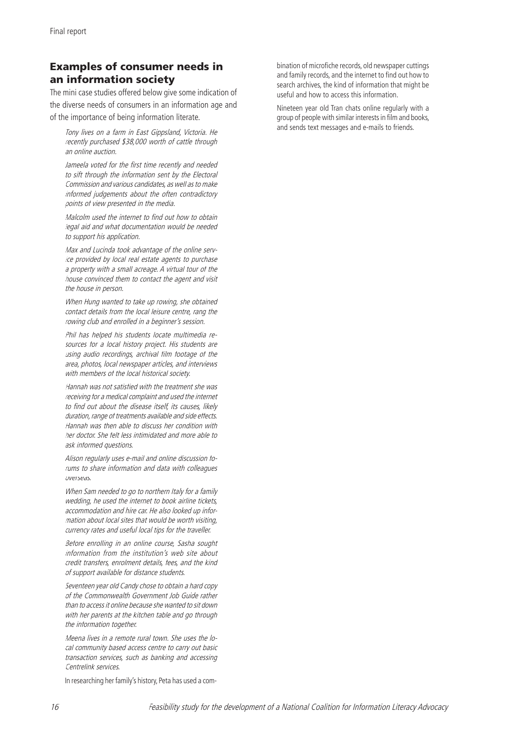## Examples of consumer needs in an information society

The mini case studies offered below give some indication of the diverse needs of consumers in an information age and of the importance of being information literate.

*Tony lives on a farm in East Gippsland, Victoria. He recently purchased $38,000 worth of cattle through an online auction.*

*Jameela voted for the first time recently and needed to sift through the information sent by the Electoral Commission and various candidates, as well as to make informed judgements about the often contradictory points of view presented in the media.*

*Malcolm used the internet to find out how to obtain legal aid and what documentation would be needed to support his application.*

*Max and Lucinda took advantage of the online service provided by local real estate agents to purchase a property with a small acreage. A virtual tour of the house convinced them to contact the agent and visit the house in person.*

*When Hung wanted to take up rowing, she obtained contact details from the local leisure centre, rang the rowing club and enrolled in a beginner's session.*

*Phil has helped his students locate multimedia resources for a local history project. His students are using audio recordings, archival film footage of the area, photos, local newspaper articles, and interviews with members of the local historical society.*

*Hannah was not satisfied with the treatment she was receiving for a medical complaint and used the internet to find out about the disease itself, its causes, likely duration, range of treatments available and side effects. Hannah was then able to discuss her condition with her doctor. She felt less intimidated and more able to ask informed questions.*

*Alison regularly uses e-mail and online discussion forums to share information and data with colleagues overseas.*

*When Sam needed to go to northern Italy for a family wedding, he used the internet to book airline tickets, accommodation and hire car. He also looked up information about local sites that would be worth visiting, currency rates and useful local tips for the traveller.*

*Before enrolling in an online course, Sasha sought information from the institution's web site about credit transfers, enrolment details, fees, and the kind of support available for distance students.*

*Seventeen year old Candy chose to obtain a hard copy of the Commonwealth Government Job Guide rather than to access it online because she wanted to sit down with her parents at the kitchen table and go through the information together.*

*Meena lives in a remote rural town. She uses the local community based access centre to carry out basic transaction services, such as banking and accessing Centrelink services.*

In researching her family's history, Peta has used a combination of microfiche records, old newspaper cuttings and family records, and the internet to find out how to search archives, the kind of information that might be useful and how to access this information.

Nineteen year old Tran chats online regularly with a group of people with similar interests in film and books, and sends text messages and e-mails to friends.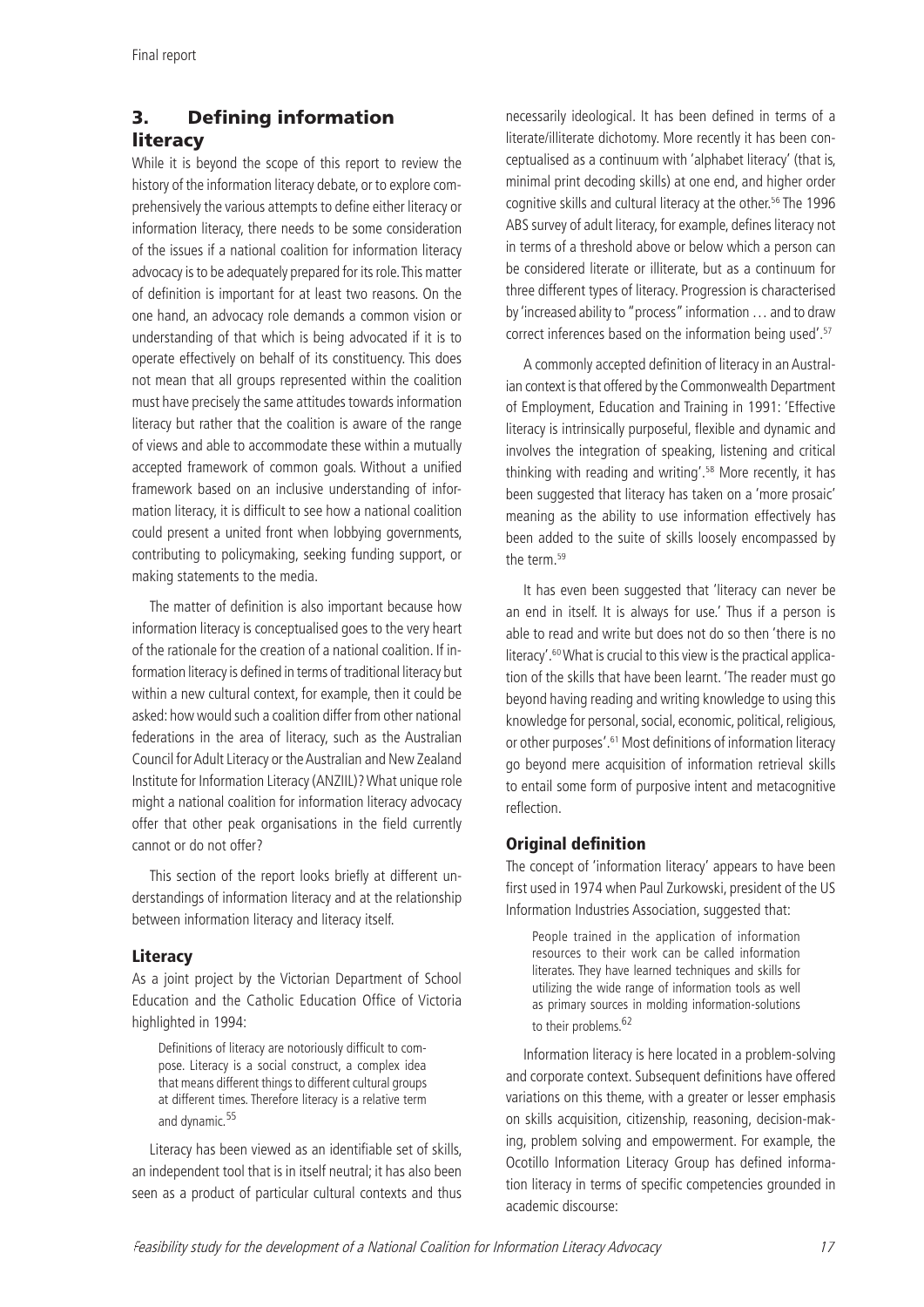## 3. Defining information literacy

While it is beyond the scope of this report to review the history of the information literacy debate, or to explore comprehensively the various attempts to define either literacy or information literacy, there needs to be some consideration of the issues if a national coalition for information literacy advocacy is to be adequately prepared for its role. This matter of definition is important for at least two reasons. On the one hand, an advocacy role demands a common vision or understanding of that which is being advocated if it is to operate effectively on behalf of its constituency. This does not mean that all groups represented within the coalition must have precisely the same attitudes towards information literacy but rather that the coalition is aware of the range of views and able to accommodate these within a mutually accepted framework of common goals. Without a unified framework based on an inclusive understanding of information literacy, it is difficult to see how a national coalition could present a united front when lobbying governments, contributing to policymaking, seeking funding support, or making statements to the media.

The matter of definition is also important because how information literacy is conceptualised goes to the very heart of the rationale for the creation of a national coalition. If information literacy is defined in terms of traditional literacy but within a new cultural context, for example, then it could be asked: how would such a coalition differ from other national federations in the area of literacy, such as the Australian Council for Adult Literacy or the Australian and New Zealand Institute for Information Literacy (ANZIIL)? What unique role might a national coalition for information literacy advocacy offer that other peak organisations in the field currently cannot or do not offer?

This section of the report looks briefly at different understandings of information literacy and at the relationship between information literacy and literacy itself.

### Literacy

As a joint project by the Victorian Department of School Education and the Catholic Education Office of Victoria highlighted in 1994:

> Definitions of literacy are notoriously difficult to compose. Literacy is a social construct, a complex idea that means different things to different cultural groups at different times. Therefore literacy is a relative term and dynamic.[55]

Literacy has been viewed as an identifiable set of skills, an independent tool that is in itself neutral; it has also been seen as a product of particular cultural contexts and thus necessarily ideological. It has been defined in terms of a literate/illiterate dichotomy. More recently it has been conceptualised as a continuum with 'alphabet literacy' (that is, minimal print decoding skills) at one end, and higher order cognitive skills and cultural literacy at the other.[56] The 1996 ABS survey of adult literacy, for example, defines literacy not in terms of a threshold above or below which a person can be considered literate or illiterate, but as a continuum for three different types of literacy. Progression is characterised by 'increased ability to "process" information … and to draw correct inferences based on the information being used'.[57]

A commonly accepted definition of literacy in an Australian context is that offered by the Commonwealth Department of Employment, Education and Training in 1991: 'Effective literacy is intrinsically purposeful, flexible and dynamic and involves the integration of speaking, listening and critical thinking with reading and writing'.[58] More recently, it has been suggested that literacy has taken on a 'more prosaic' meaning as the ability to use information effectively has been added to the suite of skills loosely encompassed by the term.[59]

It has even been suggested that 'literacy can never be an end in itself. It is always for use.' Thus if a person is able to read and write but does not do so then 'there is no literacy'.[60] What is crucial to this view is the practical application of the skills that have been learnt. 'The reader must go beyond having reading and writing knowledge to using this knowledge for personal, social, economic, political, religious, or other purposes'.[61] Most definitions of information literacy go beyond mere acquisition of information retrieval skills to entail some form of purposive intent and metacognitive reflection.

### Original definition

The concept of 'information literacy' appears to have been first used in 1974 when Paul Zurkowski, president of the US Information Industries Association, suggested that:

> People trained in the application of information resources to their work can be called information literates. They have learned techniques and skills for utilizing the wide range of information tools as well as primary sources in molding information-solutions to their problems.[62]

Information literacy is here located in a problem-solving and corporate context. Subsequent definitions have offered variations on this theme, with a greater or lesser emphasis on skills acquisition, citizenship, reasoning, decision-making, problem solving and empowerment. For example, the Ocotillo Information Literacy Group has defined information literacy in terms of specific competencies grounded in academic discourse: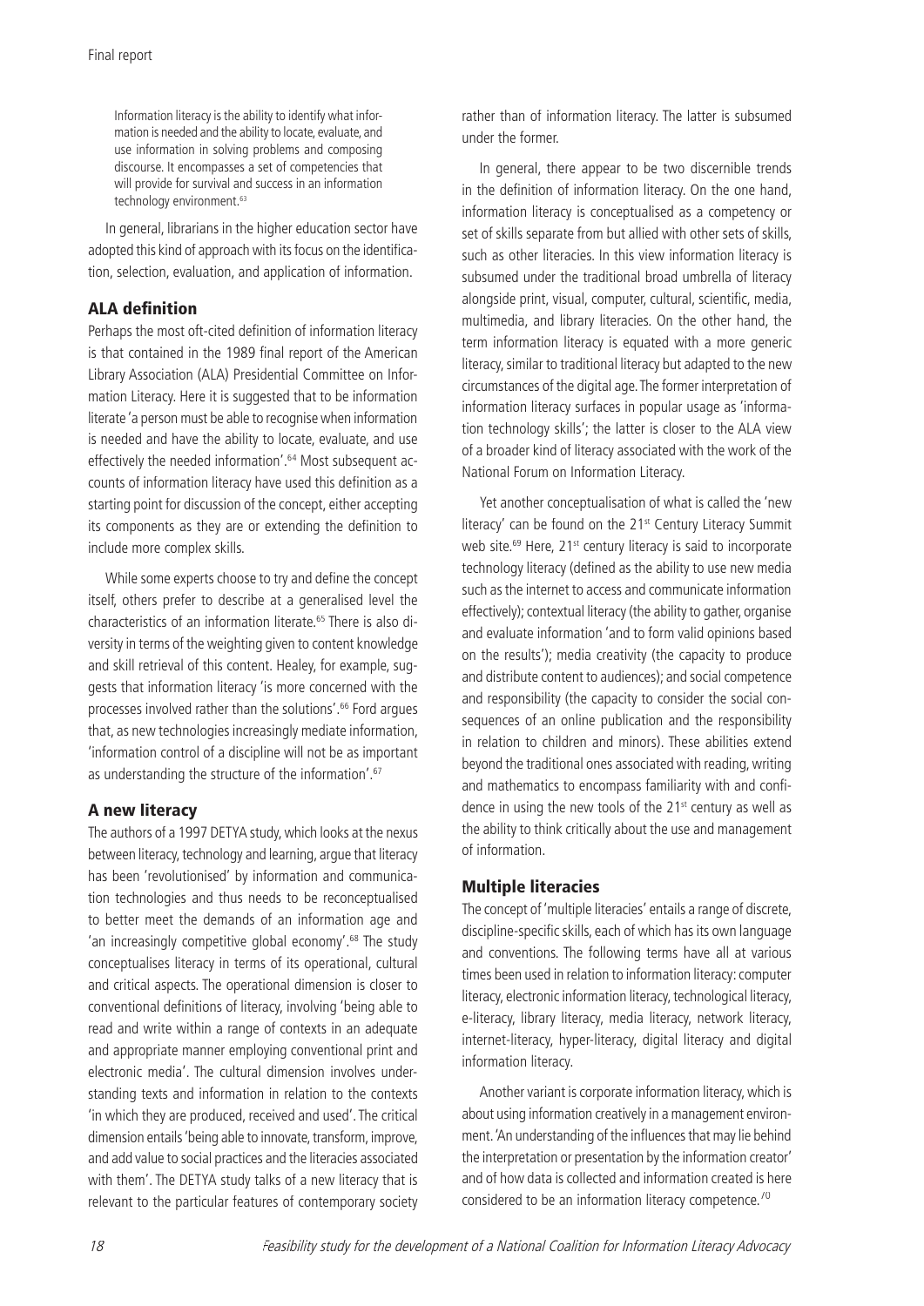> Information literacy is the ability to identify what information is needed and the ability to locate, evaluate, and use information in solving problems and composing discourse. It encompasses a set of competencies that will provide for survival and success in an information technology environment.[63]

In general, librarians in the higher education sector have adopted this kind of approach with its focus on the identification, selection, evaluation, and application of information.

## ALA definition

Perhaps the most oft-cited definition of information literacy is that contained in the 1989 final report of the American Library Association (ALA) Presidential Committee on Information Literacy. Here it is suggested that to be information literate 'a person must be able to recognise when information is needed and have the ability to locate, evaluate, and use effectively the needed information'.[64] Most subsequent accounts of information literacy have used this definition as a starting point for discussion of the concept, either accepting its components as they are or extending the definition to include more complex skills.

While some experts choose to try and define the concept itself, others prefer to describe at a generalised level the characteristics of an information literate.[65] There is also diversity in terms of the weighting given to content knowledge and skill retrieval of this content. Healey, for example, suggests that information literacy 'is more concerned with the processes involved rather than the solutions'.[66] Ford argues that, as new technologies increasingly mediate information, 'information control of a discipline will not be as important as understanding the structure of the information'.[67]

## A new literacy

The authors of a 1997 DETYA study, which looks at the nexus between literacy, technology and learning, argue that literacy has been 'revolutionised' by information and communication technologies and thus needs to be reconceptualised to better meet the demands of an information age and 'an increasingly competitive global economy'.[68] The study conceptualises literacy in terms of its operational, cultural and critical aspects. The operational dimension is closer to conventional definitions of literacy, involving 'being able to read and write within a range of contexts in an adequate and appropriate manner employing conventional print and electronic media'. The cultural dimension involves understanding texts and information in relation to the contexts 'in which they are produced, received and used'. The critical dimension entails 'being able to innovate, transform, improve, and add value to social practices and the literacies associated with them'. The DETYA study talks of a new literacy that is relevant to the particular features of contemporary society rather than of information literacy. The latter is subsumed under the former.

In general, there appear to be two discernible trends in the definition of information literacy. On the one hand, information literacy is conceptualised as a competency or set of skills separate from but allied with other sets of skills, such as other literacies. In this view information literacy is subsumed under the traditional broad umbrella of literacy alongside print, visual, computer, cultural, scientific, media, multimedia, and library literacies. On the other hand, the term information literacy is equated with a more generic literacy, similar to traditional literacy but adapted to the new circumstances of the digital age. The former interpretation of information literacy surfaces in popular usage as 'information technology skills'; the latter is closer to the ALA view of a broader kind of literacy associated with the work of the National Forum on Information Literacy.

Yet another conceptualisation of what is called the 'new literacy' can be found on the 21st Century Literacy Summit web site.[69] Here, 21st century literacy is said to incorporate technology literacy (defined as the ability to use new media such as the internet to access and communicate information effectively); contextual literacy (the ability to gather, organise and evaluate information 'and to form valid opinions based on the results'); media creativity (the capacity to produce and distribute content to audiences); and social competence and responsibility (the capacity to consider the social consequences of an online publication and the responsibility in relation to children and minors). These abilities extend beyond the traditional ones associated with reading, writing and mathematics to encompass familiarity with and confidence in using the new tools of the 21st century as well as the ability to think critically about the use and management of information.

## Multiple literacies

The concept of 'multiple literacies' entails a range of discrete, discipline-specific skills, each of which has its own language and conventions. The following terms have all at various times been used in relation to information literacy: computer literacy, electronic information literacy, technological literacy, e-literacy, library literacy, media literacy, network literacy, internet-literacy, hyper-literacy, digital literacy and digital information literacy.

Another variant is corporate information literacy, which is about using information creatively in a management environment. 'An understanding of the influences that may lie behind the interpretation or presentation by the information creator' and of how data is collected and information created is here considered to be an information literacy competence.[70]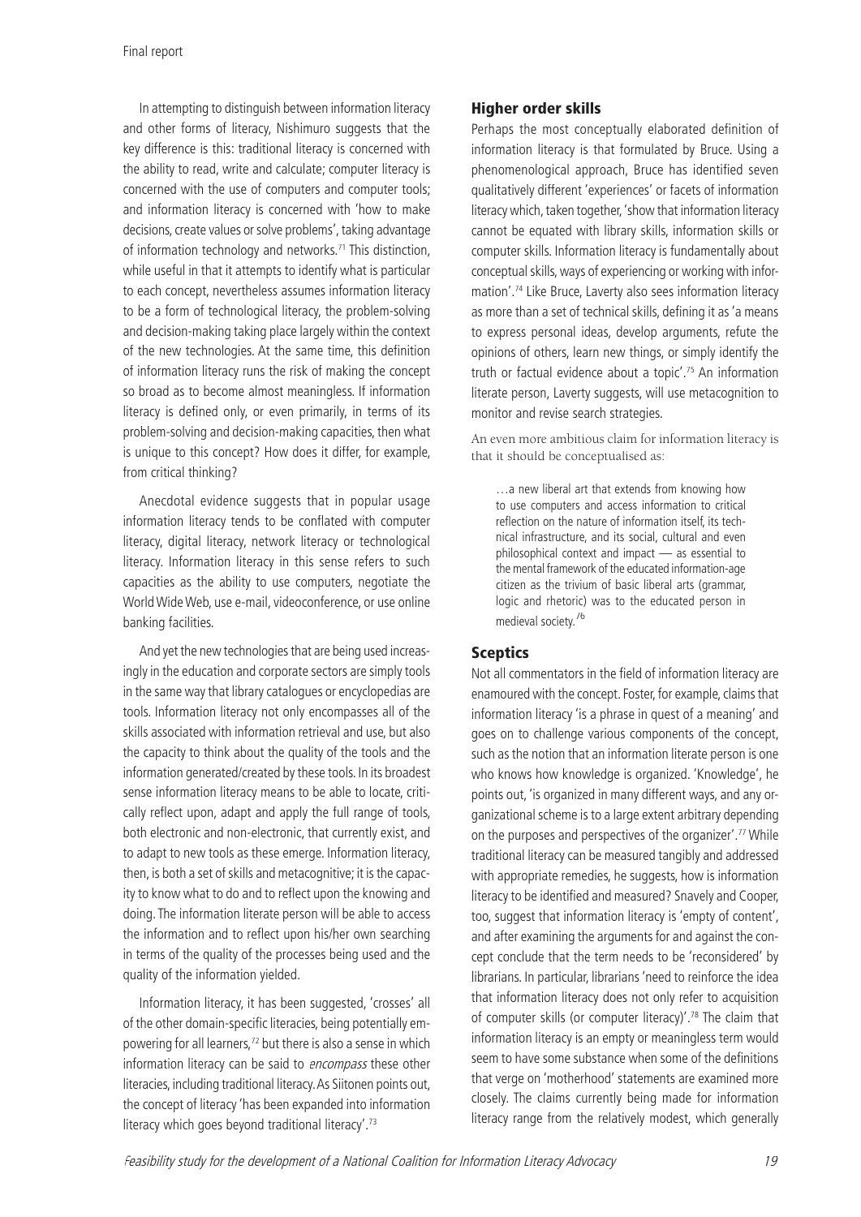In attempting to distinguish between information literacy and other forms of literacy, Nishimuro suggests that the key difference is this: traditional literacy is concerned with the ability to read, write and calculate; computer literacy is concerned with the use of computers and computer tools; and information literacy is concerned with 'how to make decisions, create values or solve problems', taking advantage of information technology and networks.[71] This distinction, while useful in that it attempts to identify what is particular to each concept, nevertheless assumes information literacy to be a form of technological literacy, the problem-solving and decision-making taking place largely within the context of the new technologies. At the same time, this definition of information literacy runs the risk of making the concept so broad as to become almost meaningless. If information literacy is defined only, or even primarily, in terms of its problem-solving and decision-making capacities, then what is unique to this concept? How does it differ, for example, from critical thinking?

Anecdotal evidence suggests that in popular usage information literacy tends to be conflated with computer literacy, digital literacy, network literacy or technological literacy. Information literacy in this sense refers to such capacities as the ability to use computers, negotiate the World Wide Web, use e-mail, videoconference, or use online banking facilities.

And yet the new technologies that are being used increasingly in the education and corporate sectors are simply tools in the same way that library catalogues or encyclopedias are tools. Information literacy not only encompasses all of the skills associated with information retrieval and use, but also the capacity to think about the quality of the tools and the information generated/created by these tools. In its broadest sense information literacy means to be able to locate, critically reflect upon, adapt and apply the full range of tools, both electronic and non-electronic, that currently exist, and to adapt to new tools as these emerge. Information literacy, then, is both a set of skills and metacognitive; it is the capacity to know what to do and to reflect upon the knowing and doing. The information literate person will be able to access the information and to reflect upon his/her own searching in terms of the quality of the processes being used and the quality of the information yielded.

Information literacy, it has been suggested, 'crosses' all of the other domain-specific literacies, being potentially empowering for all learners,[72] but there is also a sense in which information literacy can be said to *encompass* these other literacies, including traditional literacy. As Siitonen points out, the concept of literacy 'has been expanded into information literacy which goes beyond traditional literacy'.[73]

## Higher order skills

Perhaps the most conceptually elaborated definition of information literacy is that formulated by Bruce. Using a phenomenological approach, Bruce has identified seven qualitatively different 'experiences' or facets of information literacy which, taken together, 'show that information literacy cannot be equated with library skills, information skills or computer skills. Information literacy is fundamentally about conceptual skills, ways of experiencing or working with information'.[74] Like Bruce, Laverty also sees information literacy as more than a set of technical skills, defining it as 'a means to express personal ideas, develop arguments, refute the opinions of others, learn new things, or simply identify the truth or factual evidence about a topic'.[75] An information literate person, Laverty suggests, will use metacognition to monitor and revise search strategies.

An even more ambitious claim for information literacy is that it should be conceptualised as:

> …a new liberal art that extends from knowing how to use computers and access information to critical reflection on the nature of information itself, its technical infrastructure, and its social, cultural and even philosophical context and impact — as essential to the mental framework of the educated information-age citizen as the trivium of basic liberal arts (grammar, logic and rhetoric) was to the educated person in medieval society.[76]

## Sceptics

Not all commentators in the field of information literacy are enamoured with the concept. Foster, for example, claims that information literacy 'is a phrase in quest of a meaning' and goes on to challenge various components of the concept, such as the notion that an information literate person is one who knows how knowledge is organized. 'Knowledge', he points out, 'is organized in many different ways, and any organizational scheme is to a large extent arbitrary depending on the purposes and perspectives of the organizer'.[77] While traditional literacy can be measured tangibly and addressed with appropriate remedies, he suggests, how is information literacy to be identified and measured? Snavely and Cooper, too, suggest that information literacy is 'empty of content', and after examining the arguments for and against the concept conclude that the term needs to be 'reconsidered' by librarians. In particular, librarians 'need to reinforce the idea that information literacy does not only refer to acquisition of computer skills (or computer literacy)'.[78] The claim that information literacy is an empty or meaningless term would seem to have some substance when some of the definitions that verge on 'motherhood' statements are examined more closely. The claims currently being made for information literacy range from the relatively modest, which generally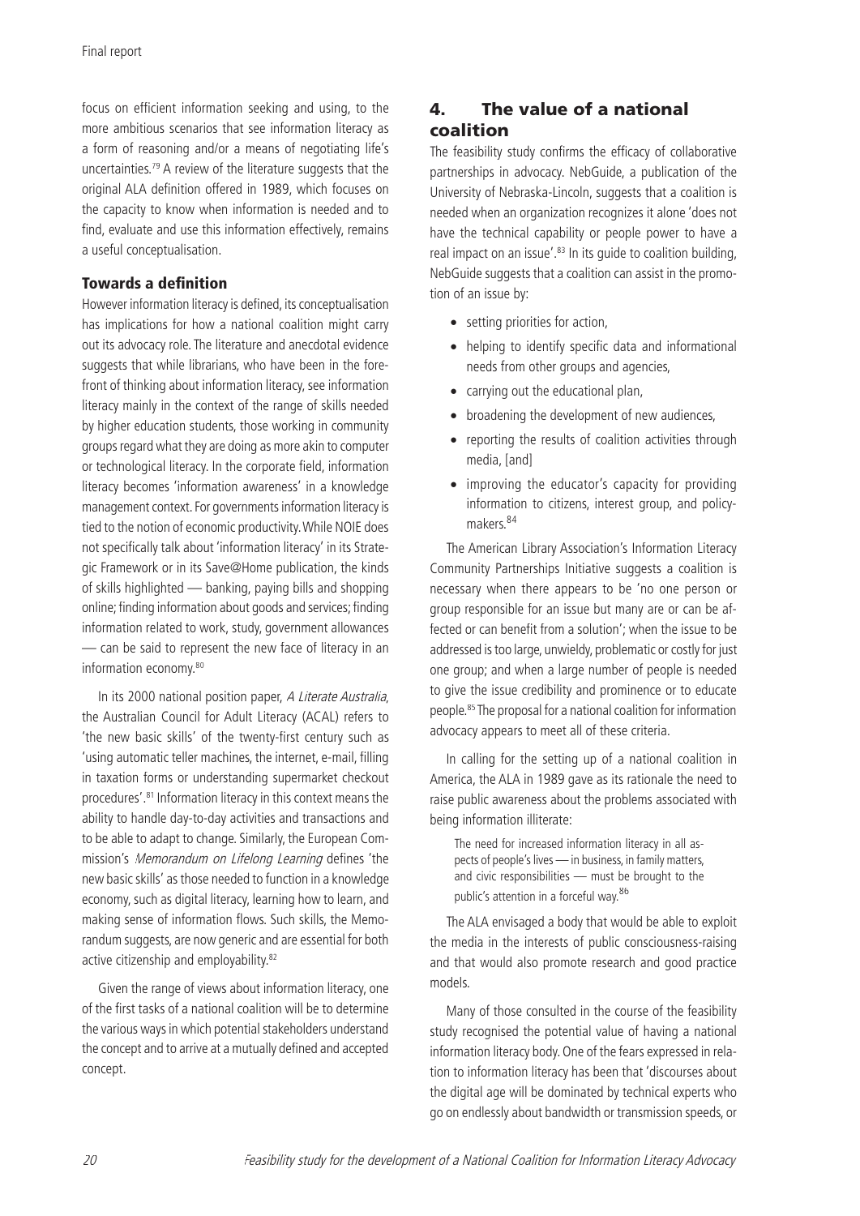focus on efficient information seeking and using, to the more ambitious scenarios that see information literacy as a form of reasoning and/or a means of negotiating life's uncertainties.[79] A review of the literature suggests that the original ALA definition offered in 1989, which focuses on the capacity to know when information is needed and to find, evaluate and use this information effectively, remains a useful conceptualisation.

### Towards a definition

However information literacy is defined, its conceptualisation has implications for how a national coalition might carry out its advocacy role. The literature and anecdotal evidence suggests that while librarians, who have been in the forefront of thinking about information literacy, see information literacy mainly in the context of the range of skills needed by higher education students, those working in community groups regard what they are doing as more akin to computer or technological literacy. In the corporate field, information literacy becomes 'information awareness' in a knowledge management context. For governments information literacy is tied to the notion of economic productivity. While NOIE does not specifically talk about 'information literacy' in its Strategic Framework or in its Save@Home publication, the kinds of skills highlighted — banking, paying bills and shopping online; finding information about goods and services; finding information related to work, study, government allowances — can be said to represent the new face of literacy in an information economy.[80]

In its 2000 national position paper, *A Literate Australia*, the Australian Council for Adult Literacy (ACAL) refers to 'the new basic skills' of the twenty-first century such as 'using automatic teller machines, the internet, e-mail, filling in taxation forms or understanding supermarket checkout procedures'.[81] Information literacy in this context means the ability to handle day-to-day activities and transactions and to be able to adapt to change. Similarly, the European Commission's *Memorandum on Lifelong Learning* defines 'the new basic skills' as those needed to function in a knowledge economy, such as digital literacy, learning how to learn, and making sense of information flows. Such skills, the Memorandum suggests, are now generic and are essential for both active citizenship and employability.[82]

Given the range of views about information literacy, one of the first tasks of a national coalition will be to determine the various ways in which potential stakeholders understand the concept and to arrive at a mutually defined and accepted concept.

## 4. The value of a national coalition

The feasibility study confirms the efficacy of collaborative partnerships in advocacy. NebGuide, a publication of the University of Nebraska-Lincoln, suggests that a coalition is needed when an organization recognizes it alone 'does not have the technical capability or people power to have a real impact on an issue'.[83] In its guide to coalition building, NebGuide suggests that a coalition can assist in the promotion of an issue by:

- setting priorities for action,
- helping to identify specific data and informational needs from other groups and agencies,
- carrying out the educational plan,
- broadening the development of new audiences,
- reporting the results of coalition activities through media, [and]
- improving the educator's capacity for providing information to citizens, interest group, and policy-makers.[84]

The American Library Association's Information Literacy Community Partnerships Initiative suggests a coalition is necessary when there appears to be 'no one person or group responsible for an issue but many are or can be affected or can benefit from a solution'; when the issue to be addressed is too large, unwieldy, problematic or costly for just one group; and when a large number of people is needed to give the issue credibility and prominence or to educate people.[85] The proposal for a national coalition for information advocacy appears to meet all of these criteria.

In calling for the setting up of a national coalition in America, the ALA in 1989 gave as its rationale the need to raise public awareness about the problems associated with being information illiterate:

> The need for increased information literacy in all aspects of people's lives — in business, in family matters, and civic responsibilities — must be brought to the public's attention in a forceful way.[86]

The ALA envisaged a body that would be able to exploit the media in the interests of public consciousness-raising and that would also promote research and good practice models.

Many of those consulted in the course of the feasibility study recognised the potential value of having a national information literacy body. One of the fears expressed in relation to information literacy has been that 'discourses about the digital age will be dominated by technical experts who go on endlessly about bandwidth or transmission speeds, or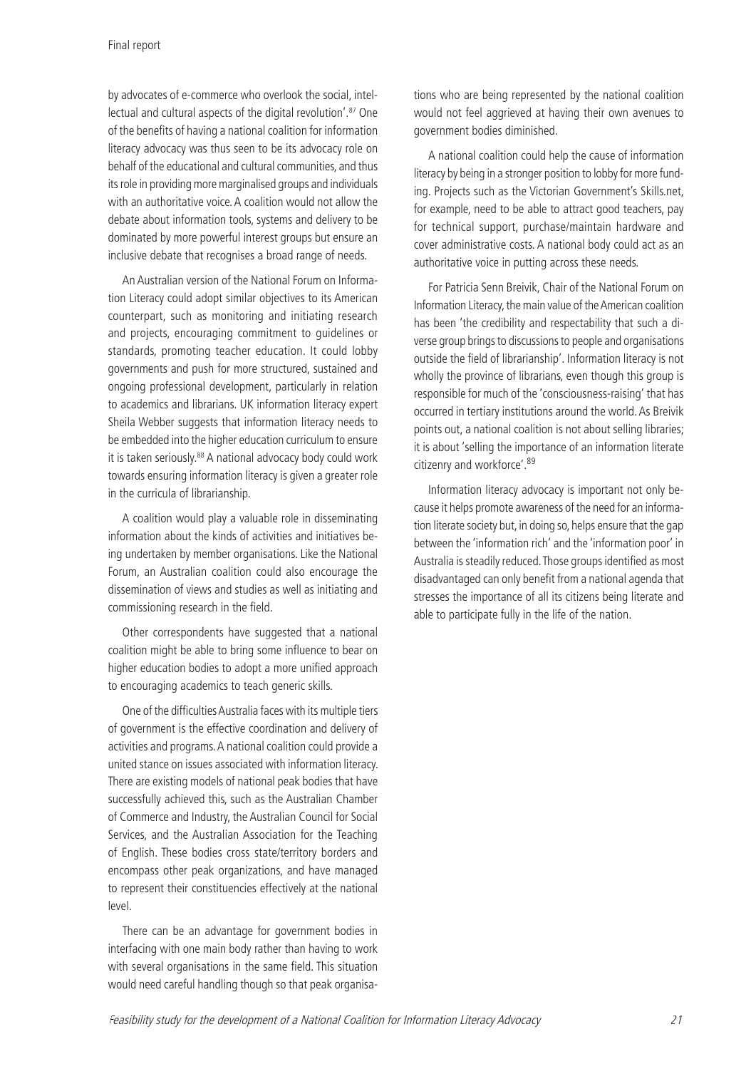by advocates of e-commerce who overlook the social, intellectual and cultural aspects of the digital revolution'.[87] One of the benefits of having a national coalition for information literacy advocacy was thus seen to be its advocacy role on behalf of the educational and cultural communities, and thus its role in providing more marginalised groups and individuals with an authoritative voice. A coalition would not allow the debate about information tools, systems and delivery to be dominated by more powerful interest groups but ensure an inclusive debate that recognises a broad range of needs.

An Australian version of the National Forum on Information Literacy could adopt similar objectives to its American counterpart, such as monitoring and initiating research and projects, encouraging commitment to guidelines or standards, promoting teacher education. It could lobby governments and push for more structured, sustained and ongoing professional development, particularly in relation to academics and librarians. UK information literacy expert Sheila Webber suggests that information literacy needs to be embedded into the higher education curriculum to ensure it is taken seriously.[88] A national advocacy body could work towards ensuring information literacy is given a greater role in the curricula of librarianship.

A coalition would play a valuable role in disseminating information about the kinds of activities and initiatives being undertaken by member organisations. Like the National Forum, an Australian coalition could also encourage the dissemination of views and studies as well as initiating and commissioning research in the field.

Other correspondents have suggested that a national coalition might be able to bring some influence to bear on higher education bodies to adopt a more unified approach to encouraging academics to teach generic skills.

One of the difficulties Australia faces with its multiple tiers of government is the effective coordination and delivery of activities and programs. A national coalition could provide a united stance on issues associated with information literacy. There are existing models of national peak bodies that have successfully achieved this, such as the Australian Chamber of Commerce and Industry, the Australian Council for Social Services, and the Australian Association for the Teaching of English. These bodies cross state/territory borders and encompass other peak organizations, and have managed to represent their constituencies effectively at the national level.

There can be an advantage for government bodies in interfacing with one main body rather than having to work with several organisations in the same field. This situation would need careful handling though so that peak organisations who are being represented by the national coalition would not feel aggrieved at having their own avenues to government bodies diminished.

A national coalition could help the cause of information literacy by being in a stronger position to lobby for more funding. Projects such as the Victorian Government's Skills.net, for example, need to be able to attract good teachers, pay for technical support, purchase/maintain hardware and cover administrative costs. A national body could act as an authoritative voice in putting across these needs.

For Patricia Senn Breivik, Chair of the National Forum on Information Literacy, the main value of the American coalition has been 'the credibility and respectability that such a diverse group brings to discussions to people and organisations outside the field of librarianship'. Information literacy is not wholly the province of librarians, even though this group is responsible for much of the 'consciousness-raising' that has occurred in tertiary institutions around the world. As Breivik points out, a national coalition is not about selling libraries; it is about 'selling the importance of an information literate citizenry and workforce'.[89]

Information literacy advocacy is important not only because it helps promote awareness of the need for an information literate society but, in doing so, helps ensure that the gap between the 'information rich' and the 'information poor' in Australia is steadily reduced. Those groups identified as most disadvantaged can only benefit from a national agenda that stresses the importance of all its citizens being literate and able to participate fully in the life of the nation.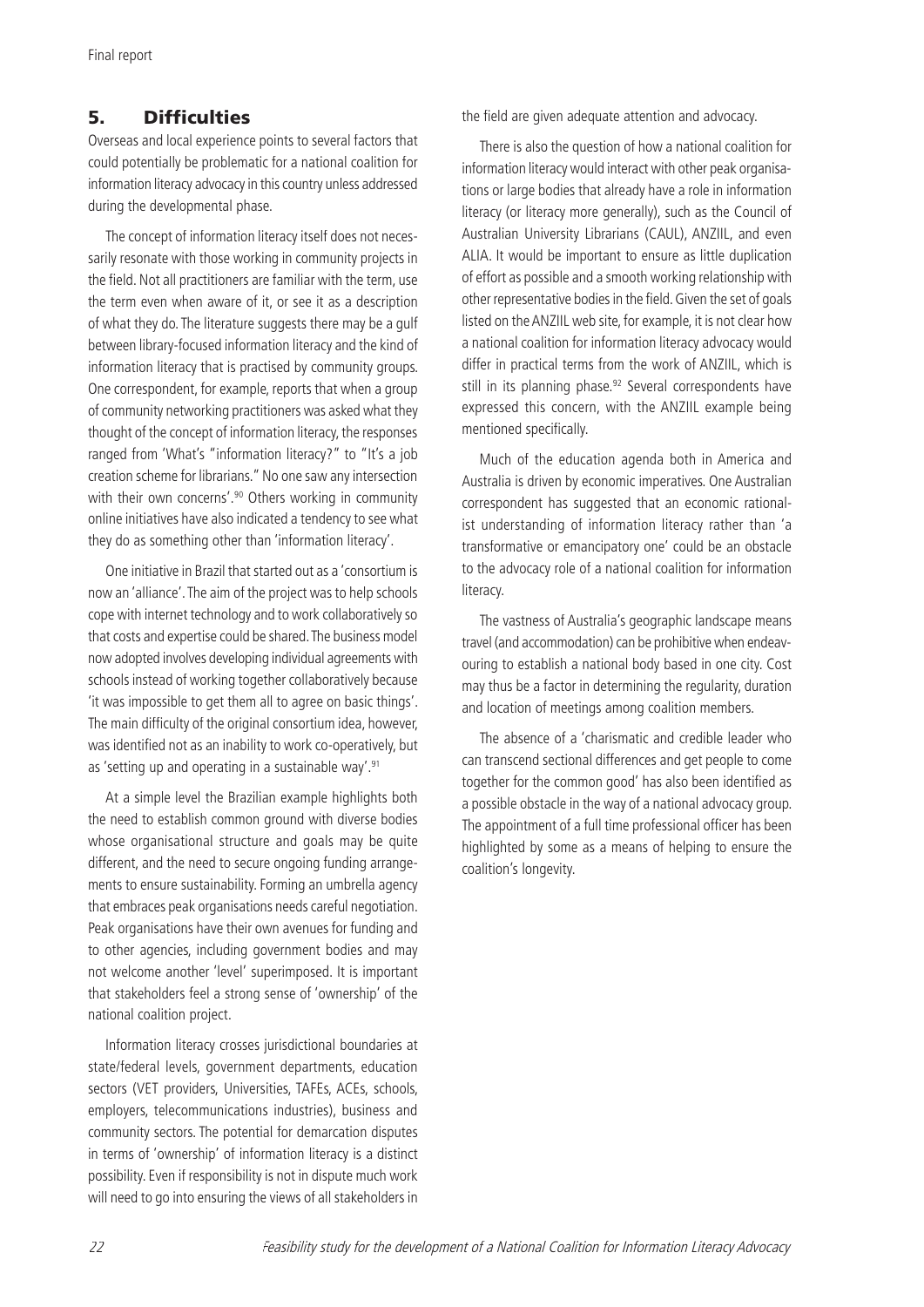## 5. Difficulties

Overseas and local experience points to several factors that could potentially be problematic for a national coalition for information literacy advocacy in this country unless addressed during the developmental phase.

The concept of information literacy itself does not necessarily resonate with those working in community projects in the field. Not all practitioners are familiar with the term, use the term even when aware of it, or see it as a description of what they do. The literature suggests there may be a gulf between library-focused information literacy and the kind of information literacy that is practised by community groups. One correspondent, for example, reports that when a group of community networking practitioners was asked what they thought of the concept of information literacy, the responses ranged from 'What's "information literacy?" to "It's a job creation scheme for librarians." No one saw any intersection with their own concerns'.[90] Others working in community online initiatives have also indicated a tendency to see what they do as something other than 'information literacy'.

One initiative in Brazil that started out as a 'consortium is now an 'alliance'. The aim of the project was to help schools cope with internet technology and to work collaboratively so that costs and expertise could be shared. The business model now adopted involves developing individual agreements with schools instead of working together collaboratively because 'it was impossible to get them all to agree on basic things'. The main difficulty of the original consortium idea, however, was identified not as an inability to work co-operatively, but as 'setting up and operating in a sustainable way'.[91]

At a simple level the Brazilian example highlights both the need to establish common ground with diverse bodies whose organisational structure and goals may be quite different, and the need to secure ongoing funding arrangements to ensure sustainability. Forming an umbrella agency that embraces peak organisations needs careful negotiation. Peak organisations have their own avenues for funding and to other agencies, including government bodies and may not welcome another 'level' superimposed. It is important that stakeholders feel a strong sense of 'ownership' of the national coalition project.

Information literacy crosses jurisdictional boundaries at state/federal levels, government departments, education sectors (VET providers, Universities, TAFEs, ACEs, schools, employers, telecommunications industries), business and community sectors. The potential for demarcation disputes in terms of 'ownership' of information literacy is a distinct possibility. Even if responsibility is not in dispute much work will need to go into ensuring the views of all stakeholders in the field are given adequate attention and advocacy.

There is also the question of how a national coalition for information literacy would interact with other peak organisations or large bodies that already have a role in information literacy (or literacy more generally), such as the Council of Australian University Librarians (CAUL), ANZIIL, and even ALIA. It would be important to ensure as little duplication of effort as possible and a smooth working relationship with other representative bodies in the field. Given the set of goals listed on the ANZIIL web site, for example, it is not clear how a national coalition for information literacy advocacy would differ in practical terms from the work of ANZIIL, which is still in its planning phase.[92] Several correspondents have expressed this concern, with the ANZIIL example being mentioned specifically.

Much of the education agenda both in America and Australia is driven by economic imperatives. One Australian correspondent has suggested that an economic rationalist understanding of information literacy rather than 'a transformative or emancipatory one' could be an obstacle to the advocacy role of a national coalition for information literacy.

The vastness of Australia's geographic landscape means travel (and accommodation) can be prohibitive when endeavouring to establish a national body based in one city. Cost may thus be a factor in determining the regularity, duration and location of meetings among coalition members.

The absence of a 'charismatic and credible leader who can transcend sectional differences and get people to come together for the common good' has also been identified as a possible obstacle in the way of a national advocacy group. The appointment of a full time professional officer has been highlighted by some as a means of helping to ensure the coalition's longevity.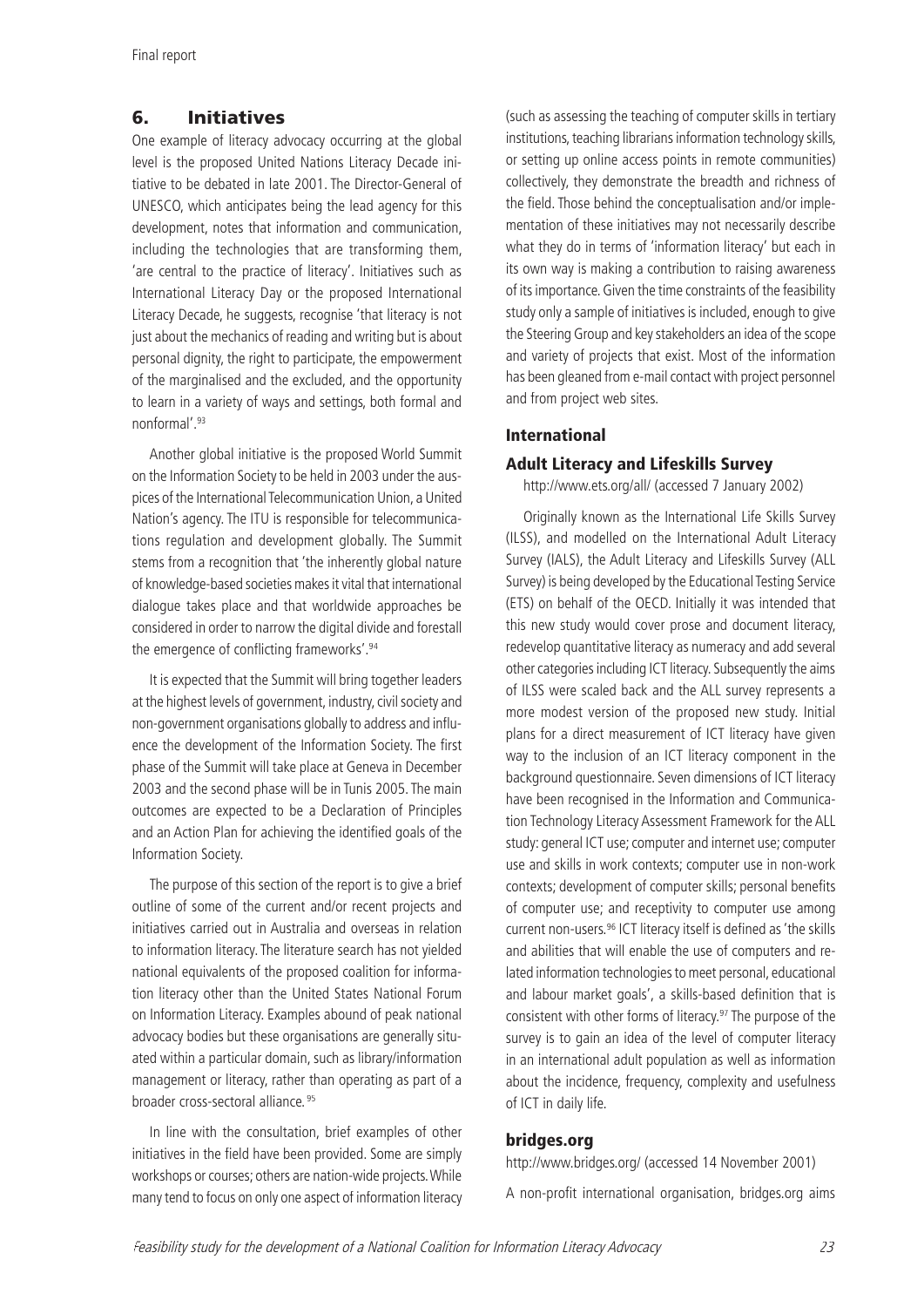## 6. Initiatives

One example of literacy advocacy occurring at the global level is the proposed United Nations Literacy Decade initiative to be debated in late 2001. The Director-General of UNESCO, which anticipates being the lead agency for this development, notes that information and communication, including the technologies that are transforming them, 'are central to the practice of literacy'. Initiatives such as International Literacy Day or the proposed International Literacy Decade, he suggests, recognise 'that literacy is not just about the mechanics of reading and writing but is about personal dignity, the right to participate, the empowerment of the marginalised and the excluded, and the opportunity to learn in a variety of ways and settings, both formal and nonformal'.[93]

Another global initiative is the proposed World Summit on the Information Society to be held in 2003 under the auspices of the International Telecommunication Union, a United Nation's agency. The ITU is responsible for telecommunications regulation and development globally. The Summit stems from a recognition that 'the inherently global nature of knowledge-based societies makes it vital that international dialogue takes place and that worldwide approaches be considered in order to narrow the digital divide and forestall the emergence of conflicting frameworks'.[94]

It is expected that the Summit will bring together leaders at the highest levels of government, industry, civil society and non-government organisations globally to address and influence the development of the Information Society. The first phase of the Summit will take place at Geneva in December 2003 and the second phase will be in Tunis 2005. The main outcomes are expected to be a Declaration of Principles and an Action Plan for achieving the identified goals of the Information Society.

The purpose of this section of the report is to give a brief outline of some of the current and/or recent projects and initiatives carried out in Australia and overseas in relation to information literacy. The literature search has not yielded national equivalents of the proposed coalition for information literacy other than the United States National Forum on Information Literacy. Examples abound of peak national advocacy bodies but these organisations are generally situated within a particular domain, such as library/information management or literacy, rather than operating as part of a broader cross-sectoral alliance.[95]

In line with the consultation, brief examples of other initiatives in the field have been provided. Some are simply workshops or courses; others are nation-wide projects. While many tend to focus on only one aspect of information literacy (such as assessing the teaching of computer skills in tertiary institutions, teaching librarians information technology skills, or setting up online access points in remote communities) collectively, they demonstrate the breadth and richness of the field. Those behind the conceptualisation and/or implementation of these initiatives may not necessarily describe what they do in terms of 'information literacy' but each in its own way is making a contribution to raising awareness of its importance. Given the time constraints of the feasibility study only a sample of initiatives is included, enough to give the Steering Group and key stakeholders an idea of the scope and variety of projects that exist. Most of the information has been gleaned from e-mail contact with project personnel and from project web sites.

### International

#### Adult Literacy and Lifeskills Survey

http://www.ets.org/all/ (accessed 7 January 2002)

Originally known as the International Life Skills Survey (ILSS), and modelled on the International Adult Literacy Survey (IALS), the Adult Literacy and Lifeskills Survey (ALL Survey) is being developed by the Educational Testing Service (ETS) on behalf of the OECD. Initially it was intended that this new study would cover prose and document literacy, redevelop quantitative literacy as numeracy and add several other categories including ICT literacy. Subsequently the aims of ILSS were scaled back and the ALL survey represents a more modest version of the proposed new study. Initial plans for a direct measurement of ICT literacy have given way to the inclusion of an ICT literacy component in the background questionnaire. Seven dimensions of ICT literacy have been recognised in the Information and Communication Technology Literacy Assessment Framework for the ALL study: general ICT use; computer and internet use; computer use and skills in work contexts; computer use in non-work contexts; development of computer skills; personal benefits of computer use; and receptivity to computer use among current non-users.[96] ICT literacy itself is defined as 'the skills and abilities that will enable the use of computers and related information technologies to meet personal, educational and labour market goals', a skills-based definition that is consistent with other forms of literacy.[97] The purpose of the survey is to gain an idea of the level of computer literacy in an international adult population as well as information about the incidence, frequency, complexity and usefulness of ICT in daily life.

#### bridges.org

http://www.bridges.org/ (accessed 14 November 2001)

A non-profit international organisation, bridges.org aims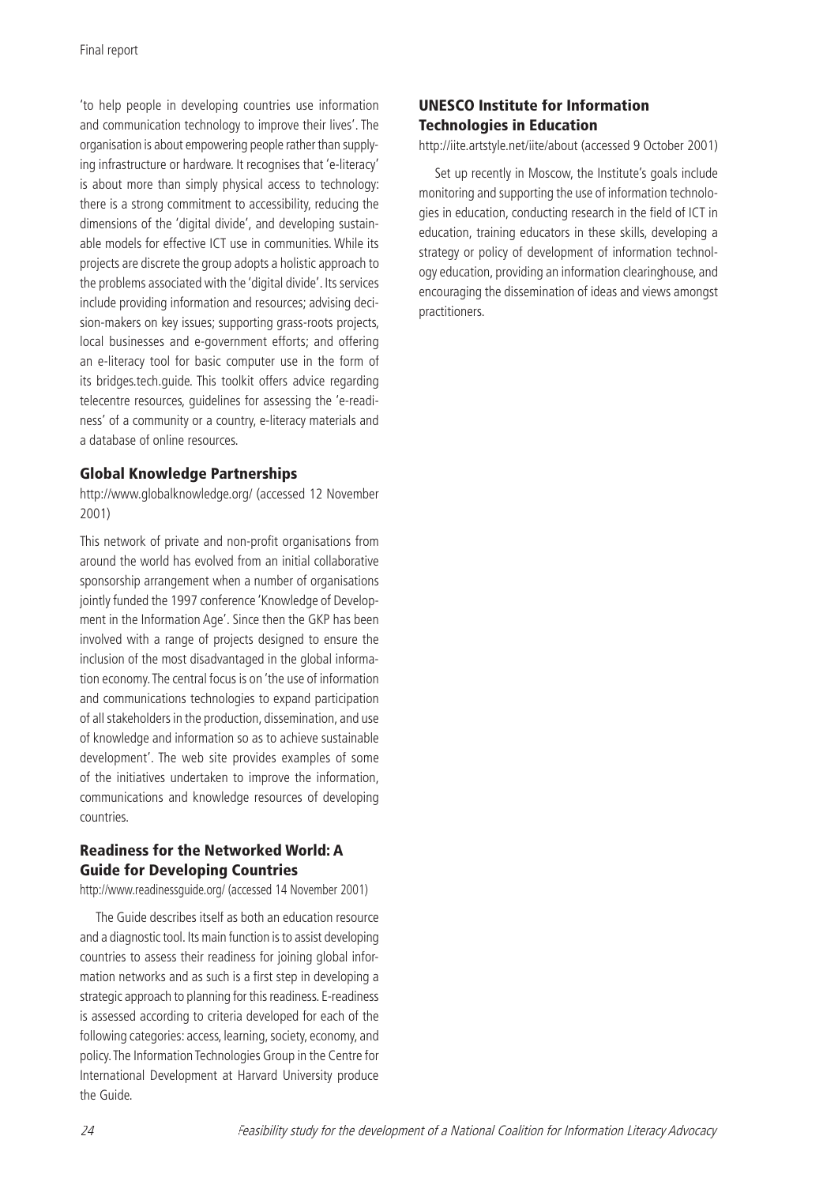'to help people in developing countries use information and communication technology to improve their lives'. The organisation is about empowering people rather than supplying infrastructure or hardware. It recognises that 'e-literacy' is about more than simply physical access to technology: there is a strong commitment to accessibility, reducing the dimensions of the 'digital divide', and developing sustainable models for effective ICT use in communities. While its projects are discrete the group adopts a holistic approach to the problems associated with the 'digital divide'. Its services include providing information and resources; advising decision-makers on key issues; supporting grass-roots projects, local businesses and e-government efforts; and offering an e-literacy tool for basic computer use in the form of its bridges.tech.guide. This toolkit offers advice regarding telecentre resources, guidelines for assessing the 'e-readiness' of a community or a country, e-literacy materials and a database of online resources.

### Global Knowledge Partnerships

http://www.globalknowledge.org/ (accessed 12 November 2001)

This network of private and non-profit organisations from around the world has evolved from an initial collaborative sponsorship arrangement when a number of organisations jointly funded the 1997 conference 'Knowledge of Development in the Information Age'. Since then the GKP has been involved with a range of projects designed to ensure the inclusion of the most disadvantaged in the global information economy. The central focus is on 'the use of information and communications technologies to expand participation of all stakeholders in the production, dissemination, and use of knowledge and information so as to achieve sustainable development'. The web site provides examples of some of the initiatives undertaken to improve the information, communications and knowledge resources of developing countries.

### Readiness for the Networked World: A Guide for Developing Countries

http://www.readinessguide.org/ (accessed 14 November 2001)

The Guide describes itself as both an education resource and a diagnostic tool. Its main function is to assist developing countries to assess their readiness for joining global information networks and as such is a first step in developing a strategic approach to planning for this readiness. E-readiness is assessed according to criteria developed for each of the following categories: access, learning, society, economy, and policy. The Information Technologies Group in the Centre for International Development at Harvard University produce the Guide.

### UNESCO Institute for Information Technologies in Education

http://iite.artstyle.net/iite/about (accessed 9 October 2001)

Set up recently in Moscow, the Institute's goals include monitoring and supporting the use of information technologies in education, conducting research in the field of ICT in education, training educators in these skills, developing a strategy or policy of development of information technology education, providing an information clearinghouse, and encouraging the dissemination of ideas and views amongst practitioners.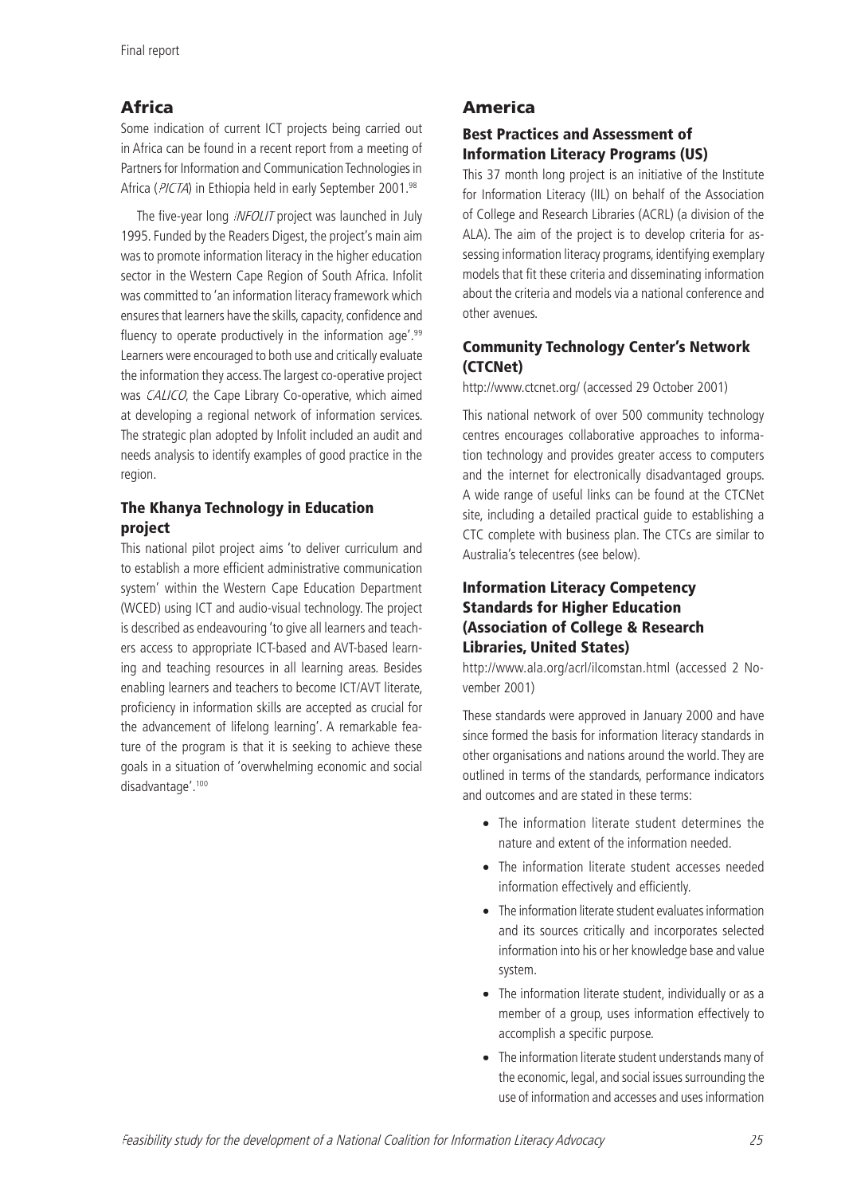## Africa

Some indication of current ICT projects being carried out in Africa can be found in a recent report from a meeting of Partners for Information and Communication Technologies in Africa (*PICTA*) in Ethiopia held in early September 2001.[98]

The five-year long *iNFOLIT* project was launched in July 1995. Funded by the Readers Digest, the project's main aim was to promote information literacy in the higher education sector in the Western Cape Region of South Africa. Infolit was committed to 'an information literacy framework which ensures that learners have the skills, capacity, confidence and fluency to operate productively in the information age'.[99] Learners were encouraged to both use and critically evaluate the information they access. The largest co-operative project was *CALICO*, the Cape Library Co-operative, which aimed at developing a regional network of information services. The strategic plan adopted by Infolit included an audit and needs analysis to identify examples of good practice in the region.

### The Khanya Technology in Education project

This national pilot project aims 'to deliver curriculum and to establish a more efficient administrative communication system' within the Western Cape Education Department (WCED) using ICT and audio-visual technology. The project is described as endeavouring 'to give all learners and teachers access to appropriate ICT-based and AVT-based learning and teaching resources in all learning areas. Besides enabling learners and teachers to become ICT/AVT literate, proficiency in information skills are accepted as crucial for the advancement of lifelong learning'. A remarkable feature of the program is that it is seeking to achieve these goals in a situation of 'overwhelming economic and social disadvantage'.[100]

## America

### Best Practices and Assessment of Information Literacy Programs (US)

This 37 month long project is an initiative of the Institute for Information Literacy (IIL) on behalf of the Association of College and Research Libraries (ACRL) (a division of the ALA). The aim of the project is to develop criteria for assessing information literacy programs, identifying exemplary models that fit these criteria and disseminating information about the criteria and models via a national conference and other avenues.

### Community Technology Center's Network (CTCNet)

http://www.ctcnet.org/ (accessed 29 October 2001)

This national network of over 500 community technology centres encourages collaborative approaches to information technology and provides greater access to computers and the internet for electronically disadvantaged groups. A wide range of useful links can be found at the CTCNet site, including a detailed practical guide to establishing a CTC complete with business plan. The CTCs are similar to Australia's telecentres (see below).

### Information Literacy Competency Standards for Higher Education (Association of College & Research Libraries, United States)

http://www.ala.org/acrl/ilcomstan.html (accessed 2 November 2001)

These standards were approved in January 2000 and have since formed the basis for information literacy standards in other organisations and nations around the world. They are outlined in terms of the standards, performance indicators and outcomes and are stated in these terms:

- The information literate student determines the nature and extent of the information needed.
- The information literate student accesses needed information effectively and efficiently.
- The information literate student evaluates information and its sources critically and incorporates selected information into his or her knowledge base and value system.
- The information literate student, individually or as a member of a group, uses information effectively to accomplish a specific purpose.
- The information literate student understands many of the economic, legal, and social issues surrounding the use of information and accesses and uses information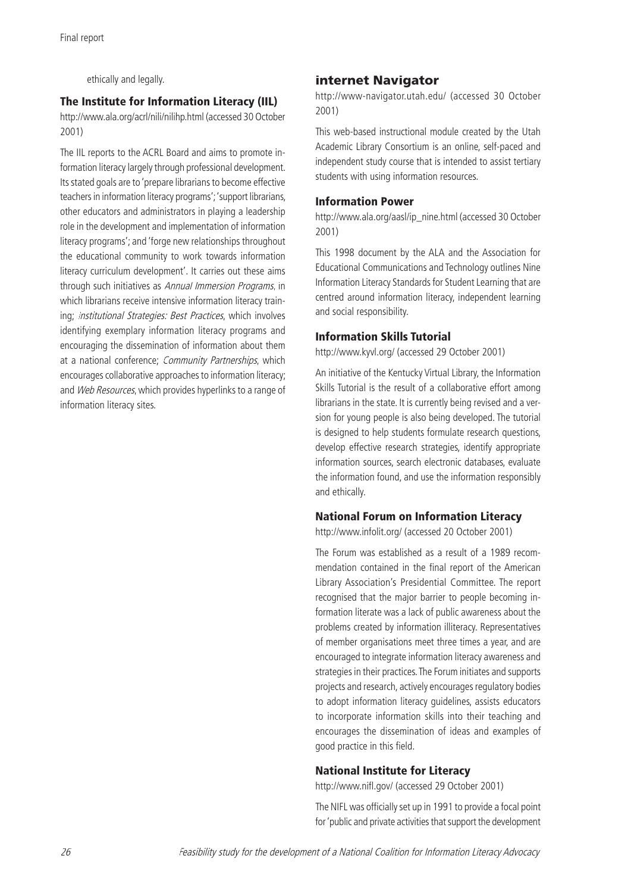ethically and legally.

### The Institute for Information Literacy (IIL)

http://www.ala.org/acrl/nili/nilihp.html (accessed 30 October 2001)

The IIL reports to the ACRL Board and aims to promote information literacy largely through professional development. Its stated goals are to 'prepare librarians to become effective teachers in information literacy programs'; 'support librarians, other educators and administrators in playing a leadership role in the development and implementation of information literacy programs'; and 'forge new relationships throughout the educational community to work towards information literacy curriculum development'. It carries out these aims through such initiatives as *Annual Immersion Programs*, in which librarians receive intensive information literacy training; *Institutional Strategies: Best Practices*, which involves identifying exemplary information literacy programs and encouraging the dissemination of information about them at a national conference; *Community Partnerships*, which encourages collaborative approaches to information literacy; and *Web Resources*, which provides hyperlinks to a range of information literacy sites.

### internet Navigator

http://www-navigator.utah.edu/ (accessed 30 October 2001)

This web-based instructional module created by the Utah Academic Library Consortium is an online, self-paced and independent study course that is intended to assist tertiary students with using information resources.

### Information Power

http://www.ala.org/aasl/ip_nine.html (accessed 30 October 2001)

This 1998 document by the ALA and the Association for Educational Communications and Technology outlines Nine Information Literacy Standards for Student Learning that are centred around information literacy, independent learning and social responsibility.

### Information Skills Tutorial

http://www.kyvl.org/ (accessed 29 October 2001)

An initiative of the Kentucky Virtual Library, the Information Skills Tutorial is the result of a collaborative effort among librarians in the state. It is currently being revised and a version for young people is also being developed. The tutorial is designed to help students formulate research questions, develop effective research strategies, identify appropriate information sources, search electronic databases, evaluate the information found, and use the information responsibly and ethically.

### National Forum on Information Literacy

http://www.infolit.org/ (accessed 20 October 2001)

The Forum was established as a result of a 1989 recommendation contained in the final report of the American Library Association's Presidential Committee. The report recognised that the major barrier to people becoming information literate was a lack of public awareness about the problems created by information illiteracy. Representatives of member organisations meet three times a year, and are encouraged to integrate information literacy awareness and strategies in their practices. The Forum initiates and supports projects and research, actively encourages regulatory bodies to adopt information literacy guidelines, assists educators to incorporate information skills into their teaching and encourages the dissemination of ideas and examples of good practice in this field.

### National Institute for Literacy

http://www.nifl.gov/ (accessed 29 October 2001)

The NIFL was officially set up in 1991 to provide a focal point for 'public and private activities that support the development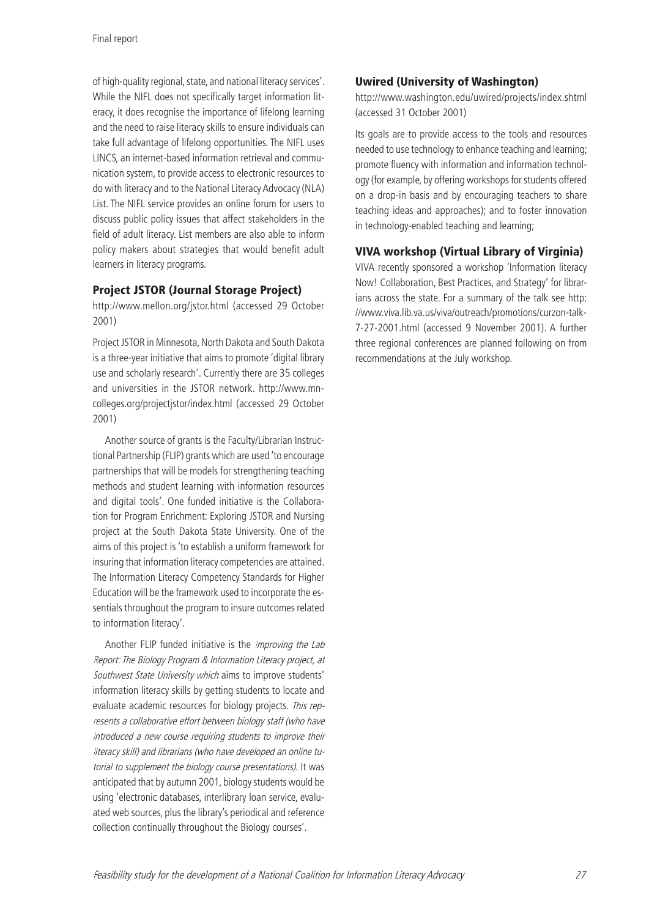of high-quality regional, state, and national literacy services'. While the NIFL does not specifically target information literacy, it does recognise the importance of lifelong learning and the need to raise literacy skills to ensure individuals can take full advantage of lifelong opportunities. The NIFL uses LINCS, an internet-based information retrieval and communication system, to provide access to electronic resources to do with literacy and to the National Literacy Advocacy (NLA) List. The NIFL service provides an online forum for users to discuss public policy issues that affect stakeholders in the field of adult literacy. List members are also able to inform policy makers about strategies that would benefit adult learners in literacy programs.

### Project JSTOR (Journal Storage Project)

http://www.mellon.org/jstor.html (accessed 29 October 2001)

Project JSTOR in Minnesota, North Dakota and South Dakota is a three-year initiative that aims to promote 'digital library use and scholarly research'. Currently there are 35 colleges and universities in the JSTOR network. http://www.mncolleges.org/projectjstor/index.html (accessed 29 October 2001)

Another source of grants is the Faculty/Librarian Instructional Partnership (FLIP) grants which are used 'to encourage partnerships that will be models for strengthening teaching methods and student learning with information resources and digital tools'. One funded initiative is the Collaboration for Program Enrichment: Exploring JSTOR and Nursing project at the South Dakota State University. One of the aims of this project is 'to establish a uniform framework for insuring that information literacy competencies are attained. The Information Literacy Competency Standards for Higher Education will be the framework used to incorporate the essentials throughout the program to insure outcomes related to information literacy'.

Another FLIP funded initiative is the *Improving the Lab Report: The Biology Program & Information Literacy project, at Southwest State University which* aims to improve students' information literacy skills by getting students to locate and evaluate academic resources for biology projects. *This represents a collaborative effort between biology staff (who have introduced a new course requiring students to improve their literacy skill) and librarians (who have developed an online tutorial to supplement the biology course presentations).* It was anticipated that by autumn 2001, biology students would be using 'electronic databases, interlibrary loan service, evaluated web sources, plus the library's periodical and reference collection continually throughout the Biology courses'.

### Uwired (University of Washington)

http://www.washington.edu/uwired/projects/index.shtml (accessed 31 October 2001)

Its goals are to provide access to the tools and resources needed to use technology to enhance teaching and learning; promote fluency with information and information technology (for example, by offering workshops for students offered on a drop-in basis and by encouraging teachers to share teaching ideas and approaches); and to foster innovation in technology-enabled teaching and learning;

### VIVA workshop (Virtual Library of Virginia)

VIVA recently sponsored a workshop 'Information literacy Now! Collaboration, Best Practices, and Strategy' for librarians across the state. For a summary of the talk see http://www.viva.lib.va.us/viva/outreach/promotions/curzon-talk-7-27-2001.html (accessed 9 November 2001). A further three regional conferences are planned following on from recommendations at the July workshop.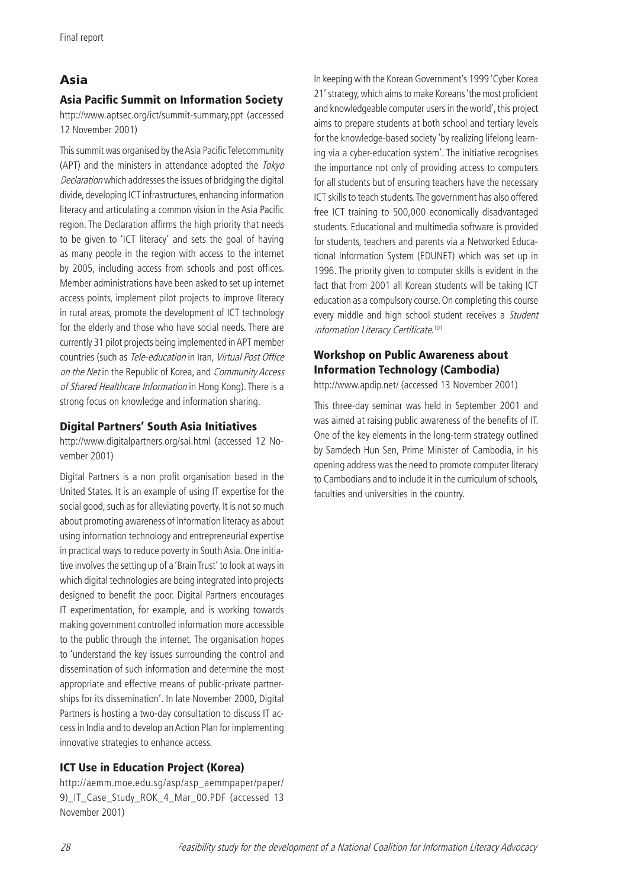## Asia

### Asia Pacific Summit on Information Society

http://www.aptsec.org/ict/summit-summary,ppt (accessed 12 November 2001)

This summit was organised by the Asia Pacific Telecommunity (APT) and the ministers in attendance adopted the *Tokyo Declaration* which addresses the issues of bridging the digital divide, developing ICT infrastructures, enhancing information literacy and articulating a common vision in the Asia Pacific region. The Declaration affirms the high priority that needs to be given to 'ICT literacy' and sets the goal of having as many people in the region with access to the internet by 2005, including access from schools and post offices. Member administrations have been asked to set up internet access points, implement pilot projects to improve literacy in rural areas, promote the development of ICT technology for the elderly and those who have social needs. There are currently 31 pilot projects being implemented in APT member countries (such as *Tele-education* in Iran, *Virtual Post Office on the Net* in the Republic of Korea, and *Community Access of Shared Healthcare Information* in Hong Kong). There is a strong focus on knowledge and information sharing.

### Digital Partners' South Asia Initiatives

http://www.digitalpartners.org/sai.html (accessed 12 November 2001)

Digital Partners is a non profit organisation based in the United States. It is an example of using IT expertise for the social good, such as for alleviating poverty. It is not so much about promoting awareness of information literacy as about using information technology and entrepreneurial expertise in practical ways to reduce poverty in South Asia. One initiative involves the setting up of a 'Brain Trust' to look at ways in which digital technologies are being integrated into projects designed to benefit the poor. Digital Partners encourages IT experimentation, for example, and is working towards making government controlled information more accessible to the public through the internet. The organisation hopes to 'understand the key issues surrounding the control and dissemination of such information and determine the most appropriate and effective means of public-private partnerships for its dissemination'. In late November 2000, Digital Partners is hosting a two-day consultation to discuss IT access in India and to develop an Action Plan for implementing innovative strategies to enhance access.

### ICT Use in Education Project (Korea)

http://aemm.moe.edu.sg/asp/asp_aemmpaper/paper/9)_IT_Case_Study_ROK_4_Mar_00.PDF (accessed 13 November 2001)

In keeping with the Korean Government's 1999 'Cyber Korea 21' strategy, which aims to make Koreans 'the most proficient and knowledgeable computer users in the world', this project aims to prepare students at both school and tertiary levels for the knowledge-based society 'by realizing lifelong learning via a cyber-education system'. The initiative recognises the importance not only of providing access to computers for all students but of ensuring teachers have the necessary ICT skills to teach students. The government has also offered free ICT training to 500,000 economically disadvantaged students. Educational and multimedia software is provided for students, teachers and parents via a Networked Educational Information System (EDUNET) which was set up in 1996. The priority given to computer skills is evident in the fact that from 2001 all Korean students will be taking ICT education as a compulsory course. On completing this course every middle and high school student receives a *Student Information Literacy Certificate*.[101]

### Workshop on Public Awareness about Information Technology (Cambodia)

http://www.apdip.net/ (accessed 13 November 2001)

This three-day seminar was held in September 2001 and was aimed at raising public awareness of the benefits of IT. One of the key elements in the long-term strategy outlined by Samdech Hun Sen, Prime Minister of Cambodia, in his opening address was the need to promote computer literacy to Cambodians and to include it in the curriculum of schools, faculties and universities in the country.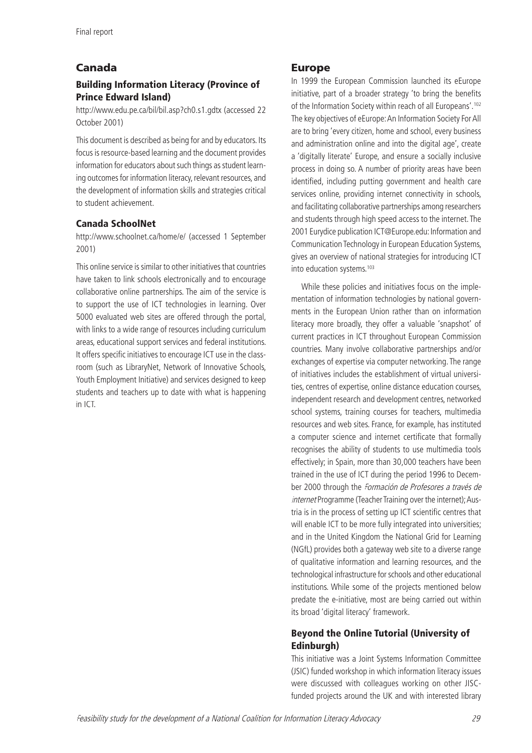## Canada

### Building Information Literacy (Province of Prince Edward Island)

http://www.edu.pe.ca/bil/bil.asp?ch0.s1.gdtx (accessed 22 October 2001)

This document is described as being for and by educators. Its focus is resource-based learning and the document provides information for educators about such things as student learning outcomes for information literacy, relevant resources, and the development of information skills and strategies critical to student achievement.

### Canada SchoolNet

http://www.schoolnet.ca/home/e/ (accessed 1 September 2001)

This online service is similar to other initiatives that countries have taken to link schools electronically and to encourage collaborative online partnerships. The aim of the service is to support the use of ICT technologies in learning. Over 5000 evaluated web sites are offered through the portal, with links to a wide range of resources including curriculum areas, educational support services and federal institutions. It offers specific initiatives to encourage ICT use in the classroom (such as LibraryNet, Network of Innovative Schools, Youth Employment Initiative) and services designed to keep students and teachers up to date with what is happening in ICT.

## Europe

In 1999 the European Commission launched its eEurope initiative, part of a broader strategy 'to bring the benefits of the Information Society within reach of all Europeans'.[102] The key objectives of eEurope: An Information Society For All are to bring 'every citizen, home and school, every business and administration online and into the digital age', create a 'digitally literate' Europe, and ensure a socially inclusive process in doing so. A number of priority areas have been identified, including putting government and health care services online, providing internet connectivity in schools, and facilitating collaborative partnerships among researchers and students through high speed access to the internet. The 2001 Eurydice publication ICT@Europe.edu: Information and Communication Technology in European Education Systems, gives an overview of national strategies for introducing ICT into education systems.[103]

While these policies and initiatives focus on the implementation of information technologies by national governments in the European Union rather than on information literacy more broadly, they offer a valuable 'snapshot' of current practices in ICT throughout European Commission countries. Many involve collaborative partnerships and/or exchanges of expertise via computer networking. The range of initiatives includes the establishment of virtual universities, centres of expertise, online distance education courses, independent research and development centres, networked school systems, training courses for teachers, multimedia resources and web sites. France, for example, has instituted a computer science and internet certificate that formally recognises the ability of students to use multimedia tools effectively; in Spain, more than 30,000 teachers have been trained in the use of ICT during the period 1996 to December 2000 through the *Formación de Profesores a través de internet* Programme (Teacher Training over the internet); Austria is in the process of setting up ICT scientific centres that will enable ICT to be more fully integrated into universities; and in the United Kingdom the National Grid for Learning (NGfL) provides both a gateway web site to a diverse range of qualitative information and learning resources, and the technological infrastructure for schools and other educational institutions. While some of the projects mentioned below predate the e-initiative, most are being carried out within its broad 'digital literacy' framework.

### Beyond the Online Tutorial (University of Edinburgh)

This initiative was a Joint Systems Information Committee (JSIC) funded workshop in which information literacy issues were discussed with colleagues working on other JISC-funded projects around the UK and with interested library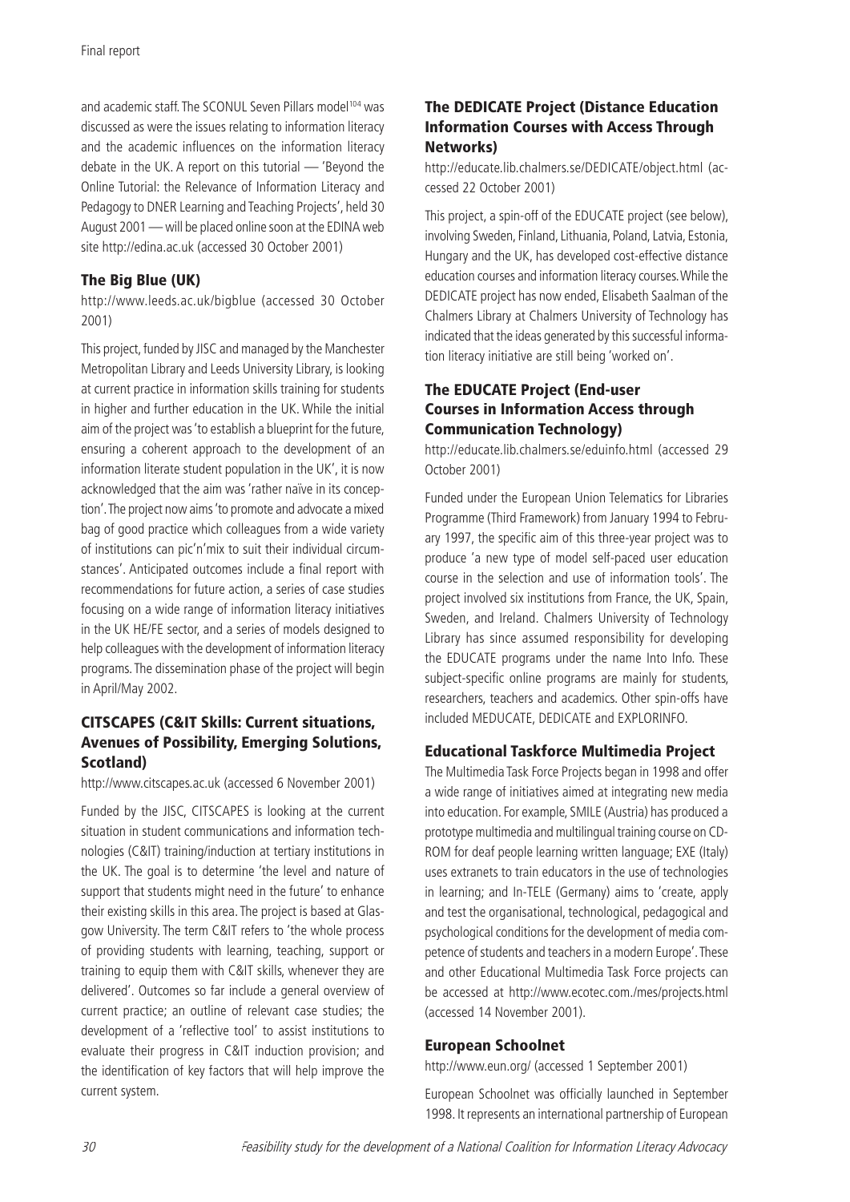and academic staff. The SCONUL Seven Pillars model[104] was discussed as were the issues relating to information literacy and the academic influences on the information literacy debate in the UK. A report on this tutorial — 'Beyond the Online Tutorial: the Relevance of Information Literacy and Pedagogy to DNER Learning and Teaching Projects', held 30 August 2001 — will be placed online soon at the EDINA web site http://edina.ac.uk (accessed 30 October 2001)

### The Big Blue (UK)

http://www.leeds.ac.uk/bigblue (accessed 30 October 2001)

This project, funded by JISC and managed by the Manchester Metropolitan Library and Leeds University Library, is looking at current practice in information skills training for students in higher and further education in the UK. While the initial aim of the project was 'to establish a blueprint for the future, ensuring a coherent approach to the development of an information literate student population in the UK', it is now acknowledged that the aim was 'rather naïve in its conception'. The project now aims 'to promote and advocate a mixed bag of good practice which colleagues from a wide variety of institutions can pic'n'mix to suit their individual circumstances'. Anticipated outcomes include a final report with recommendations for future action, a series of case studies focusing on a wide range of information literacy initiatives in the UK HE/FE sector, and a series of models designed to help colleagues with the development of information literacy programs. The dissemination phase of the project will begin in April/May 2002.

### CITSCAPES (C&IT Skills: Current situations, Avenues of Possibility, Emerging Solutions, Scotland)

http://www.citscapes.ac.uk (accessed 6 November 2001)

Funded by the JISC, CITSCAPES is looking at the current situation in student communications and information technologies (C&IT) training/induction at tertiary institutions in the UK. The goal is to determine 'the level and nature of support that students might need in the future' to enhance their existing skills in this area. The project is based at Glasgow University. The term C&IT refers to 'the whole process of providing students with learning, teaching, support or training to equip them with C&IT skills, whenever they are delivered'. Outcomes so far include a general overview of current practice; an outline of relevant case studies; the development of a 'reflective tool' to assist institutions to evaluate their progress in C&IT induction provision; and the identification of key factors that will help improve the current system.

### The DEDICATE Project (Distance Education Information Courses with Access Through Networks)

http://educate.lib.chalmers.se/DEDICATE/object.html (accessed 22 October 2001)

This project, a spin-off of the EDUCATE project (see below), involving Sweden, Finland, Lithuania, Poland, Latvia, Estonia, Hungary and the UK, has developed cost-effective distance education courses and information literacy courses. While the DEDICATE project has now ended, Elisabeth Saalman of the Chalmers Library at Chalmers University of Technology has indicated that the ideas generated by this successful information literacy initiative are still being 'worked on'.

### The EDUCATE Project (End-user Courses in Information Access through Communication Technology)

http://educate.lib.chalmers.se/eduinfo.html (accessed 29 October 2001)

Funded under the European Union Telematics for Libraries Programme (Third Framework) from January 1994 to February 1997, the specific aim of this three-year project was to produce 'a new type of model self-paced user education course in the selection and use of information tools'. The project involved six institutions from France, the UK, Spain, Sweden, and Ireland. Chalmers University of Technology Library has since assumed responsibility for developing the EDUCATE programs under the name Into Info. These subject-specific online programs are mainly for students, researchers, teachers and academics. Other spin-offs have included MEDUCATE, DEDICATE and EXPLORINFO.

### Educational Taskforce Multimedia Project

The Multimedia Task Force Projects began in 1998 and offer a wide range of initiatives aimed at integrating new media into education. For example, SMILE (Austria) has produced a prototype multimedia and multilingual training course on CD-ROM for deaf people learning written language; EXE (Italy) uses extranets to train educators in the use of technologies in learning; and In-TELE (Germany) aims to 'create, apply and test the organisational, technological, pedagogical and psychological conditions for the development of media competence of students and teachers in a modern Europe'. These and other Educational Multimedia Task Force projects can be accessed at http://www.ecotec.com./mes/projects.html (accessed 14 November 2001).

### European Schoolnet

http://www.eun.org/ (accessed 1 September 2001)

European Schoolnet was officially launched in September 1998. It represents an international partnership of European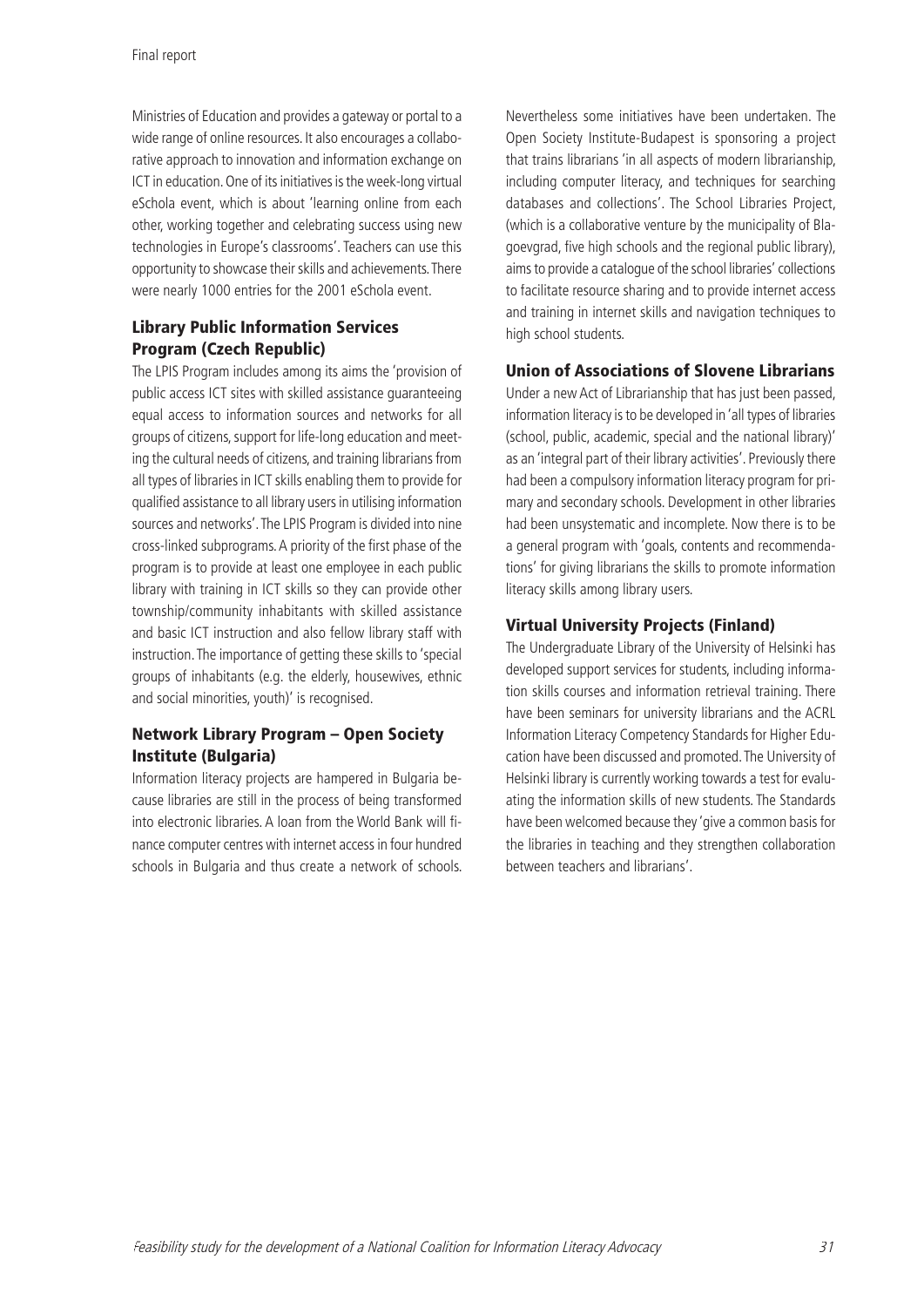Ministries of Education and provides a gateway or portal to a wide range of online resources. It also encourages a collaborative approach to innovation and information exchange on ICT in education. One of its initiatives is the week-long virtual eSchola event, which is about 'learning online from each other, working together and celebrating success using new technologies in Europe's classrooms'. Teachers can use this opportunity to showcase their skills and achievements. There were nearly 1000 entries for the 2001 eSchola event.

### Library Public Information Services Program (Czech Republic)

The LPIS Program includes among its aims the 'provision of public access ICT sites with skilled assistance guaranteeing equal access to information sources and networks for all groups of citizens, support for life-long education and meeting the cultural needs of citizens, and training librarians from all types of libraries in ICT skills enabling them to provide for qualified assistance to all library users in utilising information sources and networks'. The LPIS Program is divided into nine cross-linked subprograms. A priority of the first phase of the program is to provide at least one employee in each public library with training in ICT skills so they can provide other township/community inhabitants with skilled assistance and basic ICT instruction and also fellow library staff with instruction. The importance of getting these skills to 'special groups of inhabitants (e.g. the elderly, housewives, ethnic and social minorities, youth)' is recognised.

### Network Library Program – Open Society Institute (Bulgaria)

Information literacy projects are hampered in Bulgaria because libraries are still in the process of being transformed into electronic libraries. A loan from the World Bank will finance computer centres with internet access in four hundred schools in Bulgaria and thus create a network of schools. Nevertheless some initiatives have been undertaken. The Open Society Institute-Budapest is sponsoring a project that trains librarians 'in all aspects of modern librarianship, including computer literacy, and techniques for searching databases and collections'. The School Libraries Project, (which is a collaborative venture by the municipality of Blagoevgrad, five high schools and the regional public library), aims to provide a catalogue of the school libraries' collections to facilitate resource sharing and to provide internet access and training in internet skills and navigation techniques to high school students.

### Union of Associations of Slovene Librarians

Under a new Act of Librarianship that has just been passed, information literacy is to be developed in 'all types of libraries (school, public, academic, special and the national library)' as an 'integral part of their library activities'. Previously there had been a compulsory information literacy program for primary and secondary schools. Development in other libraries had been unsystematic and incomplete. Now there is to be a general program with 'goals, contents and recommendations' for giving librarians the skills to promote information literacy skills among library users.

### Virtual University Projects (Finland)

The Undergraduate Library of the University of Helsinki has developed support services for students, including information skills courses and information retrieval training. There have been seminars for university librarians and the ACRL Information Literacy Competency Standards for Higher Education have been discussed and promoted. The University of Helsinki library is currently working towards a test for evaluating the information skills of new students. The Standards have been welcomed because they 'give a common basis for the libraries in teaching and they strengthen collaboration between teachers and librarians'.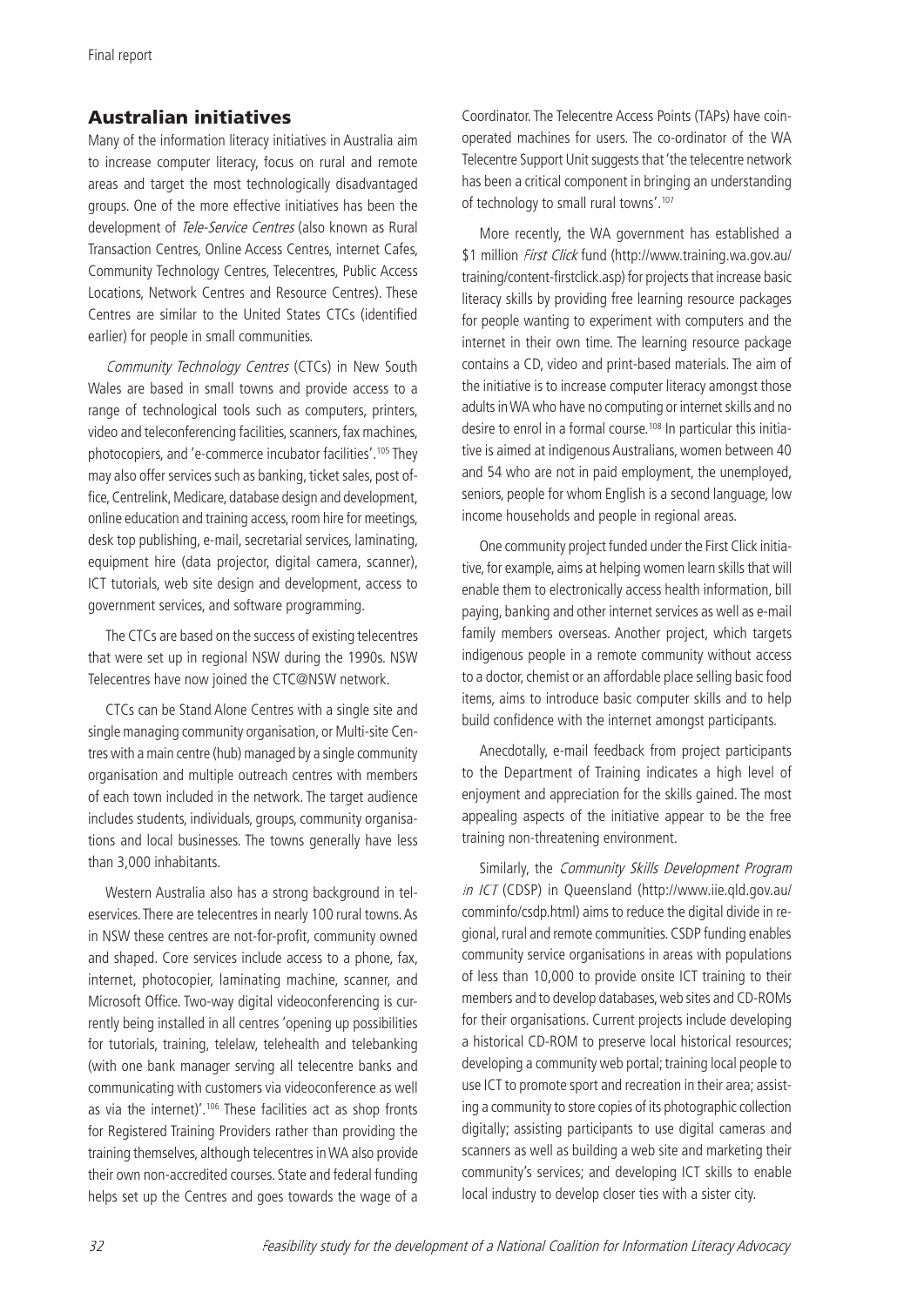## Australian initiatives

Many of the information literacy initiatives in Australia aim to increase computer literacy, focus on rural and remote areas and target the most technologically disadvantaged groups. One of the more effective initiatives has been the development of *Tele-Service Centres* (also known as Rural Transaction Centres, Online Access Centres, internet Cafes, Community Technology Centres, Telecentres, Public Access Locations, Network Centres and Resource Centres). These Centres are similar to the United States CTCs (identified earlier) for people in small communities.

*Community Technology Centres* (CTCs) in New South Wales are based in small towns and provide access to a range of technological tools such as computers, printers, video and teleconferencing facilities, scanners, fax machines, photocopiers, and 'e-commerce incubator facilities'.[105] They may also offer services such as banking, ticket sales, post office, Centrelink, Medicare, database design and development, online education and training access, room hire for meetings, desk top publishing, e-mail, secretarial services, laminating, equipment hire (data projector, digital camera, scanner), ICT tutorials, web site design and development, access to government services, and software programming.

The CTCs are based on the success of existing telecentres that were set up in regional NSW during the 1990s. NSW Telecentres have now joined the CTC@NSW network.

CTCs can be Stand Alone Centres with a single site and single managing community organisation, or Multi-site Centres with a main centre (hub) managed by a single community organisation and multiple outreach centres with members of each town included in the network. The target audience includes students, individuals, groups, community organisations and local businesses. The towns generally have less than 3,000 inhabitants.

Western Australia also has a strong background in teleservices. There are telecentres in nearly 100 rural towns. As in NSW these centres are not-for-profit, community owned and shaped. Core services include access to a phone, fax, internet, photocopier, laminating machine, scanner, and Microsoft Office. Two-way digital videoconferencing is currently being installed in all centres 'opening up possibilities for tutorials, training, telelaw, telehealth and telebanking (with one bank manager serving all telecentre banks and communicating with customers via videoconference as well as via the internet)'.[106] These facilities act as shop fronts for Registered Training Providers rather than providing the training themselves, although telecentres in WA also provide their own non-accredited courses. State and federal funding helps set up the Centres and goes towards the wage of a Coordinator. The Telecentre Access Points (TAPs) have coin-operated machines for users. The co-ordinator of the WA Telecentre Support Unit suggests that 'the telecentre network has been a critical component in bringing an understanding of technology to small rural towns'.[107]

More recently, the WA government has established a $1 million *First Click* fund (http://www.training.wa.gov.au/training/content-firstclick.asp) for projects that increase basic literacy skills by providing free learning resource packages for people wanting to experiment with computers and the internet in their own time. The learning resource package contains a CD, video and print-based materials. The aim of the initiative is to increase computer literacy amongst those adults in WA who have no computing or internet skills and no desire to enrol in a formal course.[108] In particular this initiative is aimed at indigenous Australians, women between 40 and 54 who are not in paid employment, the unemployed, seniors, people for whom English is a second language, low income households and people in regional areas.

One community project funded under the First Click initiative, for example, aims at helping women learn skills that will enable them to electronically access health information, bill paying, banking and other internet services as well as e-mail family members overseas. Another project, which targets indigenous people in a remote community without access to a doctor, chemist or an affordable place selling basic food items, aims to introduce basic computer skills and to help build confidence with the internet amongst participants.

Anecdotally, e-mail feedback from project participants to the Department of Training indicates a high level of enjoyment and appreciation for the skills gained. The most appealing aspects of the initiative appear to be the free training non-threatening environment.

Similarly, the *Community Skills Development Program in ICT* (CDSP) in Queensland (http://www.iie.qld.gov.au/comminfo/csdp.html) aims to reduce the digital divide in regional, rural and remote communities. CSDP funding enables community service organisations in areas with populations of less than 10,000 to provide onsite ICT training to their members and to develop databases, web sites and CD-ROMs for their organisations. Current projects include developing a historical CD-ROM to preserve local historical resources; developing a community web portal; training local people to use ICT to promote sport and recreation in their area; assisting a community to store copies of its photographic collection digitally; assisting participants to use digital cameras and scanners as well as building a web site and marketing their community's services; and developing ICT skills to enable local industry to develop closer ties with a sister city.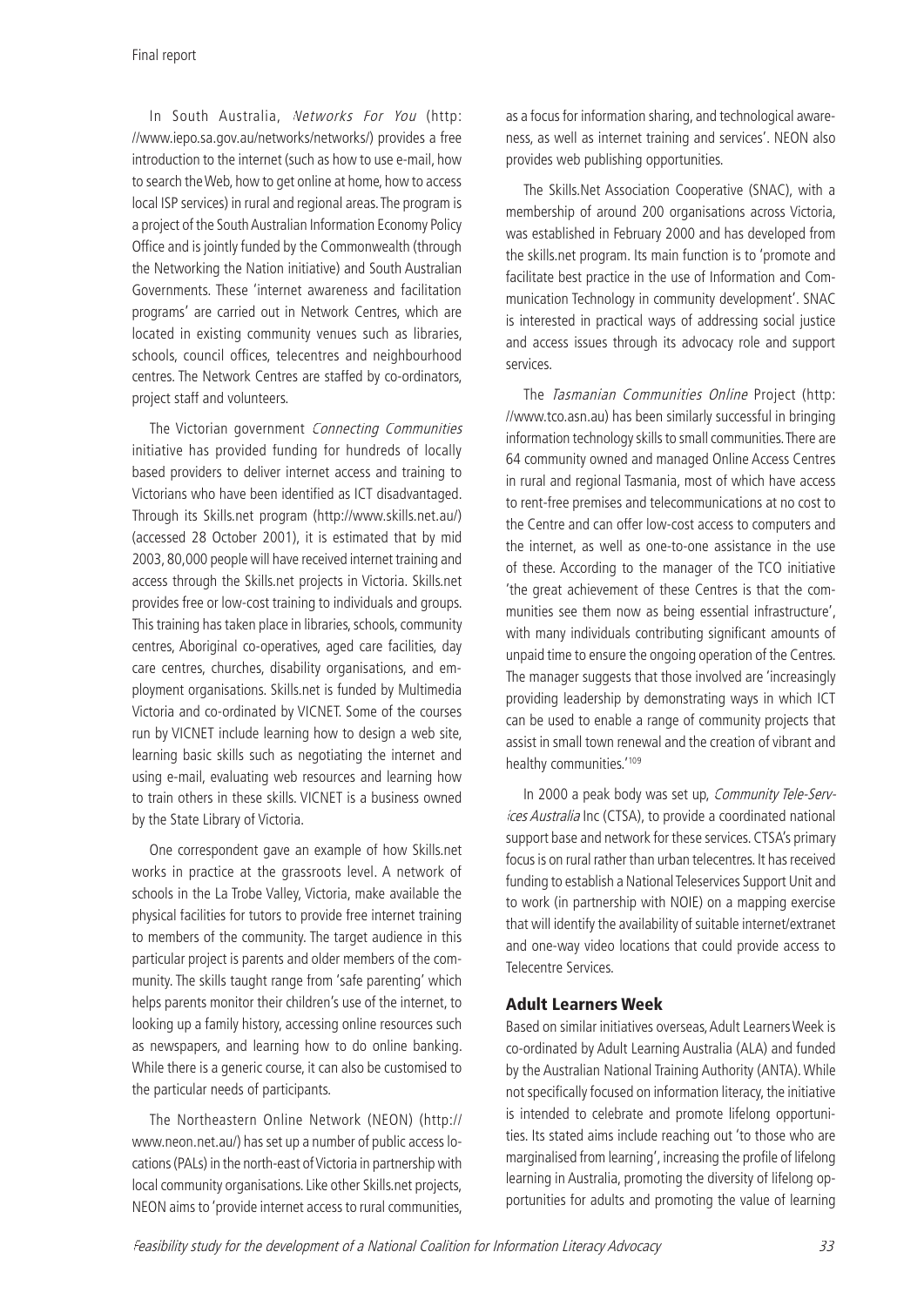In South Australia, *Networks For You* (http://www.iepo.sa.gov.au/networks/networks/) provides a free introduction to the internet (such as how to use e-mail, how to search the Web, how to get online at home, how to access local ISP services) in rural and regional areas. The program is a project of the South Australian Information Economy Policy Office and is jointly funded by the Commonwealth (through the Networking the Nation initiative) and South Australian Governments. These 'internet awareness and facilitation programs' are carried out in Network Centres, which are located in existing community venues such as libraries, schools, council offices, telecentres and neighbourhood centres. The Network Centres are staffed by co-ordinators, project staff and volunteers.

The Victorian government *Connecting Communities* initiative has provided funding for hundreds of locally based providers to deliver internet access and training to Victorians who have been identified as ICT disadvantaged. Through its Skills.net program (http://www.skills.net.au/) (accessed 28 October 2001), it is estimated that by mid 2003, 80,000 people will have received internet training and access through the Skills.net projects in Victoria. Skills.net provides free or low-cost training to individuals and groups. This training has taken place in libraries, schools, community centres, Aboriginal co-operatives, aged care facilities, day care centres, churches, disability organisations, and employment organisations. Skills.net is funded by Multimedia Victoria and co-ordinated by VICNET. Some of the courses run by VICNET include learning how to design a web site, learning basic skills such as negotiating the internet and using e-mail, evaluating web resources and learning how to train others in these skills. VICNET is a business owned by the State Library of Victoria.

One correspondent gave an example of how Skills.net works in practice at the grassroots level. A network of schools in the La Trobe Valley, Victoria, make available the physical facilities for tutors to provide free internet training to members of the community. The target audience in this particular project is parents and older members of the community. The skills taught range from 'safe parenting' which helps parents monitor their children's use of the internet, to looking up a family history, accessing online resources such as newspapers, and learning how to do online banking. While there is a generic course, it can also be customised to the particular needs of participants.

The Northeastern Online Network (NEON) (http://www.neon.net.au/) has set up a number of public access locations (PALs) in the north-east of Victoria in partnership with local community organisations. Like other Skills.net projects, NEON aims to 'provide internet access to rural communities, as a focus for information sharing, and technological awareness, as well as internet training and services'. NEON also provides web publishing opportunities.

The Skills.Net Association Cooperative (SNAC), with a membership of around 200 organisations across Victoria, was established in February 2000 and has developed from the skills.net program. Its main function is to 'promote and facilitate best practice in the use of Information and Communication Technology in community development'. SNAC is interested in practical ways of addressing social justice and access issues through its advocacy role and support services.

The *Tasmanian Communities Online* Project (http://www.tco.asn.au) has been similarly successful in bringing information technology skills to small communities. There are 64 community owned and managed Online Access Centres in rural and regional Tasmania, most of which have access to rent-free premises and telecommunications at no cost to the Centre and can offer low-cost access to computers and the internet, as well as one-to-one assistance in the use of these. According to the manager of the TCO initiative 'the great achievement of these Centres is that the communities see them now as being essential infrastructure', with many individuals contributing significant amounts of unpaid time to ensure the ongoing operation of the Centres. The manager suggests that those involved are 'increasingly providing leadership by demonstrating ways in which ICT can be used to enable a range of community projects that assist in small town renewal and the creation of vibrant and healthy communities.'[109]

In 2000 a peak body was set up, *Community Tele-Services Australia* Inc (CTSA), to provide a coordinated national support base and network for these services. CTSA's primary focus is on rural rather than urban telecentres. It has received funding to establish a National Teleservices Support Unit and to work (in partnership with NOIE) on a mapping exercise that will identify the availability of suitable internet/extranet and one-way video locations that could provide access to Telecentre Services.

### Adult Learners Week

Based on similar initiatives overseas, Adult Learners Week is co-ordinated by Adult Learning Australia (ALA) and funded by the Australian National Training Authority (ANTA). While not specifically focused on information literacy, the initiative is intended to celebrate and promote lifelong opportunities. Its stated aims include reaching out 'to those who are marginalised from learning', increasing the profile of lifelong learning in Australia, promoting the diversity of lifelong opportunities for adults and promoting the value of learning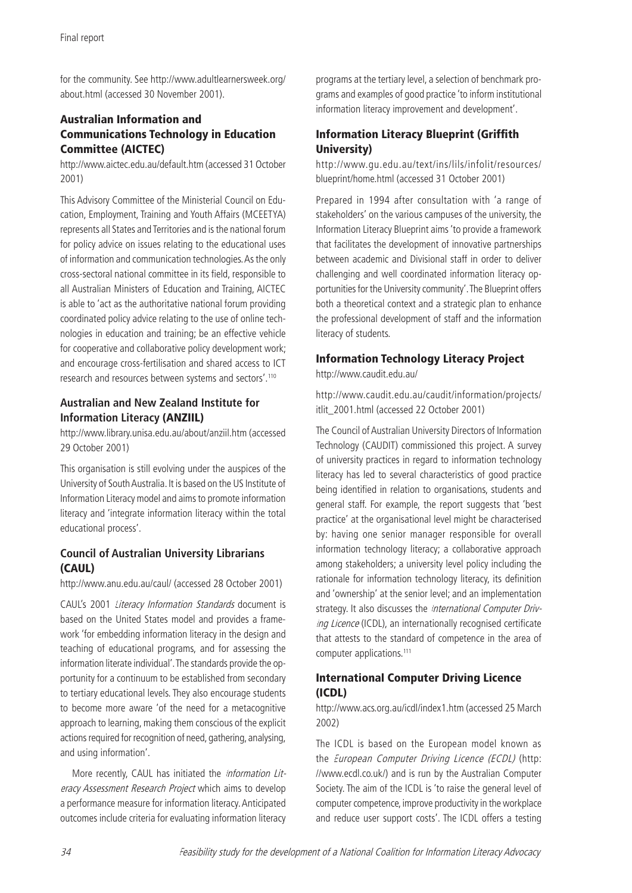for the community. See http://www.adultlearnersweek.org/about.html (accessed 30 November 2001).

### Australian Information and Communications Technology in Education Committee (AICTEC)

http://www.aictec.edu.au/default.htm (accessed 31 October 2001)

This Advisory Committee of the Ministerial Council on Education, Employment, Training and Youth Affairs (MCEETYA) represents all States and Territories and is the national forum for policy advice on issues relating to the educational uses of information and communication technologies. As the only cross-sectoral national committee in its field, responsible to all Australian Ministers of Education and Training, AICTEC is able to 'act as the authoritative national forum providing coordinated policy advice relating to the use of online technologies in education and training; be an effective vehicle for cooperative and collaborative policy development work; and encourage cross-fertilisation and shared access to ICT research and resources between systems and sectors'.[110]

### Australian and New Zealand Institute for Information Literacy (ANZIIL)

http://www.library.unisa.edu.au/about/anziil.htm (accessed 29 October 2001)

This organisation is still evolving under the auspices of the University of South Australia. It is based on the US Institute of Information Literacy model and aims to promote information literacy and 'integrate information literacy within the total educational process'.

### Council of Australian University Librarians (CAUL)

http://www.anu.edu.au/caul/ (accessed 28 October 2001)

CAUL's 2001 *Literacy Information Standards* document is based on the United States model and provides a framework 'for embedding information literacy in the design and teaching of educational programs, and for assessing the information literate individual'. The standards provide the opportunity for a continuum to be established from secondary to tertiary educational levels. They also encourage students to become more aware 'of the need for a metacognitive approach to learning, making them conscious of the explicit actions required for recognition of need, gathering, analysing, and using information'.

More recently, CAUL has initiated the *Information Literacy Assessment Research Project* which aims to develop a performance measure for information literacy. Anticipated outcomes include criteria for evaluating information literacy programs at the tertiary level, a selection of benchmark programs and examples of good practice 'to inform institutional information literacy improvement and development'.

### Information Literacy Blueprint (Griffith University)

http://www.gu.edu.au/text/ins/lils/infolit/resources/blueprint/home.html (accessed 31 October 2001)

Prepared in 1994 after consultation with 'a range of stakeholders' on the various campuses of the university, the Information Literacy Blueprint aims 'to provide a framework that facilitates the development of innovative partnerships between academic and Divisional staff in order to deliver challenging and well coordinated information literacy opportunities for the University community'. The Blueprint offers both a theoretical context and a strategic plan to enhance the professional development of staff and the information literacy of students.

### Information Technology Literacy Project

http://www.caudit.edu.au/

http://www.caudit.edu.au/caudit/information/projects/itlit_2001.html (accessed 22 October 2001)

The Council of Australian University Directors of Information Technology (CAUDIT) commissioned this project. A survey of university practices in regard to information technology literacy has led to several characteristics of good practice being identified in relation to organisations, students and general staff. For example, the report suggests that 'best practice' at the organisational level might be characterised by: having one senior manager responsible for overall information technology literacy; a collaborative approach among stakeholders; a university level policy including the rationale for information technology literacy, its definition and 'ownership' at the senior level; and an implementation strategy. It also discusses the *International Computer Driving Licence* (ICDL), an internationally recognised certificate that attests to the standard of competence in the area of computer applications.[111]

### International Computer Driving Licence (ICDL)

http://www.acs.org.au/icdl/index1.htm (accessed 25 March 2002)

The ICDL is based on the European model known as the *European Computer Driving Licence (ECDL)* (http://www.ecdl.co.uk/) and is run by the Australian Computer Society. The aim of the ICDL is 'to raise the general level of computer competence, improve productivity in the workplace and reduce user support costs'. The ICDL offers a testing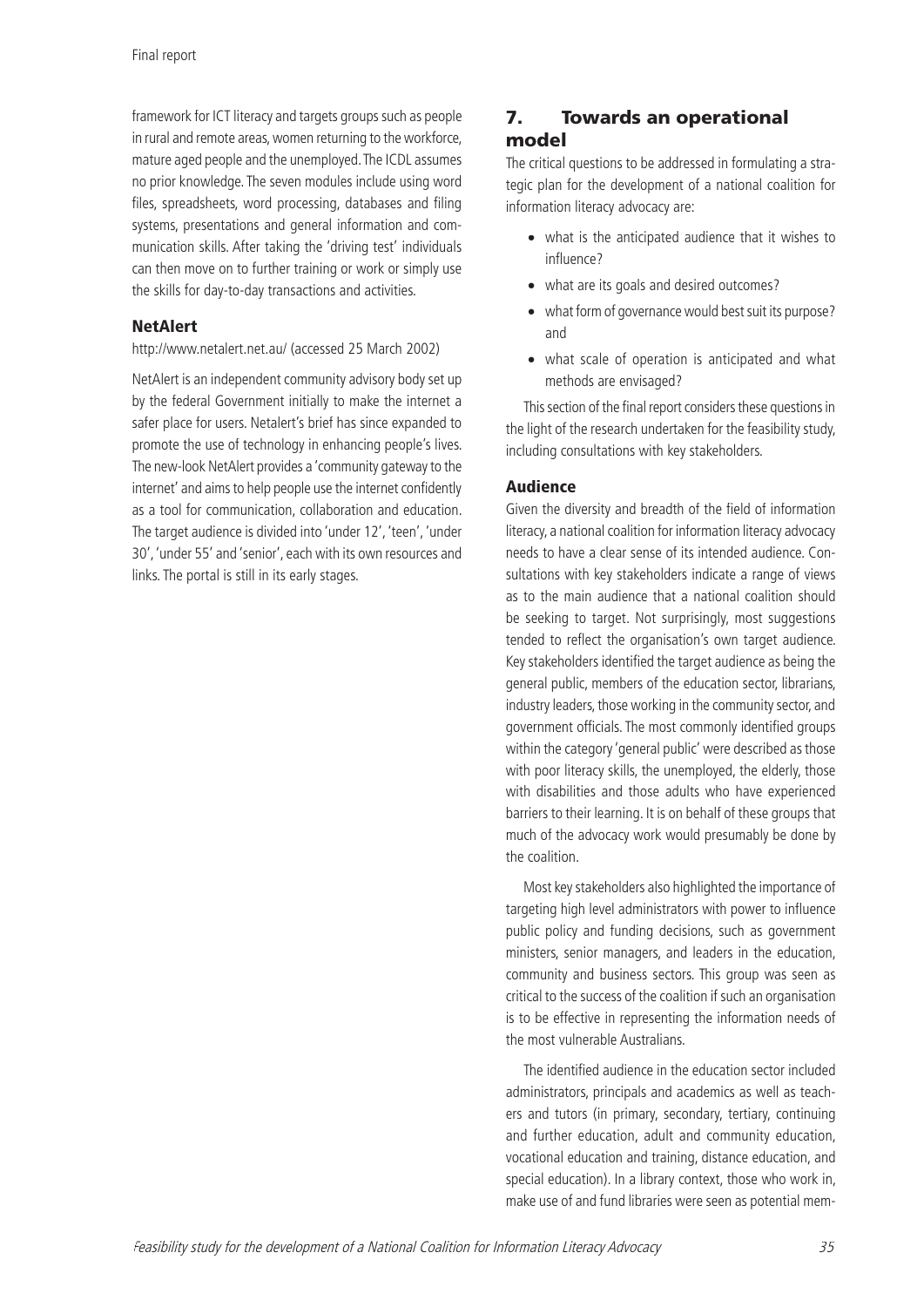framework for ICT literacy and targets groups such as people in rural and remote areas, women returning to the workforce, mature aged people and the unemployed. The ICDL assumes no prior knowledge. The seven modules include using word files, spreadsheets, word processing, databases and filing systems, presentations and general information and communication skills. After taking the 'driving test' individuals can then move on to further training or work or simply use the skills for day-to-day transactions and activities.

### NetAlert

http://www.netalert.net.au/ (accessed 25 March 2002)

NetAlert is an independent community advisory body set up by the federal Government initially to make the internet a safer place for users. Netalert's brief has since expanded to promote the use of technology in enhancing people's lives. The new-look NetAlert provides a 'community gateway to the internet' and aims to help people use the internet confidently as a tool for communication, collaboration and education. The target audience is divided into 'under 12', 'teen', 'under 30', 'under 55' and 'senior', each with its own resources and links. The portal is still in its early stages.

## 7. Towards an operational model

The critical questions to be addressed in formulating a strategic plan for the development of a national coalition for information literacy advocacy are:

- what is the anticipated audience that it wishes to influence?
- what are its goals and desired outcomes?
- what form of governance would best suit its purpose? and
- what scale of operation is anticipated and what methods are envisaged?

This section of the final report considers these questions in the light of the research undertaken for the feasibility study, including consultations with key stakeholders.

### Audience

Given the diversity and breadth of the field of information literacy, a national coalition for information literacy advocacy needs to have a clear sense of its intended audience. Consultations with key stakeholders indicate a range of views as to the main audience that a national coalition should be seeking to target. Not surprisingly, most suggestions tended to reflect the organisation's own target audience. Key stakeholders identified the target audience as being the general public, members of the education sector, librarians, industry leaders, those working in the community sector, and government officials. The most commonly identified groups within the category 'general public' were described as those with poor literacy skills, the unemployed, the elderly, those with disabilities and those adults who have experienced barriers to their learning. It is on behalf of these groups that much of the advocacy work would presumably be done by the coalition.

Most key stakeholders also highlighted the importance of targeting high level administrators with power to influence public policy and funding decisions, such as government ministers, senior managers, and leaders in the education, community and business sectors. This group was seen as critical to the success of the coalition if such an organisation is to be effective in representing the information needs of the most vulnerable Australians.

The identified audience in the education sector included administrators, principals and academics as well as teachers and tutors (in primary, secondary, tertiary, continuing and further education, adult and community education, vocational education and training, distance education, and special education). In a library context, those who work in, make use of and fund libraries were seen as potential mem-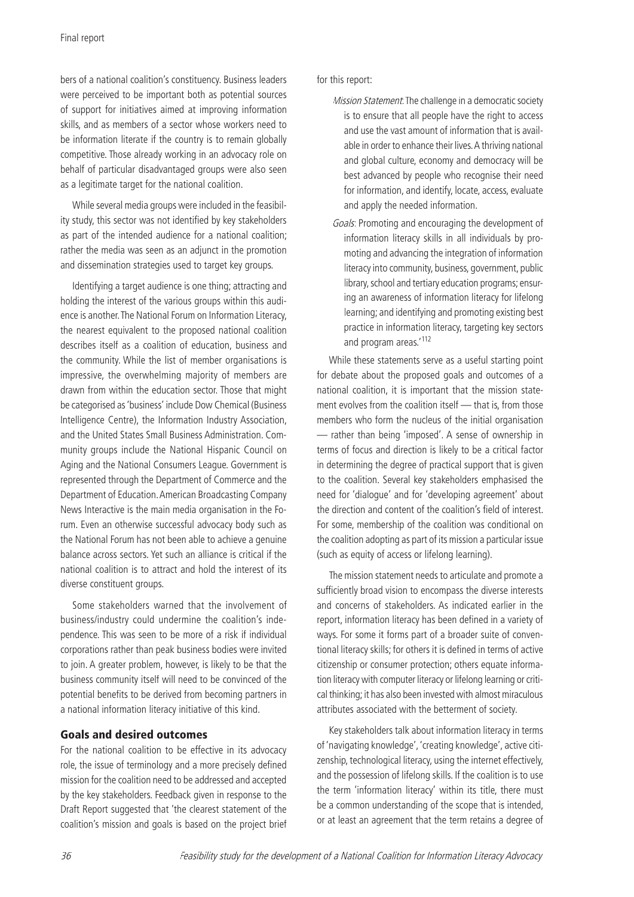bers of a national coalition's constituency. Business leaders were perceived to be important both as potential sources of support for initiatives aimed at improving information skills, and as members of a sector whose workers need to be information literate if the country is to remain globally competitive. Those already working in an advocacy role on behalf of particular disadvantaged groups were also seen as a legitimate target for the national coalition.

While several media groups were included in the feasibility study, this sector was not identified by key stakeholders as part of the intended audience for a national coalition; rather the media was seen as an adjunct in the promotion and dissemination strategies used to target key groups.

Identifying a target audience is one thing; attracting and holding the interest of the various groups within this audience is another. The National Forum on Information Literacy, the nearest equivalent to the proposed national coalition describes itself as a coalition of education, business and the community. While the list of member organisations is impressive, the overwhelming majority of members are drawn from within the education sector. Those that might be categorised as 'business' include Dow Chemical (Business Intelligence Centre), the Information Industry Association, and the United States Small Business Administration. Community groups include the National Hispanic Council on Aging and the National Consumers League. Government is represented through the Department of Commerce and the Department of Education. American Broadcasting Company News Interactive is the main media organisation in the Forum. Even an otherwise successful advocacy body such as the National Forum has not been able to achieve a genuine balance across sectors. Yet such an alliance is critical if the national coalition is to attract and hold the interest of its diverse constituent groups.

Some stakeholders warned that the involvement of business/industry could undermine the coalition's independence. This was seen to be more of a risk if individual corporations rather than peak business bodies were invited to join. A greater problem, however, is likely to be that the business community itself will need to be convinced of the potential benefits to be derived from becoming partners in a national information literacy initiative of this kind.

## Goals and desired outcomes

For the national coalition to be effective in its advocacy role, the issue of terminology and a more precisely defined mission for the coalition need to be addressed and accepted by the key stakeholders. Feedback given in response to the Draft Report suggested that 'the clearest statement of the coalition's mission and goals is based on the project brief for this report:

> *Mission Statement*: The challenge in a democratic society is to ensure that all people have the right to access and use the vast amount of information that is available in order to enhance their lives. A thriving national and global culture, economy and democracy will be best advanced by people who recognise their need for information, and identify, locate, access, evaluate and apply the needed information.
>
> *Goals*: Promoting and encouraging the development of information literacy skills in all individuals by promoting and advancing the integration of information literacy into community, business, government, public library, school and tertiary education programs; ensuring an awareness of information literacy for lifelong learning; and identifying and promoting existing best practice in information literacy, targeting key sectors and program areas.'[112]

While these statements serve as a useful starting point for debate about the proposed goals and outcomes of a national coalition, it is important that the mission statement evolves from the coalition itself — that is, from those members who form the nucleus of the initial organisation — rather than being 'imposed'. A sense of ownership in terms of focus and direction is likely to be a critical factor in determining the degree of practical support that is given to the coalition. Several key stakeholders emphasised the need for 'dialogue' and for 'developing agreement' about the direction and content of the coalition's field of interest. For some, membership of the coalition was conditional on the coalition adopting as part of its mission a particular issue (such as equity of access or lifelong learning).

The mission statement needs to articulate and promote a sufficiently broad vision to encompass the diverse interests and concerns of stakeholders. As indicated earlier in the report, information literacy has been defined in a variety of ways. For some it forms part of a broader suite of conventional literacy skills; for others it is defined in terms of active citizenship or consumer protection; others equate information literacy with computer literacy or lifelong learning or critical thinking; it has also been invested with almost miraculous attributes associated with the betterment of society.

Key stakeholders talk about information literacy in terms of 'navigating knowledge', 'creating knowledge', active citizenship, technological literacy, using the internet effectively, and the possession of lifelong skills. If the coalition is to use the term 'information literacy' within its title, there must be a common understanding of the scope that is intended, or at least an agreement that the term retains a degree of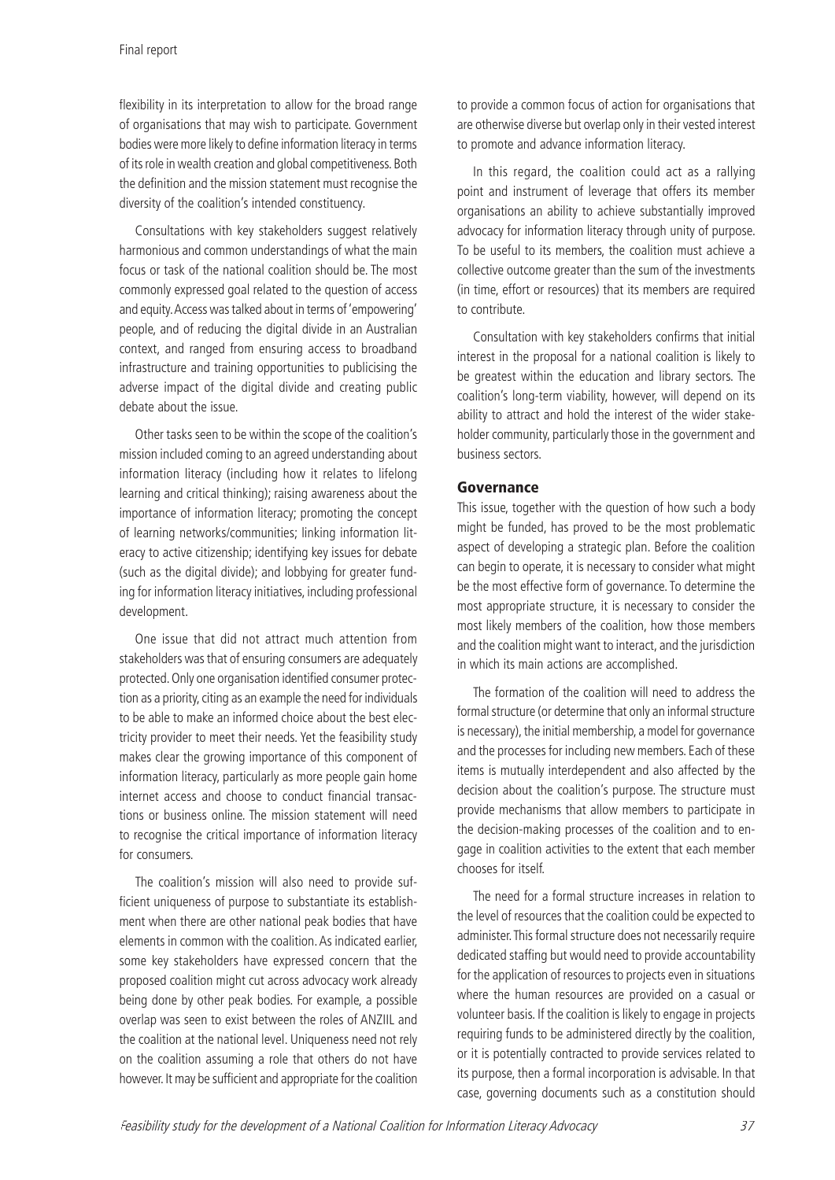flexibility in its interpretation to allow for the broad range of organisations that may wish to participate. Government bodies were more likely to define information literacy in terms of its role in wealth creation and global competitiveness. Both the definition and the mission statement must recognise the diversity of the coalition's intended constituency.

Consultations with key stakeholders suggest relatively harmonious and common understandings of what the main focus or task of the national coalition should be. The most commonly expressed goal related to the question of access and equity. Access was talked about in terms of 'empowering' people, and of reducing the digital divide in an Australian context, and ranged from ensuring access to broadband infrastructure and training opportunities to publicising the adverse impact of the digital divide and creating public debate about the issue.

Other tasks seen to be within the scope of the coalition's mission included coming to an agreed understanding about information literacy (including how it relates to lifelong learning and critical thinking); raising awareness about the importance of information literacy; promoting the concept of learning networks/communities; linking information literacy to active citizenship; identifying key issues for debate (such as the digital divide); and lobbying for greater funding for information literacy initiatives, including professional development.

One issue that did not attract much attention from stakeholders was that of ensuring consumers are adequately protected. Only one organisation identified consumer protection as a priority, citing as an example the need for individuals to be able to make an informed choice about the best electricity provider to meet their needs. Yet the feasibility study makes clear the growing importance of this component of information literacy, particularly as more people gain home internet access and choose to conduct financial transactions or business online. The mission statement will need to recognise the critical importance of information literacy for consumers.

The coalition's mission will also need to provide sufficient uniqueness of purpose to substantiate its establishment when there are other national peak bodies that have elements in common with the coalition. As indicated earlier, some key stakeholders have expressed concern that the proposed coalition might cut across advocacy work already being done by other peak bodies. For example, a possible overlap was seen to exist between the roles of ANZIIL and the coalition at the national level. Uniqueness need not rely on the coalition assuming a role that others do not have however. It may be sufficient and appropriate for the coalition to provide a common focus of action for organisations that are otherwise diverse but overlap only in their vested interest to promote and advance information literacy.

In this regard, the coalition could act as a rallying point and instrument of leverage that offers its member organisations an ability to achieve substantially improved advocacy for information literacy through unity of purpose. To be useful to its members, the coalition must achieve a collective outcome greater than the sum of the investments (in time, effort or resources) that its members are required to contribute.

Consultation with key stakeholders confirms that initial interest in the proposal for a national coalition is likely to be greatest within the education and library sectors. The coalition's long-term viability, however, will depend on its ability to attract and hold the interest of the wider stakeholder community, particularly those in the government and business sectors.

## Governance

This issue, together with the question of how such a body might be funded, has proved to be the most problematic aspect of developing a strategic plan. Before the coalition can begin to operate, it is necessary to consider what might be the most effective form of governance. To determine the most appropriate structure, it is necessary to consider the most likely members of the coalition, how those members and the coalition might want to interact, and the jurisdiction in which its main actions are accomplished.

The formation of the coalition will need to address the formal structure (or determine that only an informal structure is necessary), the initial membership, a model for governance and the processes for including new members. Each of these items is mutually interdependent and also affected by the decision about the coalition's purpose. The structure must provide mechanisms that allow members to participate in the decision-making processes of the coalition and to engage in coalition activities to the extent that each member chooses for itself.

The need for a formal structure increases in relation to the level of resources that the coalition could be expected to administer. This formal structure does not necessarily require dedicated staffing but would need to provide accountability for the application of resources to projects even in situations where the human resources are provided on a casual or volunteer basis. If the coalition is likely to engage in projects requiring funds to be administered directly by the coalition, or it is potentially contracted to provide services related to its purpose, then a formal incorporation is advisable. In that case, governing documents such as a constitution should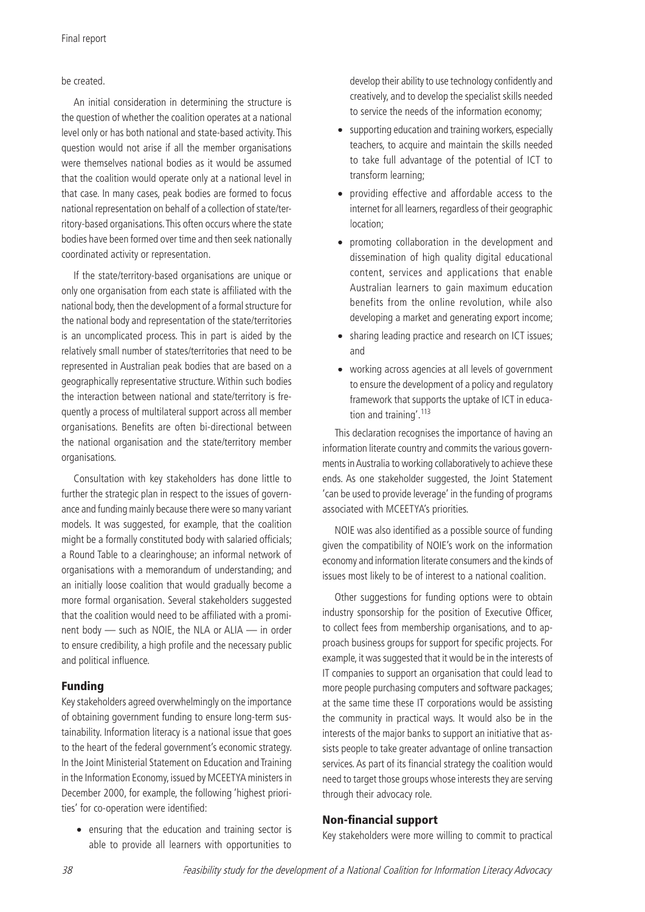be created.

An initial consideration in determining the structure is the question of whether the coalition operates at a national level only or has both national and state-based activity. This question would not arise if all the member organisations were themselves national bodies as it would be assumed that the coalition would operate only at a national level in that case. In many cases, peak bodies are formed to focus national representation on behalf of a collection of state/territory-based organisations. This often occurs where the state bodies have been formed over time and then seek nationally coordinated activity or representation.

If the state/territory-based organisations are unique or only one organisation from each state is affiliated with the national body, then the development of a formal structure for the national body and representation of the state/territories is an uncomplicated process. This in part is aided by the relatively small number of states/territories that need to be represented in Australian peak bodies that are based on a geographically representative structure. Within such bodies the interaction between national and state/territory is frequently a process of multilateral support across all member organisations. Benefits are often bi-directional between the national organisation and the state/territory member organisations.

Consultation with key stakeholders has done little to further the strategic plan in respect to the issues of governance and funding mainly because there were so many variant models. It was suggested, for example, that the coalition might be a formally constituted body with salaried officials; a Round Table to a clearinghouse; an informal network of organisations with a memorandum of understanding; and an initially loose coalition that would gradually become a more formal organisation. Several stakeholders suggested that the coalition would need to be affiliated with a prominent body — such as NOIE, the NLA or ALIA — in order to ensure credibility, a high profile and the necessary public and political influence.

## Funding

Key stakeholders agreed overwhelmingly on the importance of obtaining government funding to ensure long-term sustainability. Information literacy is a national issue that goes to the heart of the federal government's economic strategy. In the Joint Ministerial Statement on Education and Training in the Information Economy, issued by MCEETYA ministers in December 2000, for example, the following 'highest priorities' for co-operation were identified:

- ensuring that the education and training sector is able to provide all learners with opportunities to develop their ability to use technology confidently and creatively, and to develop the specialist skills needed to service the needs of the information economy;
- supporting education and training workers, especially teachers, to acquire and maintain the skills needed to take full advantage of the potential of ICT to transform learning;
- providing effective and affordable access to the internet for all learners, regardless of their geographic location;
- promoting collaboration in the development and dissemination of high quality digital educational content, services and applications that enable Australian learners to gain maximum education benefits from the online revolution, while also developing a market and generating export income;
- sharing leading practice and research on ICT issues; and
- working across agencies at all levels of government to ensure the development of a policy and regulatory framework that supports the uptake of ICT in education and training'.[113]

This declaration recognises the importance of having an information literate country and commits the various governments in Australia to working collaboratively to achieve these ends. As one stakeholder suggested, the Joint Statement 'can be used to provide leverage' in the funding of programs associated with MCEETYA's priorities.

NOIE was also identified as a possible source of funding given the compatibility of NOIE's work on the information economy and information literate consumers and the kinds of issues most likely to be of interest to a national coalition.

Other suggestions for funding options were to obtain industry sponsorship for the position of Executive Officer, to collect fees from membership organisations, and to approach business groups for support for specific projects. For example, it was suggested that it would be in the interests of IT companies to support an organisation that could lead to more people purchasing computers and software packages; at the same time these IT corporations would be assisting the community in practical ways. It would also be in the interests of the major banks to support an initiative that assists people to take greater advantage of online transaction services. As part of its financial strategy the coalition would need to target those groups whose interests they are serving through their advocacy role.

## Non-financial support

Key stakeholders were more willing to commit to practical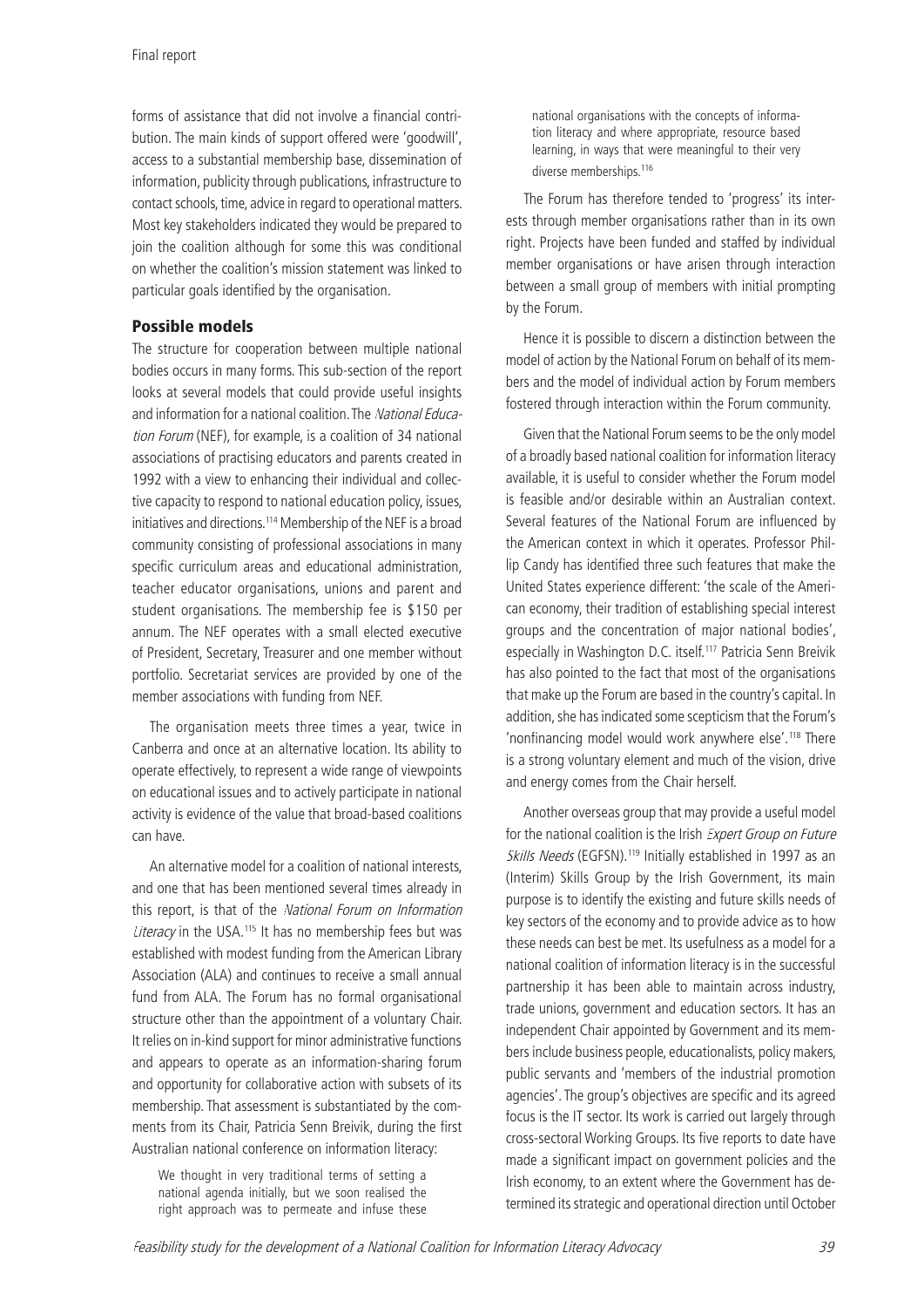forms of assistance that did not involve a financial contribution. The main kinds of support offered were 'goodwill', access to a substantial membership base, dissemination of information, publicity through publications, infrastructure to contact schools, time, advice in regard to operational matters. Most key stakeholders indicated they would be prepared to join the coalition although for some this was conditional on whether the coalition's mission statement was linked to particular goals identified by the organisation.

## Possible models

The structure for cooperation between multiple national bodies occurs in many forms. This sub-section of the report looks at several models that could provide useful insights and information for a national coalition. The *National Education Forum* (NEF), for example, is a coalition of 34 national associations of practising educators and parents created in 1992 with a view to enhancing their individual and collective capacity to respond to national education policy, issues, initiatives and directions.[114] Membership of the NEF is a broad community consisting of professional associations in many specific curriculum areas and educational administration, teacher educator organisations, unions and parent and student organisations. The membership fee is $150 per annum. The NEF operates with a small elected executive of President, Secretary, Treasurer and one member without portfolio. Secretariat services are provided by one of the member associations with funding from NEF.

The organisation meets three times a year, twice in Canberra and once at an alternative location. Its ability to operate effectively, to represent a wide range of viewpoints on educational issues and to actively participate in national activity is evidence of the value that broad-based coalitions can have.

An alternative model for a coalition of national interests, and one that has been mentioned several times already in this report, is that of the *National Forum on Information Literacy* in the USA.[115] It has no membership fees but was established with modest funding from the American Library Association (ALA) and continues to receive a small annual fund from ALA. The Forum has no formal organisational structure other than the appointment of a voluntary Chair. It relies on in-kind support for minor administrative functions and appears to operate as an information-sharing forum and opportunity for collaborative action with subsets of its membership. That assessment is substantiated by the comments from its Chair, Patricia Senn Breivik, during the first Australian national conference on information literacy:

> We thought in very traditional terms of setting a national agenda initially, but we soon realised the right approach was to permeate and infuse these national organisations with the concepts of information literacy and where appropriate, resource based learning, in ways that were meaningful to their very diverse memberships.[116]

The Forum has therefore tended to 'progress' its interests through member organisations rather than in its own right. Projects have been funded and staffed by individual member organisations or have arisen through interaction between a small group of members with initial prompting by the Forum.

Hence it is possible to discern a distinction between the model of action by the National Forum on behalf of its members and the model of individual action by Forum members fostered through interaction within the Forum community.

Given that the National Forum seems to be the only model of a broadly based national coalition for information literacy available, it is useful to consider whether the Forum model is feasible and/or desirable within an Australian context. Several features of the National Forum are influenced by the American context in which it operates. Professor Phillip Candy has identified three such features that make the United States experience different: 'the scale of the American economy, their tradition of establishing special interest groups and the concentration of major national bodies', especially in Washington D.C. itself.[117] Patricia Senn Breivik has also pointed to the fact that most of the organisations that make up the Forum are based in the country's capital. In addition, she has indicated some scepticism that the Forum's 'nonfinancing model would work anywhere else'.[118] There is a strong voluntary element and much of the vision, drive and energy comes from the Chair herself.

Another overseas group that may provide a useful model for the national coalition is the Irish *Expert Group on Future Skills Needs* (EGFSN).[119] Initially established in 1997 as an (Interim) Skills Group by the Irish Government, its main purpose is to identify the existing and future skills needs of key sectors of the economy and to provide advice as to how these needs can best be met. Its usefulness as a model for a national coalition of information literacy is in the successful partnership it has been able to maintain across industry, trade unions, government and education sectors. It has an independent Chair appointed by Government and its members include business people, educationalists, policy makers, public servants and 'members of the industrial promotion agencies'. The group's objectives are specific and its agreed focus is the IT sector. Its work is carried out largely through cross-sectoral Working Groups. Its five reports to date have made a significant impact on government policies and the Irish economy, to an extent where the Government has determined its strategic and operational direction until October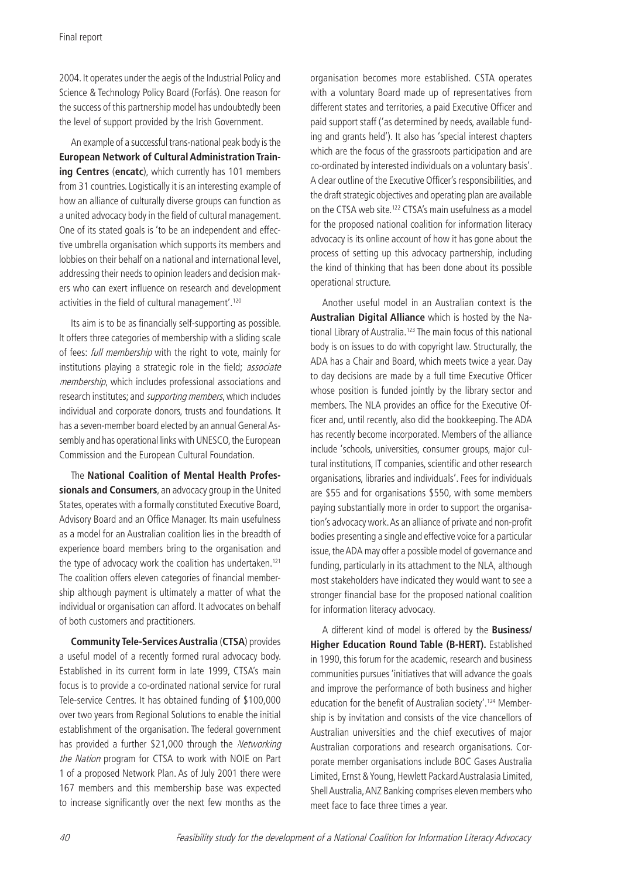2004. It operates under the aegis of the Industrial Policy and Science & Technology Policy Board (Forfás). One reason for the success of this partnership model has undoubtedly been the level of support provided by the Irish Government.

An example of a successful trans-national peak body is the **European Network of Cultural Administration Training Centres** (**encatc**), which currently has 101 members from 31 countries. Logistically it is an interesting example of how an alliance of culturally diverse groups can function as a united advocacy body in the field of cultural management. One of its stated goals is 'to be an independent and effective umbrella organisation which supports its members and lobbies on their behalf on a national and international level, addressing their needs to opinion leaders and decision makers who can exert influence on research and development activities in the field of cultural management'.[120]

Its aim is to be as financially self-supporting as possible. It offers three categories of membership with a sliding scale of fees: *full membership* with the right to vote, mainly for institutions playing a strategic role in the field; *associate membership*, which includes professional associations and research institutes; and *supporting members*, which includes individual and corporate donors, trusts and foundations. It has a seven-member board elected by an annual General Assembly and has operational links with UNESCO, the European Commission and the European Cultural Foundation.

The **National Coalition of Mental Health Professionals and Consumers**, an advocacy group in the United States, operates with a formally constituted Executive Board, Advisory Board and an Office Manager. Its main usefulness as a model for an Australian coalition lies in the breadth of experience board members bring to the organisation and the type of advocacy work the coalition has undertaken.[121] The coalition offers eleven categories of financial membership although payment is ultimately a matter of what the individual or organisation can afford. It advocates on behalf of both customers and practitioners.

**Community Tele-Services Australia** (**CTSA**) provides a useful model of a recently formed rural advocacy body. Established in its current form in late 1999, CTSA's main focus is to provide a co-ordinated national service for rural Tele-service Centres. It has obtained funding of $100,000 over two years from Regional Solutions to enable the initial establishment of the organisation. The federal government has provided a further $21,000 through the *Networking the Nation* program for CTSA to work with NOIE on Part 1 of a proposed Network Plan. As of July 2001 there were 167 members and this membership base was expected to increase significantly over the next few months as the organisation becomes more established. CSTA operates with a voluntary Board made up of representatives from different states and territories, a paid Executive Officer and paid support staff ('as determined by needs, available funding and grants held'). It also has 'special interest chapters which are the focus of the grassroots participation and are co-ordinated by interested individuals on a voluntary basis'. A clear outline of the Executive Officer's responsibilities, and the draft strategic objectives and operating plan are available on the CTSA web site.[122] CTSA's main usefulness as a model for the proposed national coalition for information literacy advocacy is its online account of how it has gone about the process of setting up this advocacy partnership, including the kind of thinking that has been done about its possible operational structure.

Another useful model in an Australian context is the **Australian Digital Alliance** which is hosted by the National Library of Australia.[123] The main focus of this national body is on issues to do with copyright law. Structurally, the ADA has a Chair and Board, which meets twice a year. Day to day decisions are made by a full time Executive Officer whose position is funded jointly by the library sector and members. The NLA provides an office for the Executive Officer and, until recently, also did the bookkeeping. The ADA has recently become incorporated. Members of the alliance include 'schools, universities, consumer groups, major cultural institutions, IT companies, scientific and other research organisations, libraries and individuals'. Fees for individuals are $55 and for organisations $550, with some members paying substantially more in order to support the organisation's advocacy work. As an alliance of private and non-profit bodies presenting a single and effective voice for a particular issue, the ADA may offer a possible model of governance and funding, particularly in its attachment to the NLA, although most stakeholders have indicated they would want to see a stronger financial base for the proposed national coalition for information literacy advocacy.

A different kind of model is offered by the **Business/Higher Education Round Table (B-HERT).** Established in 1990, this forum for the academic, research and business communities pursues 'initiatives that will advance the goals and improve the performance of both business and higher education for the benefit of Australian society'.[124] Membership is by invitation and consists of the vice chancellors of Australian universities and the chief executives of major Australian corporations and research organisations. Corporate member organisations include BOC Gases Australia Limited, Ernst & Young, Hewlett Packard Australasia Limited, Shell Australia, ANZ Banking comprises eleven members who meet face to face three times a year.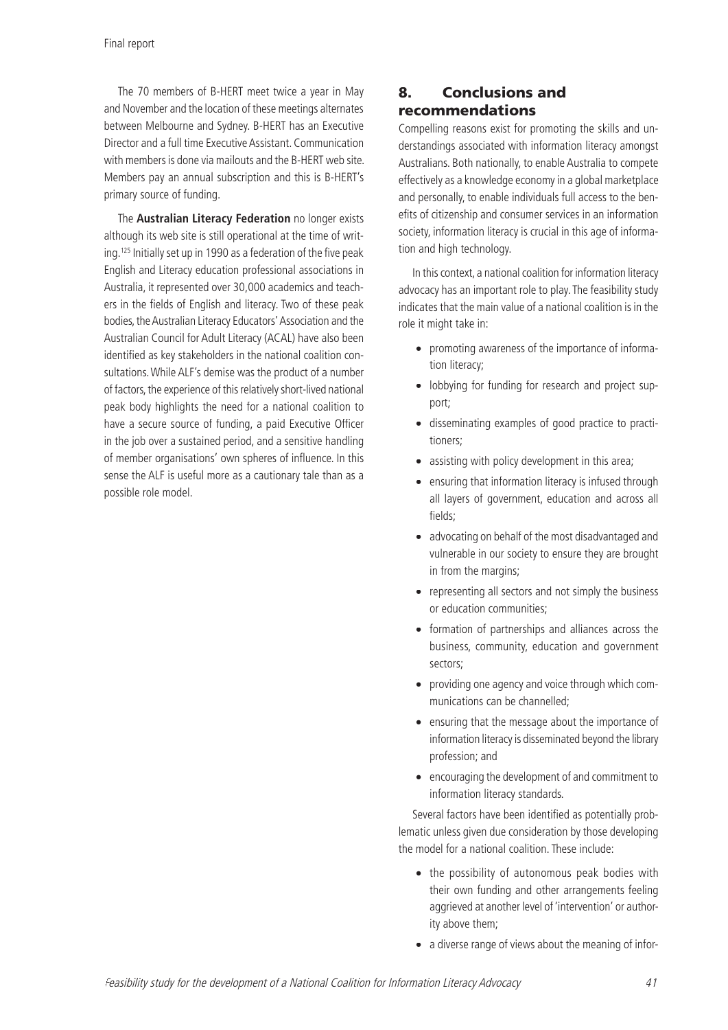The 70 members of B-HERT meet twice a year in May and November and the location of these meetings alternates between Melbourne and Sydney. B-HERT has an Executive Director and a full time Executive Assistant. Communication with members is done via mailouts and the B-HERT web site. Members pay an annual subscription and this is B-HERT's primary source of funding.

The **Australian Literacy Federation** no longer exists although its web site is still operational at the time of writing.[125] Initially set up in 1990 as a federation of the five peak English and Literacy education professional associations in Australia, it represented over 30,000 academics and teachers in the fields of English and literacy. Two of these peak bodies, the Australian Literacy Educators' Association and the Australian Council for Adult Literacy (ACAL) have also been identified as key stakeholders in the national coalition consultations. While ALF's demise was the product of a number of factors, the experience of this relatively short-lived national peak body highlights the need for a national coalition to have a secure source of funding, a paid Executive Officer in the job over a sustained period, and a sensitive handling of member organisations' own spheres of influence. In this sense the ALF is useful more as a cautionary tale than as a possible role model.

## 8. Conclusions and recommendations

Compelling reasons exist for promoting the skills and understandings associated with information literacy amongst Australians. Both nationally, to enable Australia to compete effectively as a knowledge economy in a global marketplace and personally, to enable individuals full access to the benefits of citizenship and consumer services in an information society, information literacy is crucial in this age of information and high technology.

In this context, a national coalition for information literacy advocacy has an important role to play. The feasibility study indicates that the main value of a national coalition is in the role it might take in:

- promoting awareness of the importance of information literacy;
- lobbying for funding for research and project support;
- disseminating examples of good practice to practitioners;
- assisting with policy development in this area;
- ensuring that information literacy is infused through all layers of government, education and across all fields;
- advocating on behalf of the most disadvantaged and vulnerable in our society to ensure they are brought in from the margins;
- representing all sectors and not simply the business or education communities;
- formation of partnerships and alliances across the business, community, education and government sectors;
- providing one agency and voice through which communications can be channelled;
- ensuring that the message about the importance of information literacy is disseminated beyond the library profession; and
- encouraging the development of and commitment to information literacy standards.

Several factors have been identified as potentially problematic unless given due consideration by those developing the model for a national coalition. These include:

- the possibility of autonomous peak bodies with their own funding and other arrangements feeling aggrieved at another level of 'intervention' or authority above them;
- a diverse range of views about the meaning of infor-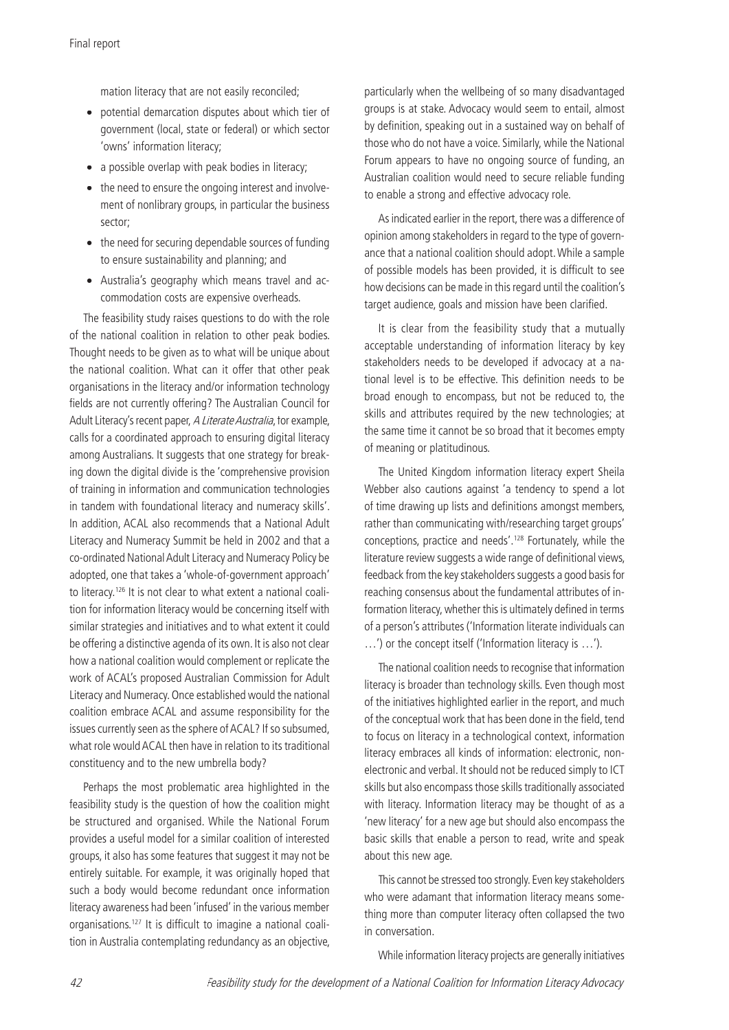mation literacy that are not easily reconciled;

- potential demarcation disputes about which tier of government (local, state or federal) or which sector 'owns' information literacy;
- a possible overlap with peak bodies in literacy;
- the need to ensure the ongoing interest and involvement of nonlibrary groups, in particular the business sector;
- the need for securing dependable sources of funding to ensure sustainability and planning; and
- Australia's geography which means travel and accommodation costs are expensive overheads.

The feasibility study raises questions to do with the role of the national coalition in relation to other peak bodies. Thought needs to be given as to what will be unique about the national coalition. What can it offer that other peak organisations in the literacy and/or information technology fields are not currently offering? The Australian Council for Adult Literacy's recent paper, *A Literate Australia*, for example, calls for a coordinated approach to ensuring digital literacy among Australians. It suggests that one strategy for breaking down the digital divide is the 'comprehensive provision of training in information and communication technologies in tandem with foundational literacy and numeracy skills'. In addition, ACAL also recommends that a National Adult Literacy and Numeracy Summit be held in 2002 and that a co-ordinated National Adult Literacy and Numeracy Policy be adopted, one that takes a 'whole-of-government approach' to literacy.[126] It is not clear to what extent a national coalition for information literacy would be concerning itself with similar strategies and initiatives and to what extent it could be offering a distinctive agenda of its own. It is also not clear how a national coalition would complement or replicate the work of ACAL's proposed Australian Commission for Adult Literacy and Numeracy. Once established would the national coalition embrace ACAL and assume responsibility for the issues currently seen as the sphere of ACAL? If so subsumed, what role would ACAL then have in relation to its traditional constituency and to the new umbrella body?

Perhaps the most problematic area highlighted in the feasibility study is the question of how the coalition might be structured and organised. While the National Forum provides a useful model for a similar coalition of interested groups, it also has some features that suggest it may not be entirely suitable. For example, it was originally hoped that such a body would become redundant once information literacy awareness had been 'infused' in the various member organisations.[127] It is difficult to imagine a national coalition in Australia contemplating redundancy as an objective, particularly when the wellbeing of so many disadvantaged groups is at stake. Advocacy would seem to entail, almost by definition, speaking out in a sustained way on behalf of those who do not have a voice. Similarly, while the National Forum appears to have no ongoing source of funding, an Australian coalition would need to secure reliable funding to enable a strong and effective advocacy role.

As indicated earlier in the report, there was a difference of opinion among stakeholders in regard to the type of governance that a national coalition should adopt. While a sample of possible models has been provided, it is difficult to see how decisions can be made in this regard until the coalition's target audience, goals and mission have been clarified.

It is clear from the feasibility study that a mutually acceptable understanding of information literacy by key stakeholders needs to be developed if advocacy at a national level is to be effective. This definition needs to be broad enough to encompass, but not be reduced to, the skills and attributes required by the new technologies; at the same time it cannot be so broad that it becomes empty of meaning or platitudinous.

The United Kingdom information literacy expert Sheila Webber also cautions against 'a tendency to spend a lot of time drawing up lists and definitions amongst members, rather than communicating with/researching target groups' conceptions, practice and needs'.[128] Fortunately, while the literature review suggests a wide range of definitional views, feedback from the key stakeholders suggests a good basis for reaching consensus about the fundamental attributes of information literacy, whether this is ultimately defined in terms of a person's attributes ('Information literate individuals can …') or the concept itself ('Information literacy is …').

The national coalition needs to recognise that information literacy is broader than technology skills. Even though most of the initiatives highlighted earlier in the report, and much of the conceptual work that has been done in the field, tend to focus on literacy in a technological context, information literacy embraces all kinds of information: electronic, non-electronic and verbal. It should not be reduced simply to ICT skills but also encompass those skills traditionally associated with literacy. Information literacy may be thought of as a 'new literacy' for a new age but should also encompass the basic skills that enable a person to read, write and speak about this new age.

This cannot be stressed too strongly. Even key stakeholders who were adamant that information literacy means something more than computer literacy often collapsed the two in conversation.

While information literacy projects are generally initiatives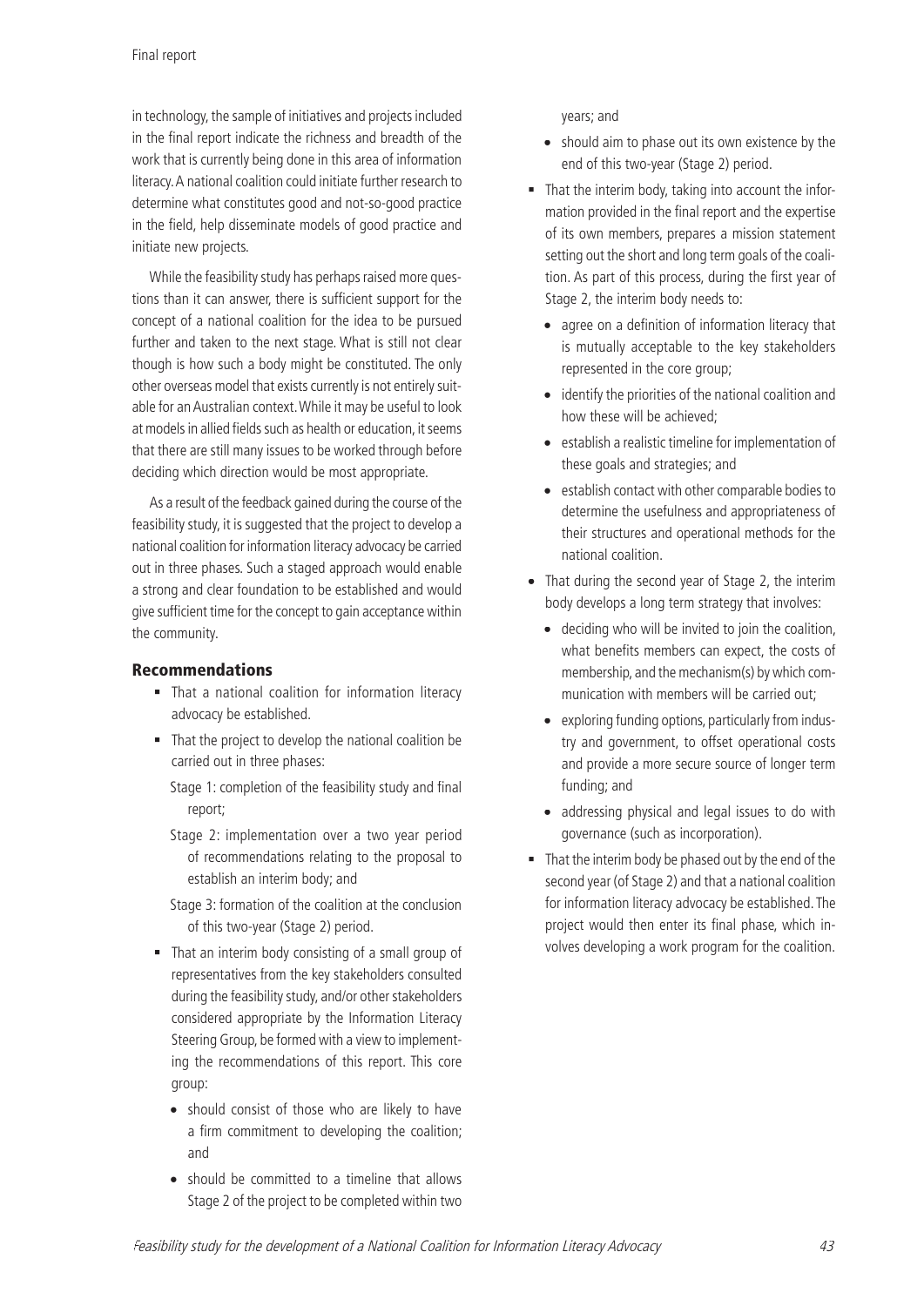in technology, the sample of initiatives and projects included in the final report indicate the richness and breadth of the work that is currently being done in this area of information literacy. A national coalition could initiate further research to determine what constitutes good and not-so-good practice in the field, help disseminate models of good practice and initiate new projects.

While the feasibility study has perhaps raised more questions than it can answer, there is sufficient support for the concept of a national coalition for the idea to be pursued further and taken to the next stage. What is still not clear though is how such a body might be constituted. The only other overseas model that exists currently is not entirely suitable for an Australian context. While it may be useful to look at models in allied fields such as health or education, it seems that there are still many issues to be worked through before deciding which direction would be most appropriate.

As a result of the feedback gained during the course of the feasibility study, it is suggested that the project to develop a national coalition for information literacy advocacy be carried out in three phases. Such a staged approach would enable a strong and clear foundation to be established and would give sufficient time for the concept to gain acceptance within the community.

## Recommendations

- That a national coalition for information literacy advocacy be established.
- That the project to develop the national coalition be carried out in three phases:

  Stage 1: completion of the feasibility study and final report;

  Stage 2: implementation over a two year period of recommendations relating to the proposal to establish an interim body; and

  Stage 3: formation of the coalition at the conclusion of this two-year (Stage 2) period.
- That an interim body consisting of a small group of representatives from the key stakeholders consulted during the feasibility study, and/or other stakeholders considered appropriate by the Information Literacy Steering Group, be formed with a view to implementing the recommendations of this report. This core group:
  - should consist of those who are likely to have a firm commitment to developing the coalition; and
  - should be committed to a timeline that allows Stage 2 of the project to be completed within two years; and
  - should aim to phase out its own existence by the end of this two-year (Stage 2) period.
- That the interim body, taking into account the information provided in the final report and the expertise of its own members, prepares a mission statement setting out the short and long term goals of the coalition. As part of this process, during the first year of Stage 2, the interim body needs to:
  - agree on a definition of information literacy that is mutually acceptable to the key stakeholders represented in the core group;
  - identify the priorities of the national coalition and how these will be achieved;
  - establish a realistic timeline for implementation of these goals and strategies; and
  - establish contact with other comparable bodies to determine the usefulness and appropriateness of their structures and operational methods for the national coalition.
- That during the second year of Stage 2, the interim body develops a long term strategy that involves:
  - deciding who will be invited to join the coalition, what benefits members can expect, the costs of membership, and the mechanism(s) by which communication with members will be carried out;
  - exploring funding options, particularly from industry and government, to offset operational costs and provide a more secure source of longer term funding; and
  - addressing physical and legal issues to do with governance (such as incorporation).
- That the interim body be phased out by the end of the second year (of Stage 2) and that a national coalition for information literacy advocacy be established. The project would then enter its final phase, which involves developing a work program for the coalition.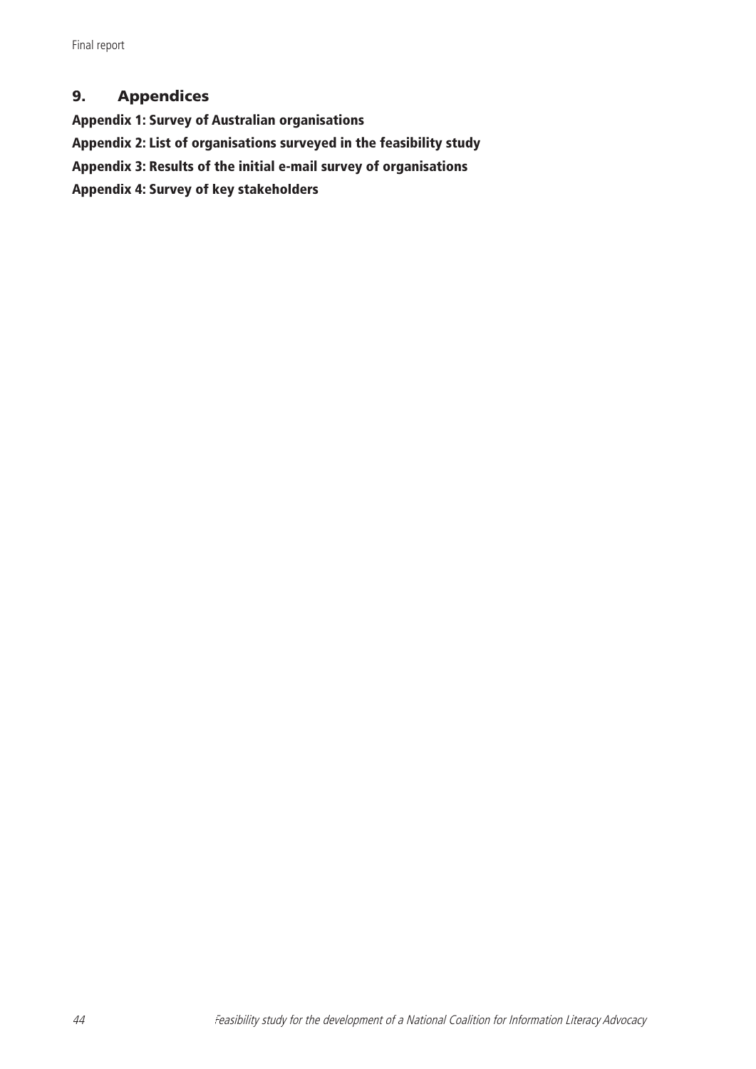## 9. Appendices

**Appendix 1: Survey of Australian organisations**

**Appendix 2: List of organisations surveyed in the feasibility study**

**Appendix 3: Results of the initial e-mail survey of organisations**

**Appendix 4: Survey of key stakeholders**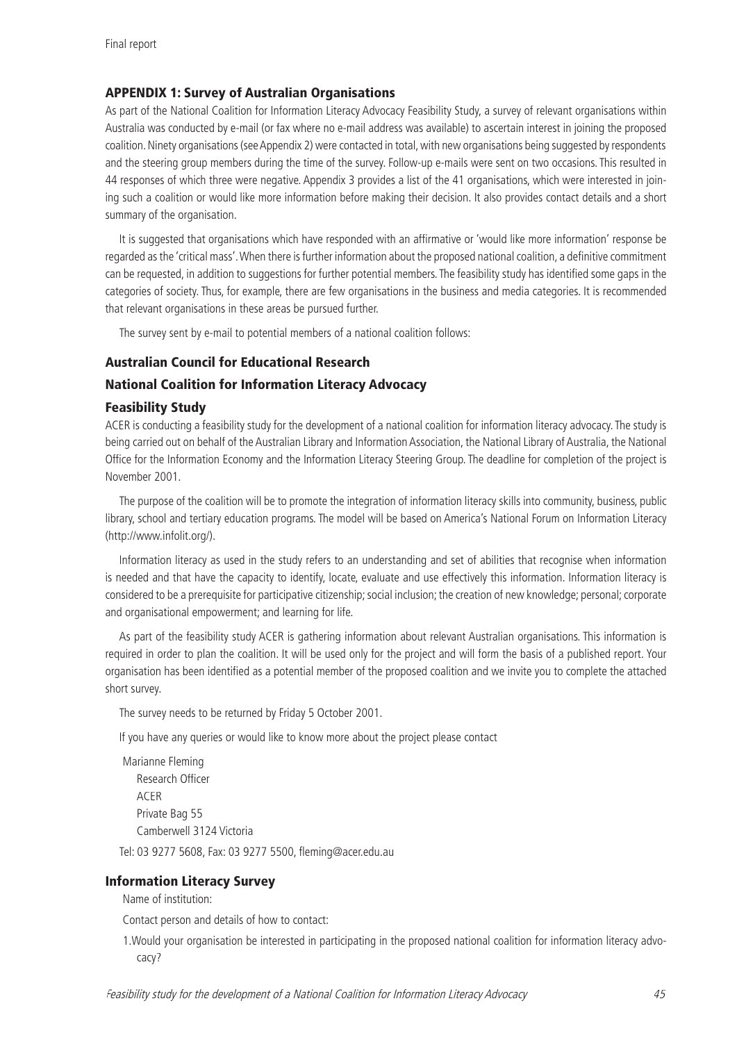## APPENDIX 1: Survey of Australian Organisations

As part of the National Coalition for Information Literacy Advocacy Feasibility Study, a survey of relevant organisations within Australia was conducted by e-mail (or fax where no e-mail address was available) to ascertain interest in joining the proposed coalition. Ninety organisations (see Appendix 2) were contacted in total, with new organisations being suggested by respondents and the steering group members during the time of the survey. Follow-up e-mails were sent on two occasions. This resulted in 44 responses of which three were negative. Appendix 3 provides a list of the 41 organisations, which were interested in joining such a coalition or would like more information before making their decision. It also provides contact details and a short summary of the organisation.

It is suggested that organisations which have responded with an affirmative or 'would like more information' response be regarded as the 'critical mass'. When there is further information about the proposed national coalition, a definitive commitment can be requested, in addition to suggestions for further potential members. The feasibility study has identified some gaps in the categories of society. Thus, for example, there are few organisations in the business and media categories. It is recommended that relevant organisations in these areas be pursued further.

The survey sent by e-mail to potential members of a national coalition follows:

### Australian Council for Educational Research

### National Coalition for Information Literacy Advocacy

### Feasibility Study

ACER is conducting a feasibility study for the development of a national coalition for information literacy advocacy. The study is being carried out on behalf of the Australian Library and Information Association, the National Library of Australia, the National Office for the Information Economy and the Information Literacy Steering Group. The deadline for completion of the project is November 2001.

The purpose of the coalition will be to promote the integration of information literacy skills into community, business, public library, school and tertiary education programs. The model will be based on America's National Forum on Information Literacy (http://www.infolit.org/).

Information literacy as used in the study refers to an understanding and set of abilities that recognise when information is needed and that have the capacity to identify, locate, evaluate and use effectively this information. Information literacy is considered to be a prerequisite for participative citizenship; social inclusion; the creation of new knowledge; personal; corporate and organisational empowerment; and learning for life.

As part of the feasibility study ACER is gathering information about relevant Australian organisations. This information is required in order to plan the coalition. It will be used only for the project and will form the basis of a published report. Your organisation has been identified as a potential member of the proposed coalition and we invite you to complete the attached short survey.

The survey needs to be returned by Friday 5 October 2001.

If you have any queries or would like to know more about the project please contact

Marianne Fleming
Research Officer
ACER
Private Bag 55
Camberwell 3124 Victoria

Tel: 03 9277 5608, Fax: 03 9277 5500, fleming@acer.edu.au

### Information Literacy Survey

Name of institution:

Contact person and details of how to contact:

1. Would your organisation be interested in participating in the proposed national coalition for information literacy advocacy?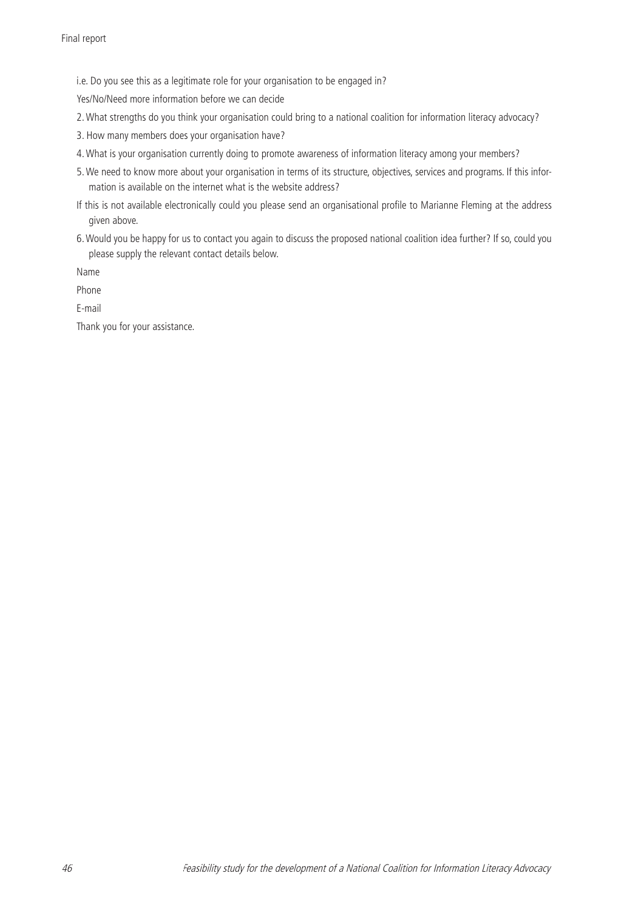i.e. Do you see this as a legitimate role for your organisation to be engaged in?

Yes/No/Need more information before we can decide

2. What strengths do you think your organisation could bring to a national coalition for information literacy advocacy?

3. How many members does your organisation have?

4. What is your organisation currently doing to promote awareness of information literacy among your members?

5. We need to know more about your organisation in terms of its structure, objectives, services and programs. If this information is available on the internet what is the website address?

If this is not available electronically could you please send an organisational profile to Marianne Fleming at the address given above.

6. Would you be happy for us to contact you again to discuss the proposed national coalition idea further? If so, could you please supply the relevant contact details below.

Name

Phone

E-mail

Thank you for your assistance.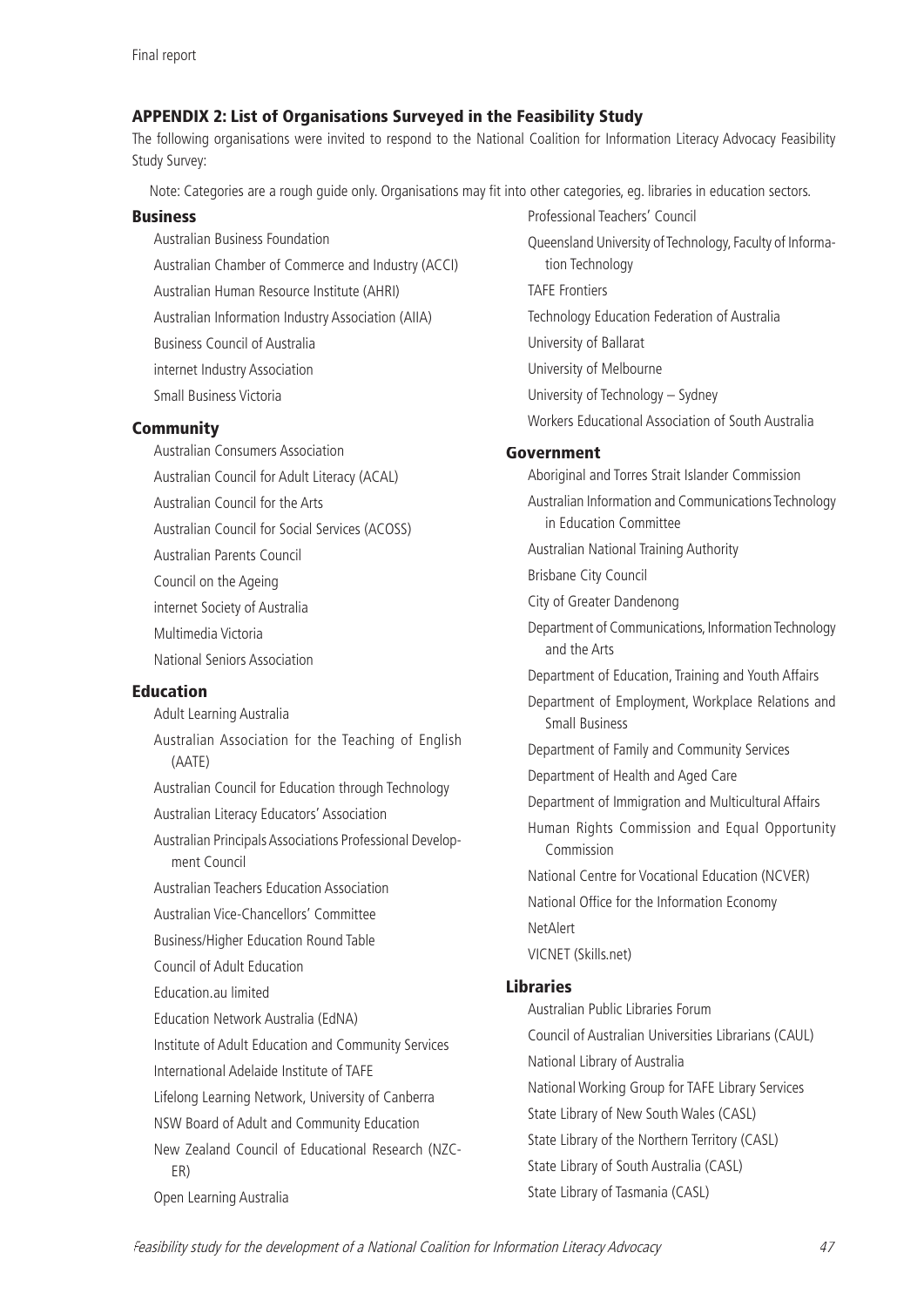## APPENDIX 2: List of Organisations Surveyed in the Feasibility Study

The following organisations were invited to respond to the National Coalition for Information Literacy Advocacy Feasibility Study Survey:

Note: Categories are a rough guide only. Organisations may fit into other categories, eg. libraries in education sectors.

### Business

- Australian Business Foundation
- Australian Chamber of Commerce and Industry (ACCI)
- Australian Human Resource Institute (AHRI)
- Australian Information Industry Association (AIIA)
- Business Council of Australia
- internet Industry Association
- Small Business Victoria

### Community

- Australian Consumers Association
- Australian Council for Adult Literacy (ACAL)
- Australian Council for the Arts
- Australian Council for Social Services (ACOSS)
- Australian Parents Council
- Council on the Ageing
- internet Society of Australia
- Multimedia Victoria
- National Seniors Association

### Education

- Adult Learning Australia
- Australian Association for the Teaching of English (AATE)
- Australian Council for Education through Technology
- Australian Literacy Educators' Association
- Australian Principals Associations Professional Development Council
- Australian Teachers Education Association
- Australian Vice-Chancellors' Committee
- Business/Higher Education Round Table
- Council of Adult Education
- Education.au limited
- Education Network Australia (EdNA)
- Institute of Adult Education and Community Services
- International Adelaide Institute of TAFE
- Lifelong Learning Network, University of Canberra
- NSW Board of Adult and Community Education
- New Zealand Council of Educational Research (NZCER)
- Open Learning Australia
- Professional Teachers' Council
- Queensland University of Technology, Faculty of Information Technology
- TAFE Frontiers
- Technology Education Federation of Australia
- University of Ballarat
- University of Melbourne
- University of Technology – Sydney
- Workers Educational Association of South Australia

### Government

- Aboriginal and Torres Strait Islander Commission
- Australian Information and Communications Technology in Education Committee
- Australian National Training Authority
- Brisbane City Council
- City of Greater Dandenong
- Department of Communications, Information Technology and the Arts
- Department of Education, Training and Youth Affairs
- Department of Employment, Workplace Relations and Small Business
- Department of Family and Community Services
- Department of Health and Aged Care
- Department of Immigration and Multicultural Affairs
- Human Rights Commission and Equal Opportunity Commission
- National Centre for Vocational Education (NCVER)
- National Office for the Information Economy
- NetAlert
- VICNET (Skills.net)

### Libraries

- Australian Public Libraries Forum
- Council of Australian Universities Librarians (CAUL)
- National Library of Australia
- National Working Group for TAFE Library Services
- State Library of New South Wales (CASL)
- State Library of the Northern Territory (CASL)
- State Library of South Australia (CASL)
- State Library of Tasmania (CASL)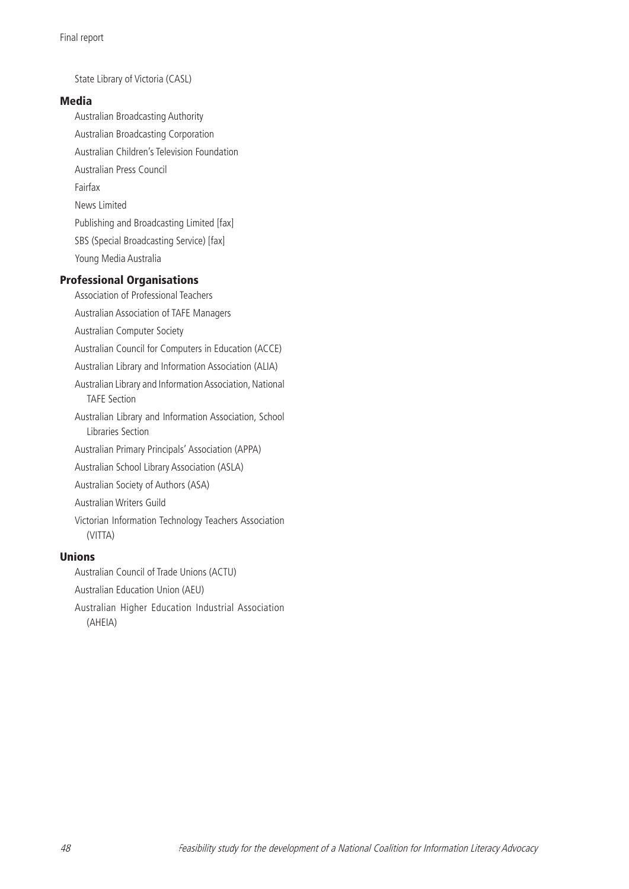State Library of Victoria (CASL)

## Media

Australian Broadcasting Authority

Australian Broadcasting Corporation

Australian Children's Television Foundation

Australian Press Council

Fairfax

News Limited

Publishing and Broadcasting Limited [fax]

SBS (Special Broadcasting Service) [fax]

Young Media Australia

## Professional Organisations

Association of Professional Teachers

Australian Association of TAFE Managers

Australian Computer Society

Australian Council for Computers in Education (ACCE)

Australian Library and Information Association (ALIA)

Australian Library and Information Association, National TAFE Section

Australian Library and Information Association, School Libraries Section

Australian Primary Principals' Association (APPA)

Australian School Library Association (ASLA)

Australian Society of Authors (ASA)

Australian Writers Guild

Victorian Information Technology Teachers Association (VITTA)

## Unions

Australian Council of Trade Unions (ACTU)

Australian Education Union (AEU)

Australian Higher Education Industrial Association (AHEIA)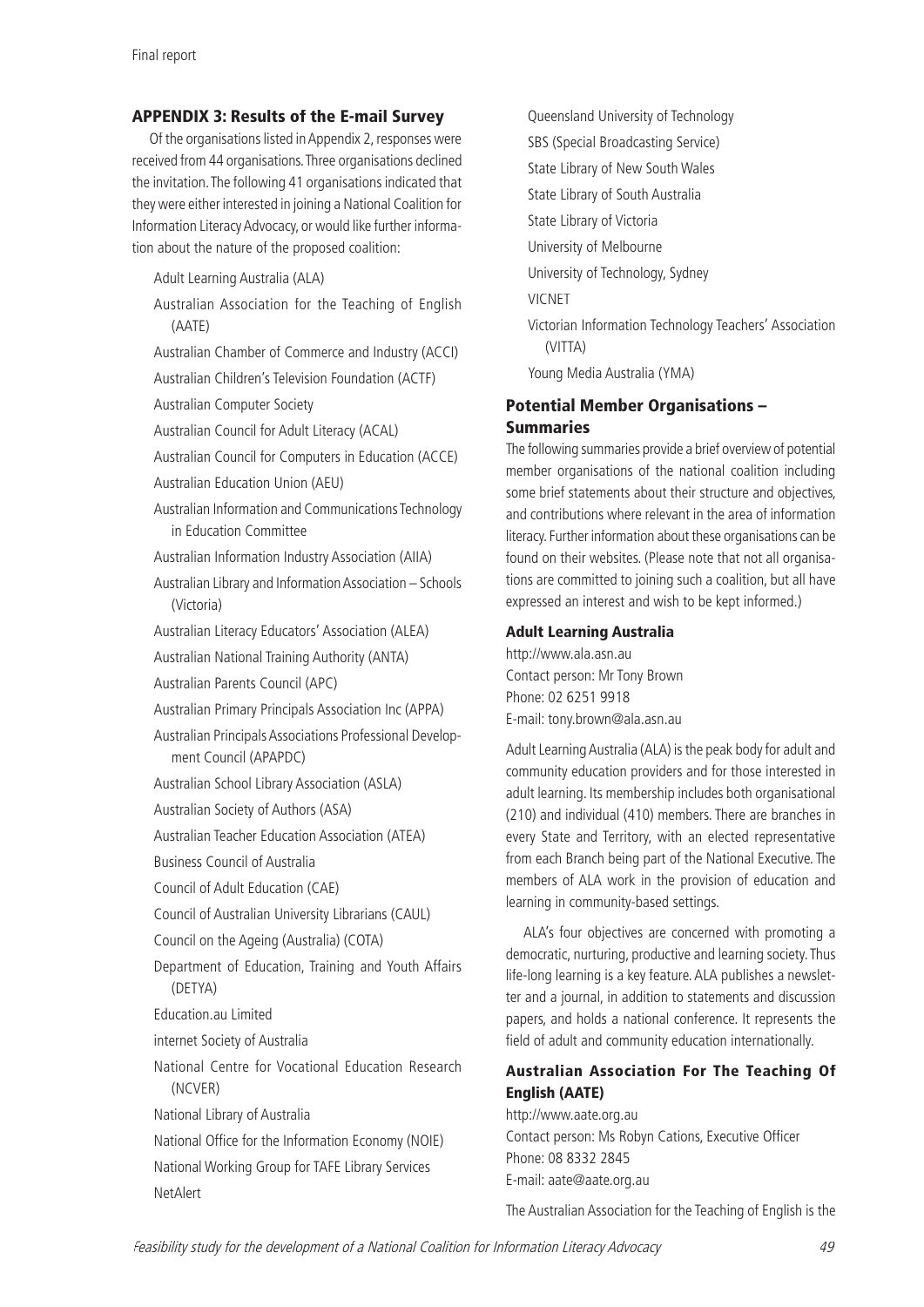## APPENDIX 3: Results of the E-mail Survey

Of the organisations listed in Appendix 2, responses were received from 44 organisations. Three organisations declined the invitation. The following 41 organisations indicated that they were either interested in joining a National Coalition for Information Literacy Advocacy, or would like further information about the nature of the proposed coalition:

- Adult Learning Australia (ALA)
- Australian Association for the Teaching of English (AATE)
- Australian Chamber of Commerce and Industry (ACCI)
- Australian Children's Television Foundation (ACTF)
- Australian Computer Society
- Australian Council for Adult Literacy (ACAL)
- Australian Council for Computers in Education (ACCE)
- Australian Education Union (AEU)
- Australian Information and Communications Technology in Education Committee
- Australian Information Industry Association (AIIA)
- Australian Library and Information Association – Schools (Victoria)
- Australian Literacy Educators' Association (ALEA)
- Australian National Training Authority (ANTA)
- Australian Parents Council (APC)
- Australian Primary Principals Association Inc (APPA)
- Australian Principals Associations Professional Development Council (APAPDC)
- Australian School Library Association (ASLA)
- Australian Society of Authors (ASA)
- Australian Teacher Education Association (ATEA)
- Business Council of Australia
- Council of Adult Education (CAE)
- Council of Australian University Librarians (CAUL)
- Council on the Ageing (Australia) (COTA)
- Department of Education, Training and Youth Affairs (DETYA)
- Education.au Limited
- internet Society of Australia
- National Centre for Vocational Education Research (NCVER)
- National Library of Australia
- National Office for the Information Economy (NOIE)
- National Working Group for TAFE Library Services
- NetAlert
- Queensland University of Technology
- SBS (Special Broadcasting Service)
- State Library of New South Wales
- State Library of South Australia
- State Library of Victoria
- University of Melbourne
- University of Technology, Sydney
- VICNET
- Victorian Information Technology Teachers' Association (VITTA)
- Young Media Australia (YMA)

### Potential Member Organisations – Summaries

The following summaries provide a brief overview of potential member organisations of the national coalition including some brief statements about their structure and objectives, and contributions where relevant in the area of information literacy. Further information about these organisations can be found on their websites. (Please note that not all organisations are committed to joining such a coalition, but all have expressed an interest and wish to be kept informed.)

#### Adult Learning Australia

http://www.ala.asn.au
Contact person: Mr Tony Brown
Phone: 02 6251 9918
E-mail: tony.brown@ala.asn.au

Adult Learning Australia (ALA) is the peak body for adult and community education providers and for those interested in adult learning. Its membership includes both organisational (210) and individual (410) members. There are branches in every State and Territory, with an elected representative from each Branch being part of the National Executive. The members of ALA work in the provision of education and learning in community-based settings.

ALA's four objectives are concerned with promoting a democratic, nurturing, productive and learning society. Thus life-long learning is a key feature. ALA publishes a newsletter and a journal, in addition to statements and discussion papers, and holds a national conference. It represents the field of adult and community education internationally.

#### Australian Association For The Teaching Of English (AATE)

http://www.aate.org.au
Contact person: Ms Robyn Cations, Executive Officer
Phone: 08 8332 2845
E-mail: aate@aate.org.au

The Australian Association for the Teaching of English is the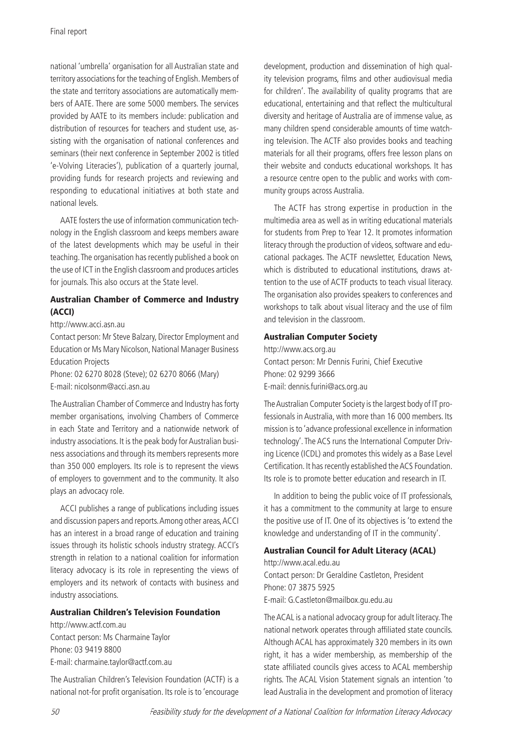national 'umbrella' organisation for all Australian state and territory associations for the teaching of English. Members of the state and territory associations are automatically members of AATE. There are some 5000 members. The services provided by AATE to its members include: publication and distribution of resources for teachers and student use, assisting with the organisation of national conferences and seminars (their next conference in September 2002 is titled 'e-Volving Literacies'), publication of a quarterly journal, providing funds for research projects and reviewing and responding to educational initiatives at both state and national levels.

AATE fosters the use of information communication technology in the English classroom and keeps members aware of the latest developments which may be useful in their teaching. The organisation has recently published a book on the use of ICT in the English classroom and produces articles for journals. This also occurs at the State level.

### Australian Chamber of Commerce and Industry (ACCI)

http://www.acci.asn.au

Contact person: Mr Steve Balzary, Director Employment and Education or Ms Mary Nicolson, National Manager Business Education Projects

Phone: 02 6270 8028 (Steve); 02 6270 8066 (Mary)

E-mail: nicolsonm@acci.asn.au

The Australian Chamber of Commerce and Industry has forty member organisations, involving Chambers of Commerce in each State and Territory and a nationwide network of industry associations. It is the peak body for Australian business associations and through its members represents more than 350 000 employers. Its role is to represent the views of employers to government and to the community. It also plays an advocacy role.

ACCI publishes a range of publications including issues and discussion papers and reports. Among other areas, ACCI has an interest in a broad range of education and training issues through its holistic schools industry strategy. ACCI's strength in relation to a national coalition for information literacy advocacy is its role in representing the views of employers and its network of contacts with business and industry associations.

### Australian Children's Television Foundation

http://www.actf.com.au

Contact person: Ms Charmaine Taylor

Phone: 03 9419 8800

E-mail: charmaine.taylor@actf.com.au

The Australian Children's Television Foundation (ACTF) is a national not-for profit organisation. Its role is to 'encourage development, production and dissemination of high quality television programs, films and other audiovisual media for children'. The availability of quality programs that are educational, entertaining and that reflect the multicultural diversity and heritage of Australia are of immense value, as many children spend considerable amounts of time watching television. The ACTF also provides books and teaching materials for all their programs, offers free lesson plans on their website and conducts educational workshops. It has a resource centre open to the public and works with community groups across Australia.

The ACTF has strong expertise in production in the multimedia area as well as in writing educational materials for students from Prep to Year 12. It promotes information literacy through the production of videos, software and educational packages. The ACTF newsletter, Education News, which is distributed to educational institutions, draws attention to the use of ACTF products to teach visual literacy. The organisation also provides speakers to conferences and workshops to talk about visual literacy and the use of film and television in the classroom.

### Australian Computer Society

http://www.acs.org.au

Contact person: Mr Dennis Furini, Chief Executive

Phone: 02 9299 3666

E-mail: dennis.furini@acs.org.au

The Australian Computer Society is the largest body of IT professionals in Australia, with more than 16 000 members. Its mission is to 'advance professional excellence in information technology'. The ACS runs the International Computer Driving Licence (ICDL) and promotes this widely as a Base Level Certification. It has recently established the ACS Foundation. Its role is to promote better education and research in IT.

In addition to being the public voice of IT professionals, it has a commitment to the community at large to ensure the positive use of IT. One of its objectives is 'to extend the knowledge and understanding of IT in the community'.

### Australian Council for Adult Literacy (ACAL)

http://www.acal.edu.au

Contact person: Dr Geraldine Castleton, President

Phone: 07 3875 5925

E-mail: G.Castleton@mailbox.gu.edu.au

The ACAL is a national advocacy group for adult literacy. The national network operates through affiliated state councils. Although ACAL has approximately 320 members in its own right, it has a wider membership, as membership of the state affiliated councils gives access to ACAL membership rights. The ACAL Vision Statement signals an intention 'to lead Australia in the development and promotion of literacy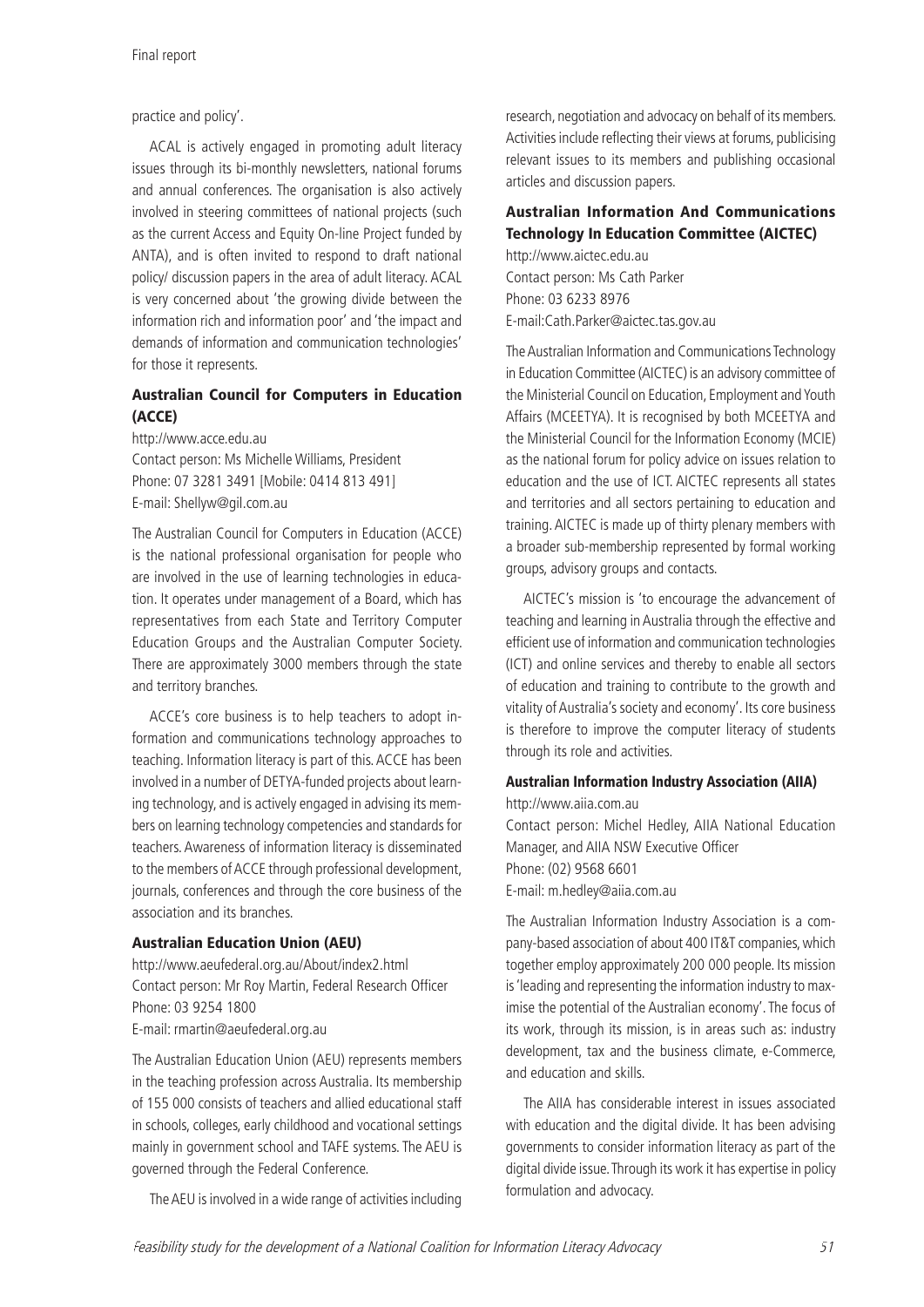practice and policy'.

ACAL is actively engaged in promoting adult literacy issues through its bi-monthly newsletters, national forums and annual conferences. The organisation is also actively involved in steering committees of national projects (such as the current Access and Equity On-line Project funded by ANTA), and is often invited to respond to draft national policy/ discussion papers in the area of adult literacy. ACAL is very concerned about 'the growing divide between the information rich and information poor' and 'the impact and demands of information and communication technologies' for those it represents.

### Australian Council for Computers in Education (ACCE)

http://www.acce.edu.au
Contact person: Ms Michelle Williams, President
Phone: 07 3281 3491 [Mobile: 0414 813 491]
E-mail: Shellyw@gil.com.au

The Australian Council for Computers in Education (ACCE) is the national professional organisation for people who are involved in the use of learning technologies in education. It operates under management of a Board, which has representatives from each State and Territory Computer Education Groups and the Australian Computer Society. There are approximately 3000 members through the state and territory branches.

ACCE's core business is to help teachers to adopt information and communications technology approaches to teaching. Information literacy is part of this. ACCE has been involved in a number of DETYA-funded projects about learning technology, and is actively engaged in advising its members on learning technology competencies and standards for teachers. Awareness of information literacy is disseminated to the members of ACCE through professional development, journals, conferences and through the core business of the association and its branches.

### Australian Education Union (AEU)

http://www.aeufederal.org.au/About/index2.html
Contact person: Mr Roy Martin, Federal Research Officer
Phone: 03 9254 1800
E-mail: rmartin@aeufederal.org.au

The Australian Education Union (AEU) represents members in the teaching profession across Australia. Its membership of 155 000 consists of teachers and allied educational staff in schools, colleges, early childhood and vocational settings mainly in government school and TAFE systems. The AEU is governed through the Federal Conference.

The AEU is involved in a wide range of activities including research, negotiation and advocacy on behalf of its members. Activities include reflecting their views at forums, publicising relevant issues to its members and publishing occasional articles and discussion papers.

### Australian Information And Communications Technology In Education Committee (AICTEC)

http://www.aictec.edu.au
Contact person: Ms Cath Parker
Phone: 03 6233 8976
E-mail:Cath.Parker@aictec.tas.gov.au

The Australian Information and Communications Technology in Education Committee (AICTEC) is an advisory committee of the Ministerial Council on Education, Employment and Youth Affairs (MCEETYA). It is recognised by both MCEETYA and the Ministerial Council for the Information Economy (MCIE) as the national forum for policy advice on issues relation to education and the use of ICT. AICTEC represents all states and territories and all sectors pertaining to education and training. AICTEC is made up of thirty plenary members with a broader sub-membership represented by formal working groups, advisory groups and contacts.

AICTEC's mission is 'to encourage the advancement of teaching and learning in Australia through the effective and efficient use of information and communication technologies (ICT) and online services and thereby to enable all sectors of education and training to contribute to the growth and vitality of Australia's society and economy'. Its core business is therefore to improve the computer literacy of students through its role and activities.

### Australian Information Industry Association (AIIA)

http://www.aiia.com.au
Contact person: Michel Hedley, AIIA National Education Manager, and AIIA NSW Executive Officer
Phone: (02) 9568 6601
E-mail: m.hedley@aiia.com.au

The Australian Information Industry Association is a company-based association of about 400 IT&T companies, which together employ approximately 200 000 people. Its mission is 'leading and representing the information industry to maximise the potential of the Australian economy'. The focus of its work, through its mission, is in areas such as: industry development, tax and the business climate, e-Commerce, and education and skills.

The AIIA has considerable interest in issues associated with education and the digital divide. It has been advising governments to consider information literacy as part of the digital divide issue. Through its work it has expertise in policy formulation and advocacy.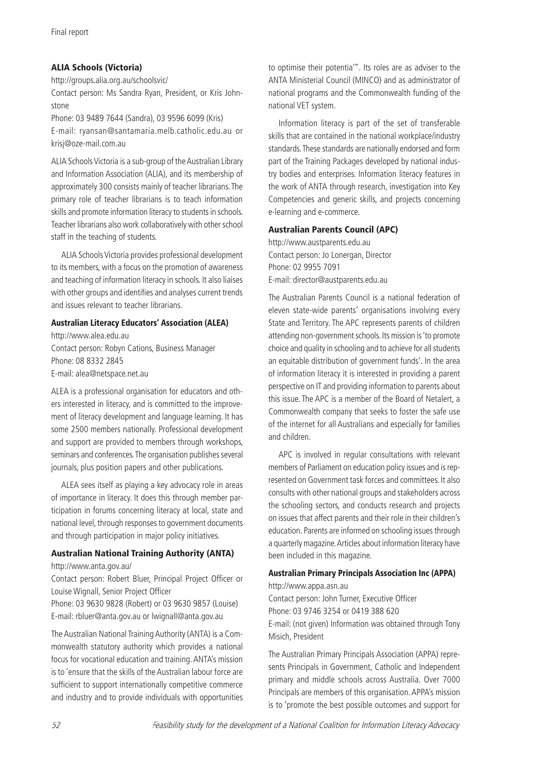### ALIA Schools (Victoria)

http://groups.alia.org.au/schoolsvic/

Contact person: Ms Sandra Ryan, President, or Kris Johnstone

Phone: 03 9489 7644 (Sandra), 03 9596 6099 (Kris)

E-mail: ryansan@santamaria.melb.catholic.edu.au or krisj@oze-mail.com.au

ALIA Schools Victoria is a sub-group of the Australian Library and Information Association (ALIA), and its membership of approximately 300 consists mainly of teacher librarians. The primary role of teacher librarians is to teach information skills and promote information literacy to students in schools. Teacher librarians also work collaboratively with other school staff in the teaching of students.

ALIA Schools Victoria provides professional development to its members, with a focus on the promotion of awareness and teaching of information literacy in schools. It also liaises with other groups and identifies and analyses current trends and issues relevant to teacher librarians.

### Australian Literacy Educators' Association (ALEA)

http://www.alea.edu.au

Contact person: Robyn Cations, Business Manager

Phone: 08 8332 2845

E-mail: alea@netspace.net.au

ALEA is a professional organisation for educators and others interested in literacy, and is committed to the improvement of literacy development and language learning. It has some 2500 members nationally. Professional development and support are provided to members through workshops, seminars and conferences. The organisation publishes several journals, plus position papers and other publications.

ALEA sees itself as playing a key advocacy role in areas of importance in literacy. It does this through member participation in forums concerning literacy at local, state and national level, through responses to government documents and through participation in major policy initiatives.

### Australian National Training Authority (ANTA)

http://www.anta.gov.au/

Contact person: Robert Bluer, Principal Project Officer or Louise Wignall, Senior Project Officer

Phone: 03 9630 9828 (Robert) or 03 9630 9857 (Louise)

E-mail: rbluer@anta.gov.au or lwignall@anta.gov.au

The Australian National Training Authority (ANTA) is a Commonwealth statutory authority which provides a national focus for vocational education and training. ANTA's mission is to 'ensure that the skills of the Australian labour force are sufficient to support internationally competitive commerce and industry and to provide individuals with opportunities to optimise their potentia'". Its roles are as adviser to the ANTA Ministerial Council (MINCO) and as administrator of national programs and the Commonwealth funding of the national VET system.

Information literacy is part of the set of transferable skills that are contained in the national workplace/industry standards. These standards are nationally endorsed and form part of the Training Packages developed by national industry bodies and enterprises. Information literacy features in the work of ANTA through research, investigation into Key Competencies and generic skills, and projects concerning e-learning and e-commerce.

### Australian Parents Council (APC)

http://www.austparents.edu.au

Contact person: Jo Lonergan, Director

Phone: 02 9955 7091

E-mail: director@austparents.edu.au

The Australian Parents Council is a national federation of eleven state-wide parents' organisations involving every State and Territory. The APC represents parents of children attending non-government schools. Its mission is 'to promote choice and quality in schooling and to achieve for all students an equitable distribution of government funds'. In the area of information literacy it is interested in providing a parent perspective on IT and providing information to parents about this issue. The APC is a member of the Board of Netalert, a Commonwealth company that seeks to foster the safe use of the internet for all Australians and especially for families and children.

APC is involved in regular consultations with relevant members of Parliament on education policy issues and is represented on Government task forces and committees. It also consults with other national groups and stakeholders across the schooling sectors, and conducts research and projects on issues that affect parents and their role in their children's education. Parents are informed on schooling issues through a quarterly magazine. Articles about information literacy have been included in this magazine.

### Australian Primary Principals Association Inc (APPA)

http://www.appa.asn.au

Contact person: John Turner, Executive Officer

Phone: 03 9746 3254 or 0419 388 620

E-mail: (not given) Information was obtained through Tony Misich, President

The Australian Primary Principals Association (APPA) represents Principals in Government, Catholic and Independent primary and middle schools across Australia. Over 7000 Principals are members of this organisation. APPA's mission is to 'promote the best possible outcomes and support for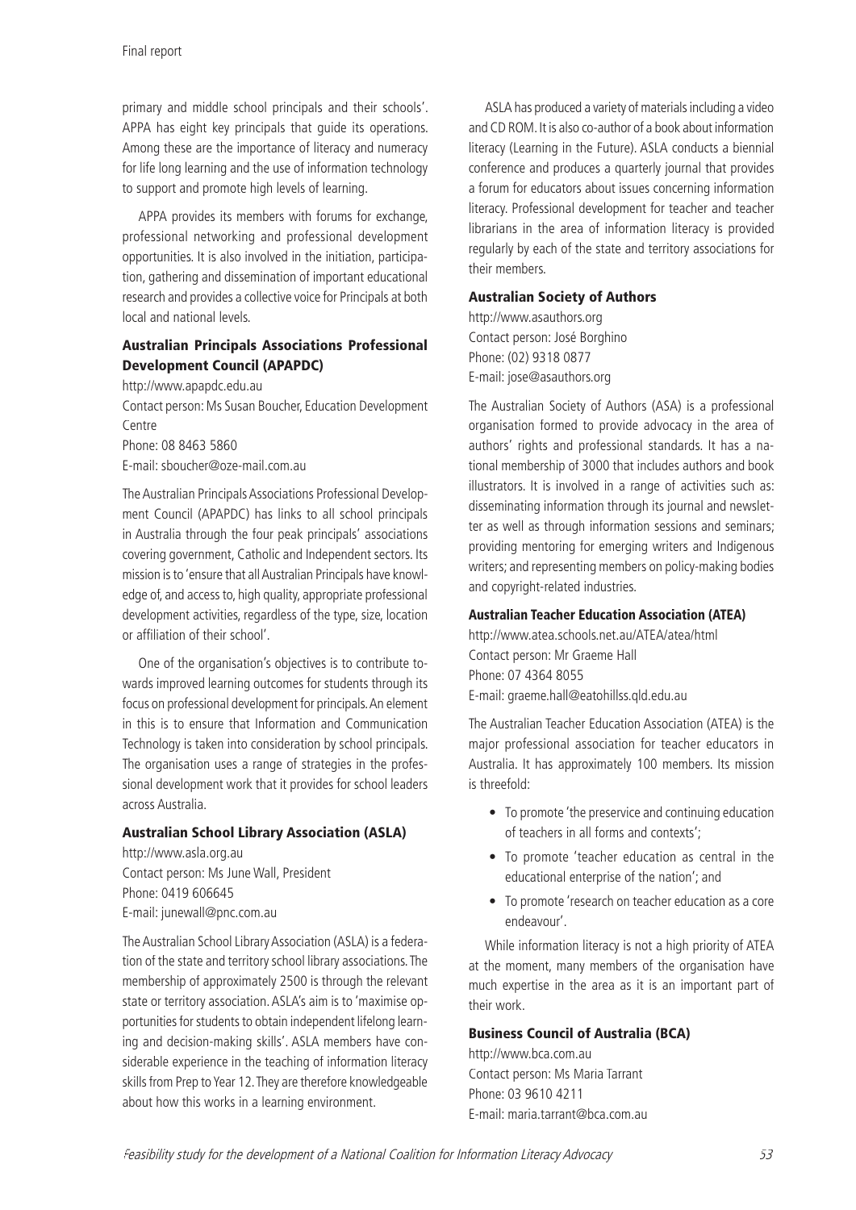primary and middle school principals and their schools'. APPA has eight key principals that guide its operations. Among these are the importance of literacy and numeracy for life long learning and the use of information technology to support and promote high levels of learning.

APPA provides its members with forums for exchange, professional networking and professional development opportunities. It is also involved in the initiation, participation, gathering and dissemination of important educational research and provides a collective voice for Principals at both local and national levels.

### Australian Principals Associations Professional Development Council (APAPDC)

http://www.apapdc.edu.au
Contact person: Ms Susan Boucher, Education Development Centre
Phone: 08 8463 5860
E-mail: sboucher@oze-mail.com.au

The Australian Principals Associations Professional Development Council (APAPDC) has links to all school principals in Australia through the four peak principals' associations covering government, Catholic and Independent sectors. Its mission is to 'ensure that all Australian Principals have knowledge of, and access to, high quality, appropriate professional development activities, regardless of the type, size, location or affiliation of their school'.

One of the organisation's objectives is to contribute towards improved learning outcomes for students through its focus on professional development for principals. An element in this is to ensure that Information and Communication Technology is taken into consideration by school principals. The organisation uses a range of strategies in the professional development work that it provides for school leaders across Australia.

### Australian School Library Association (ASLA)

http://www.asla.org.au
Contact person: Ms June Wall, President
Phone: 0419 606645
E-mail: junewall@pnc.com.au

The Australian School Library Association (ASLA) is a federation of the state and territory school library associations. The membership of approximately 2500 is through the relevant state or territory association. ASLA's aim is to 'maximise opportunities for students to obtain independent lifelong learning and decision-making skills'. ASLA members have considerable experience in the teaching of information literacy skills from Prep to Year 12. They are therefore knowledgeable about how this works in a learning environment.

ASLA has produced a variety of materials including a video and CD ROM. It is also co-author of a book about information literacy (Learning in the Future). ASLA conducts a biennial conference and produces a quarterly journal that provides a forum for educators about issues concerning information literacy. Professional development for teacher and teacher librarians in the area of information literacy is provided regularly by each of the state and territory associations for their members.

### Australian Society of Authors

http://www.asauthors.org
Contact person: José Borghino
Phone: (02) 9318 0877
E-mail: jose@asauthors.org

The Australian Society of Authors (ASA) is a professional organisation formed to provide advocacy in the area of authors' rights and professional standards. It has a national membership of 3000 that includes authors and book illustrators. It is involved in a range of activities such as: disseminating information through its journal and newsletter as well as through information sessions and seminars; providing mentoring for emerging writers and Indigenous writers; and representing members on policy-making bodies and copyright-related industries.

### Australian Teacher Education Association (ATEA)

http://www.atea.schools.net.au/ATEA/atea/html
Contact person: Mr Graeme Hall
Phone: 07 4364 8055
E-mail: graeme.hall@eatohillss.qld.edu.au

The Australian Teacher Education Association (ATEA) is the major professional association for teacher educators in Australia. It has approximately 100 members. Its mission is threefold:

- To promote 'the preservice and continuing education of teachers in all forms and contexts';
- To promote 'teacher education as central in the educational enterprise of the nation'; and
- To promote 'research on teacher education as a core endeavour'.

While information literacy is not a high priority of ATEA at the moment, many members of the organisation have much expertise in the area as it is an important part of their work.

### Business Council of Australia (BCA)

http://www.bca.com.au
Contact person: Ms Maria Tarrant
Phone: 03 9610 4211
E-mail: maria.tarrant@bca.com.au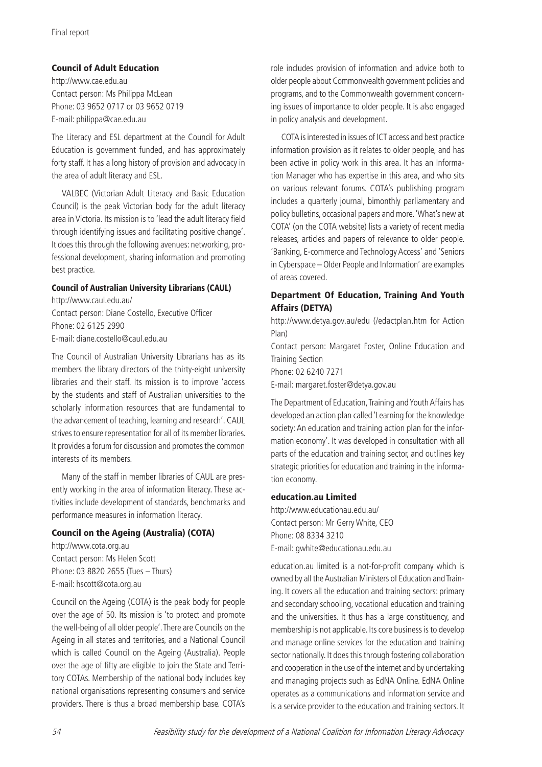### Council of Adult Education

http://www.cae.edu.au
Contact person: Ms Philippa McLean
Phone: 03 9652 0717 or 03 9652 0719
E-mail: philippa@cae.edu.au

The Literacy and ESL department at the Council for Adult Education is government funded, and has approximately forty staff. It has a long history of provision and advocacy in the area of adult literacy and ESL.

VALBEC (Victorian Adult Literacy and Basic Education Council) is the peak Victorian body for the adult literacy area in Victoria. Its mission is to 'lead the adult literacy field through identifying issues and facilitating positive change'. It does this through the following avenues: networking, professional development, sharing information and promoting best practice.

### Council of Australian University Librarians (CAUL)

http://www.caul.edu.au/
Contact person: Diane Costello, Executive Officer
Phone: 02 6125 2990
E-mail: diane.costello@caul.edu.au

The Council of Australian University Librarians has as its members the library directors of the thirty-eight university libraries and their staff. Its mission is to improve 'access by the students and staff of Australian universities to the scholarly information resources that are fundamental to the advancement of teaching, learning and research'. CAUL strives to ensure representation for all of its member libraries. It provides a forum for discussion and promotes the common interests of its members.

Many of the staff in member libraries of CAUL are presently working in the area of information literacy. These activities include development of standards, benchmarks and performance measures in information literacy.

### Council on the Ageing (Australia) (COTA)

http://www.cota.org.au
Contact person: Ms Helen Scott
Phone: 03 8820 2655 (Tues – Thurs)
E-mail: hscott@cota.org.au

Council on the Ageing (COTA) is the peak body for people over the age of 50. Its mission is 'to protect and promote the well-being of all older people'. There are Councils on the Ageing in all states and territories, and a National Council which is called Council on the Ageing (Australia). People over the age of fifty are eligible to join the State and Territory COTAs. Membership of the national body includes key national organisations representing consumers and service providers. There is thus a broad membership base. COTA's role includes provision of information and advice both to older people about Commonwealth government policies and programs, and to the Commonwealth government concerning issues of importance to older people. It is also engaged in policy analysis and development.

COTA is interested in issues of ICT access and best practice information provision as it relates to older people, and has been active in policy work in this area. It has an Information Manager who has expertise in this area, and who sits on various relevant forums. COTA's publishing program includes a quarterly journal, bimonthly parliamentary and policy bulletins, occasional papers and more. 'What's new at COTA' (on the COTA website) lists a variety of recent media releases, articles and papers of relevance to older people. 'Banking, E-commerce and Technology Access' and 'Seniors in Cyberspace – Older People and Information' are examples of areas covered.

### Department Of Education, Training And Youth Affairs (DETYA)

http://www.detya.gov.au/edu (/edactplan.htm for Action Plan)
Contact person: Margaret Foster, Online Education and Training Section
Phone: 02 6240 7271
E-mail: margaret.foster@detya.gov.au

The Department of Education, Training and Youth Affairs has developed an action plan called 'Learning for the knowledge society: An education and training action plan for the information economy'. It was developed in consultation with all parts of the education and training sector, and outlines key strategic priorities for education and training in the information economy.

### education.au Limited

http://www.educationau.edu.au/
Contact person: Mr Gerry White, CEO
Phone: 08 8334 3210
E-mail: gwhite@educationau.edu.au

education.au limited is a not-for-profit company which is owned by all the Australian Ministers of Education and Training. It covers all the education and training sectors: primary and secondary schooling, vocational education and training and the universities. It thus has a large constituency, and membership is not applicable. Its core business is to develop and manage online services for the education and training sector nationally. It does this through fostering collaboration and cooperation in the use of the internet and by undertaking and managing projects such as EdNA Online. EdNA Online operates as a communications and information service and is a service provider to the education and training sectors. It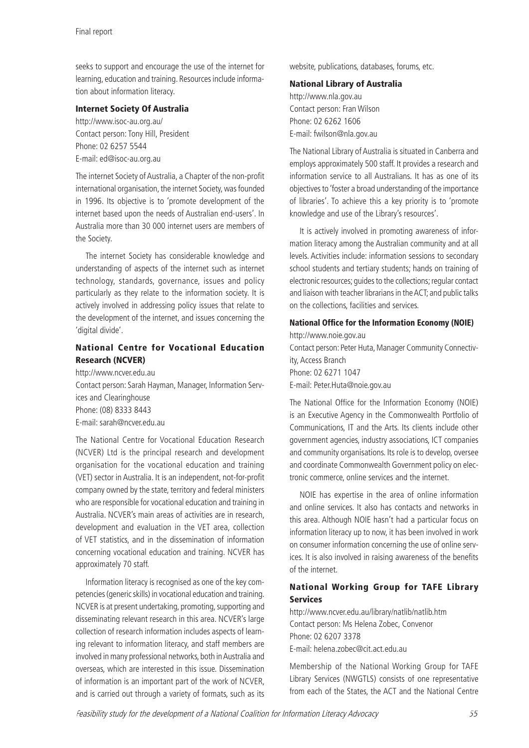seeks to support and encourage the use of the internet for learning, education and training. Resources include information about information literacy.

### Internet Society Of Australia

http://www.isoc-au.org.au/
Contact person: Tony Hill, President
Phone: 02 6257 5544
E-mail: ed@isoc-au.org.au

The internet Society of Australia, a Chapter of the non-profit international organisation, the internet Society, was founded in 1996. Its objective is to 'promote development of the internet based upon the needs of Australian end-users'. In Australia more than 30 000 internet users are members of the Society.

The internet Society has considerable knowledge and understanding of aspects of the internet such as internet technology, standards, governance, issues and policy particularly as they relate to the information society. It is actively involved in addressing policy issues that relate to the development of the internet, and issues concerning the 'digital divide'.

### National Centre for Vocational Education Research (NCVER)

http://www.ncver.edu.au
Contact person: Sarah Hayman, Manager, Information Services and Clearinghouse
Phone: (08) 8333 8443
E-mail: sarah@ncver.edu.au

The National Centre for Vocational Education Research (NCVER) Ltd is the principal research and development organisation for the vocational education and training (VET) sector in Australia. It is an independent, not-for-profit company owned by the state, territory and federal ministers who are responsible for vocational education and training in Australia. NCVER's main areas of activities are in research, development and evaluation in the VET area, collection of VET statistics, and in the dissemination of information concerning vocational education and training. NCVER has approximately 70 staff.

Information literacy is recognised as one of the key competencies (generic skills) in vocational education and training. NCVER is at present undertaking, promoting, supporting and disseminating relevant research in this area. NCVER's large collection of research information includes aspects of learning relevant to information literacy, and staff members are involved in many professional networks, both in Australia and overseas, which are interested in this issue. Dissemination of information is an important part of the work of NCVER, and is carried out through a variety of formats, such as its website, publications, databases, forums, etc.

### National Library of Australia

http://www.nla.gov.au
Contact person: Fran Wilson
Phone: 02 6262 1606
E-mail: fwilson@nla.gov.au

The National Library of Australia is situated in Canberra and employs approximately 500 staff. It provides a research and information service to all Australians. It has as one of its objectives to 'foster a broad understanding of the importance of libraries'. To achieve this a key priority is to 'promote knowledge and use of the Library's resources'.

It is actively involved in promoting awareness of information literacy among the Australian community and at all levels. Activities include: information sessions to secondary school students and tertiary students; hands on training of electronic resources; guides to the collections; regular contact and liaison with teacher librarians in the ACT; and public talks on the collections, facilities and services.

### National Office for the Information Economy (NOIE)

http://www.noie.gov.au
Contact person: Peter Huta, Manager Community Connectivity, Access Branch
Phone: 02 6271 1047
E-mail: Peter.Huta@noie.gov.au

The National Office for the Information Economy (NOIE) is an Executive Agency in the Commonwealth Portfolio of Communications, IT and the Arts. Its clients include other government agencies, industry associations, ICT companies and community organisations. Its role is to develop, oversee and coordinate Commonwealth Government policy on electronic commerce, online services and the internet.

NOIE has expertise in the area of online information and online services. It also has contacts and networks in this area. Although NOIE hasn't had a particular focus on information literacy up to now, it has been involved in work on consumer information concerning the use of online services. It is also involved in raising awareness of the benefits of the internet.

### National Working Group for TAFE Library Services

http://www.ncver.edu.au/library/natlib/natlib.htm
Contact person: Ms Helena Zobec, Convenor
Phone: 02 6207 3378
E-mail: helena.zobec@cit.act.edu.au

Membership of the National Working Group for TAFE Library Services (NWGTLS) consists of one representative from each of the States, the ACT and the National Centre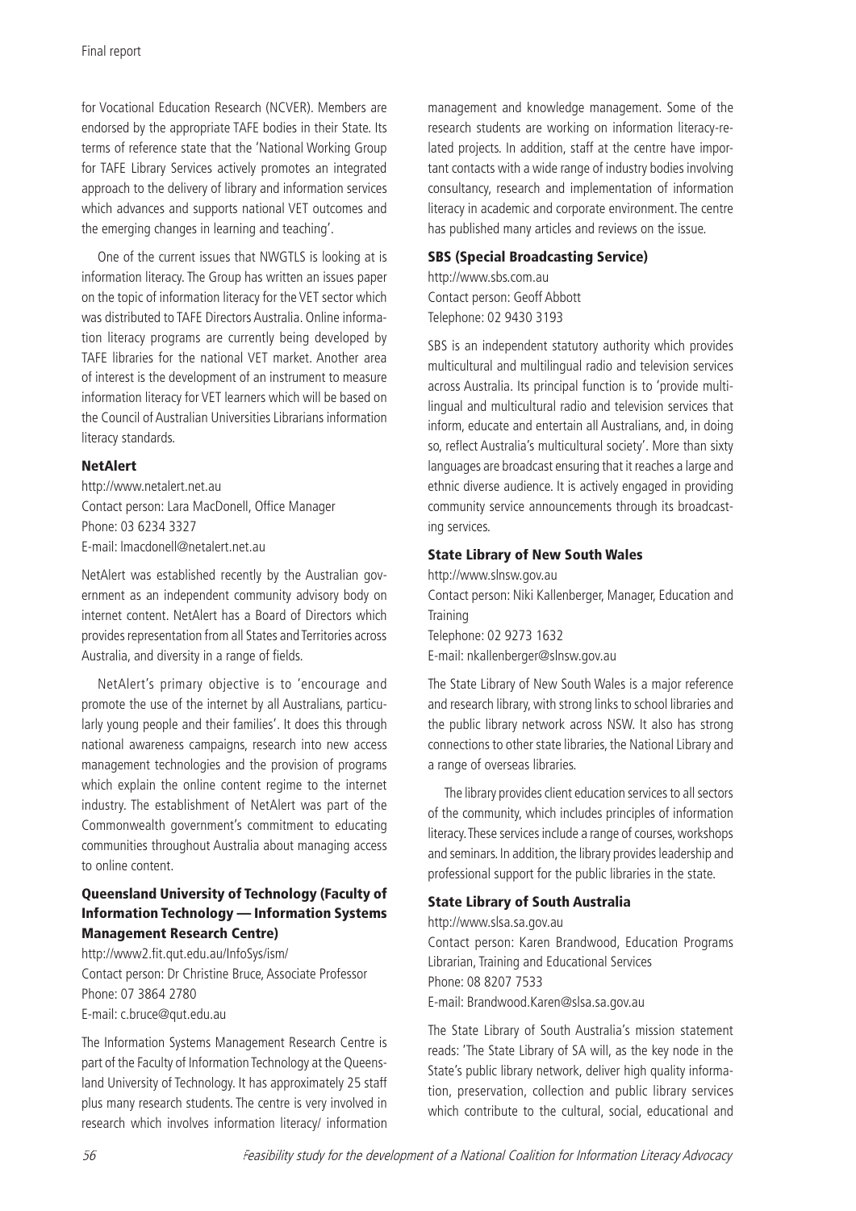for Vocational Education Research (NCVER). Members are endorsed by the appropriate TAFE bodies in their State. Its terms of reference state that the 'National Working Group for TAFE Library Services actively promotes an integrated approach to the delivery of library and information services which advances and supports national VET outcomes and the emerging changes in learning and teaching'.

One of the current issues that NWGTLS is looking at is information literacy. The Group has written an issues paper on the topic of information literacy for the VET sector which was distributed to TAFE Directors Australia. Online information literacy programs are currently being developed by TAFE libraries for the national VET market. Another area of interest is the development of an instrument to measure information literacy for VET learners which will be based on the Council of Australian Universities Librarians information literacy standards.

### NetAlert

http://www.netalert.net.au
Contact person: Lara MacDonell, Office Manager
Phone: 03 6234 3327
E-mail: lmacdonell@netalert.net.au

NetAlert was established recently by the Australian government as an independent community advisory body on internet content. NetAlert has a Board of Directors which provides representation from all States and Territories across Australia, and diversity in a range of fields.

NetAlert's primary objective is to 'encourage and promote the use of the internet by all Australians, particularly young people and their families'. It does this through national awareness campaigns, research into new access management technologies and the provision of programs which explain the online content regime to the internet industry. The establishment of NetAlert was part of the Commonwealth government's commitment to educating communities throughout Australia about managing access to online content.

### Queensland University of Technology (Faculty of Information Technology — Information Systems Management Research Centre)

http://www2.fit.qut.edu.au/InfoSys/ism/
Contact person: Dr Christine Bruce, Associate Professor
Phone: 07 3864 2780
E-mail: c.bruce@qut.edu.au

The Information Systems Management Research Centre is part of the Faculty of Information Technology at the Queensland University of Technology. It has approximately 25 staff plus many research students. The centre is very involved in research which involves information literacy/ information management and knowledge management. Some of the research students are working on information literacy-related projects. In addition, staff at the centre have important contacts with a wide range of industry bodies involving consultancy, research and implementation of information literacy in academic and corporate environment. The centre has published many articles and reviews on the issue.

### SBS (Special Broadcasting Service)

http://www.sbs.com.au
Contact person: Geoff Abbott
Telephone: 02 9430 3193

SBS is an independent statutory authority which provides multicultural and multilingual radio and television services across Australia. Its principal function is to 'provide multilingual and multicultural radio and television services that inform, educate and entertain all Australians, and, in doing so, reflect Australia's multicultural society'. More than sixty languages are broadcast ensuring that it reaches a large and ethnic diverse audience. It is actively engaged in providing community service announcements through its broadcasting services.

### State Library of New South Wales

http://www.slnsw.gov.au
Contact person: Niki Kallenberger, Manager, Education and Training
Telephone: 02 9273 1632
E-mail: nkallenberger@slnsw.gov.au

The State Library of New South Wales is a major reference and research library, with strong links to school libraries and the public library network across NSW. It also has strong connections to other state libraries, the National Library and a range of overseas libraries.

The library provides client education services to all sectors of the community, which includes principles of information literacy. These services include a range of courses, workshops and seminars. In addition, the library provides leadership and professional support for the public libraries in the state.

### State Library of South Australia

http://www.slsa.sa.gov.au
Contact person: Karen Brandwood, Education Programs Librarian, Training and Educational Services
Phone: 08 8207 7533
E-mail: Brandwood.Karen@slsa.sa.gov.au

The State Library of South Australia's mission statement reads: 'The State Library of SA will, as the key node in the State's public library network, deliver high quality information, preservation, collection and public library services which contribute to the cultural, social, educational and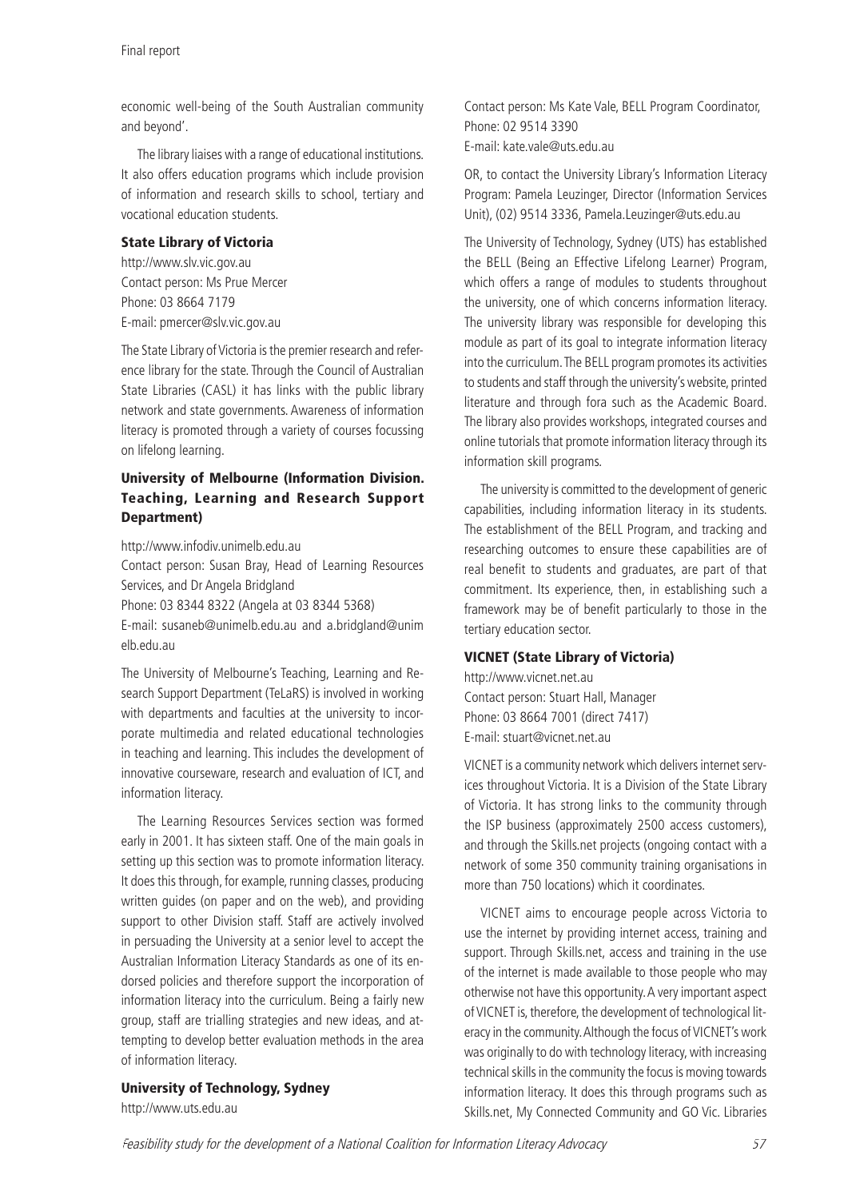economic well-being of the South Australian community and beyond'.

The library liaises with a range of educational institutions. It also offers education programs which include provision of information and research skills to school, tertiary and vocational education students.

### State Library of Victoria

http://www.slv.vic.gov.au
Contact person: Ms Prue Mercer
Phone: 03 8664 7179
E-mail: pmercer@slv.vic.gov.au

The State Library of Victoria is the premier research and reference library for the state. Through the Council of Australian State Libraries (CASL) it has links with the public library network and state governments. Awareness of information literacy is promoted through a variety of courses focussing on lifelong learning.

### University of Melbourne (Information Division. Teaching, Learning and Research Support Department)

http://www.infodiv.unimelb.edu.au
Contact person: Susan Bray, Head of Learning Resources Services, and Dr Angela Bridgland
Phone: 03 8344 8322 (Angela at 03 8344 5368)
E-mail: susaneb@unimelb.edu.au and a.bridgland@unimelb.edu.au

The University of Melbourne's Teaching, Learning and Research Support Department (TeLaRS) is involved in working with departments and faculties at the university to incorporate multimedia and related educational technologies in teaching and learning. This includes the development of innovative courseware, research and evaluation of ICT, and information literacy.

The Learning Resources Services section was formed early in 2001. It has sixteen staff. One of the main goals in setting up this section was to promote information literacy. It does this through, for example, running classes, producing written guides (on paper and on the web), and providing support to other Division staff. Staff are actively involved in persuading the University at a senior level to accept the Australian Information Literacy Standards as one of its endorsed policies and therefore support the incorporation of information literacy into the curriculum. Being a fairly new group, staff are trialling strategies and new ideas, and attempting to develop better evaluation methods in the area of information literacy.

### University of Technology, Sydney

http://www.uts.edu.au
Contact person: Ms Kate Vale, BELL Program Coordinator,
Phone: 02 9514 3390
E-mail: kate.vale@uts.edu.au

OR, to contact the University Library's Information Literacy Program: Pamela Leuzinger, Director (Information Services Unit), (02) 9514 3336, Pamela.Leuzinger@uts.edu.au

The University of Technology, Sydney (UTS) has established the BELL (Being an Effective Lifelong Learner) Program, which offers a range of modules to students throughout the university, one of which concerns information literacy. The university library was responsible for developing this module as part of its goal to integrate information literacy into the curriculum. The BELL program promotes its activities to students and staff through the university's website, printed literature and through fora such as the Academic Board. The library also provides workshops, integrated courses and online tutorials that promote information literacy through its information skill programs.

The university is committed to the development of generic capabilities, including information literacy in its students. The establishment of the BELL Program, and tracking and researching outcomes to ensure these capabilities are of real benefit to students and graduates, are part of that commitment. Its experience, then, in establishing such a framework may be of benefit particularly to those in the tertiary education sector.

### VICNET (State Library of Victoria)

http://www.vicnet.net.au
Contact person: Stuart Hall, Manager
Phone: 03 8664 7001 (direct 7417)
E-mail: stuart@vicnet.net.au

VICNET is a community network which delivers internet services throughout Victoria. It is a Division of the State Library of Victoria. It has strong links to the community through the ISP business (approximately 2500 access customers), and through the Skills.net projects (ongoing contact with a network of some 350 community training organisations in more than 750 locations) which it coordinates.

VICNET aims to encourage people across Victoria to use the internet by providing internet access, training and support. Through Skills.net, access and training in the use of the internet is made available to those people who may otherwise not have this opportunity. A very important aspect of VICNET is, therefore, the development of technological literacy in the community. Although the focus of VICNET's work was originally to do with technology literacy, with increasing technical skills in the community the focus is moving towards information literacy. It does this through programs such as Skills.net, My Connected Community and GO Vic. Libraries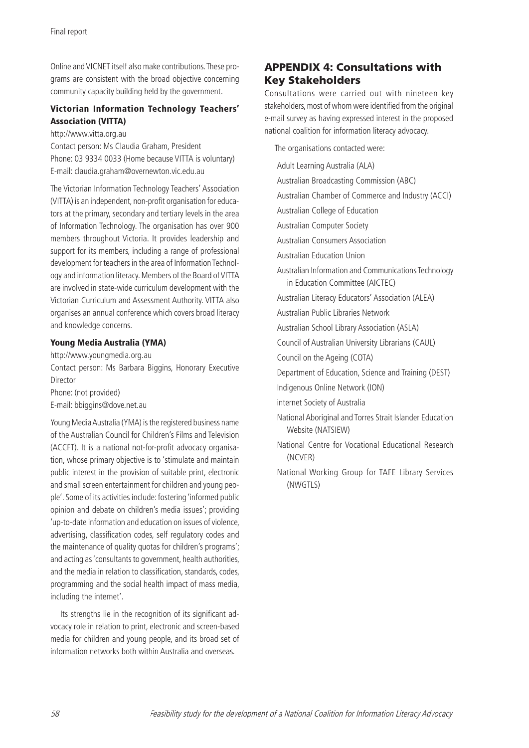Online and VICNET itself also make contributions. These programs are consistent with the broad objective concerning community capacity building held by the government.

### Victorian Information Technology Teachers' Association (VITTA)

http://www.vitta.org.au
Contact person: Ms Claudia Graham, President
Phone: 03 9334 0033 (Home because VITTA is voluntary)
E-mail: claudia.graham@overnewton.vic.edu.au

The Victorian Information Technology Teachers' Association (VITTA) is an independent, non-profit organisation for educators at the primary, secondary and tertiary levels in the area of Information Technology. The organisation has over 900 members throughout Victoria. It provides leadership and support for its members, including a range of professional development for teachers in the area of Information Technology and information literacy. Members of the Board of VITTA are involved in state-wide curriculum development with the Victorian Curriculum and Assessment Authority. VITTA also organises an annual conference which covers broad literacy and knowledge concerns.

### Young Media Australia (YMA)

http://www.youngmedia.org.au
Contact person: Ms Barbara Biggins, Honorary Executive Director
Phone: (not provided)
E-mail: bbiggins@dove.net.au

Young Media Australia (YMA) is the registered business name of the Australian Council for Children's Films and Television (ACCFT). It is a national not-for-profit advocacy organisation, whose primary objective is to 'stimulate and maintain public interest in the provision of suitable print, electronic and small screen entertainment for children and young people'. Some of its activities include: fostering 'informed public opinion and debate on children's media issues'; providing 'up-to-date information and education on issues of violence, advertising, classification codes, self regulatory codes and the maintenance of quality quotas for children's programs'; and acting as 'consultants to government, health authorities, and the media in relation to classification, standards, codes, programming and the social health impact of mass media, including the internet'.

Its strengths lie in the recognition of its significant advocacy role in relation to print, electronic and screen-based media for children and young people, and its broad set of information networks both within Australia and overseas.

## APPENDIX 4: Consultations with Key Stakeholders

Consultations were carried out with nineteen key stakeholders, most of whom were identified from the original e-mail survey as having expressed interest in the proposed national coalition for information literacy advocacy.

The organisations contacted were:

- Adult Learning Australia (ALA)
- Australian Broadcasting Commission (ABC)
- Australian Chamber of Commerce and Industry (ACCI)
- Australian College of Education
- Australian Computer Society
- Australian Consumers Association
- Australian Education Union
- Australian Information and Communications Technology in Education Committee (AICTEC)
- Australian Literacy Educators' Association (ALEA)
- Australian Public Libraries Network
- Australian School Library Association (ASLA)
- Council of Australian University Librarians (CAUL)
- Council on the Ageing (COTA)
- Department of Education, Science and Training (DEST)
- Indigenous Online Network (ION)
- internet Society of Australia
- National Aboriginal and Torres Strait Islander Education Website (NATSIEW)
- National Centre for Vocational Educational Research (NCVER)
- National Working Group for TAFE Library Services (NWGTLS)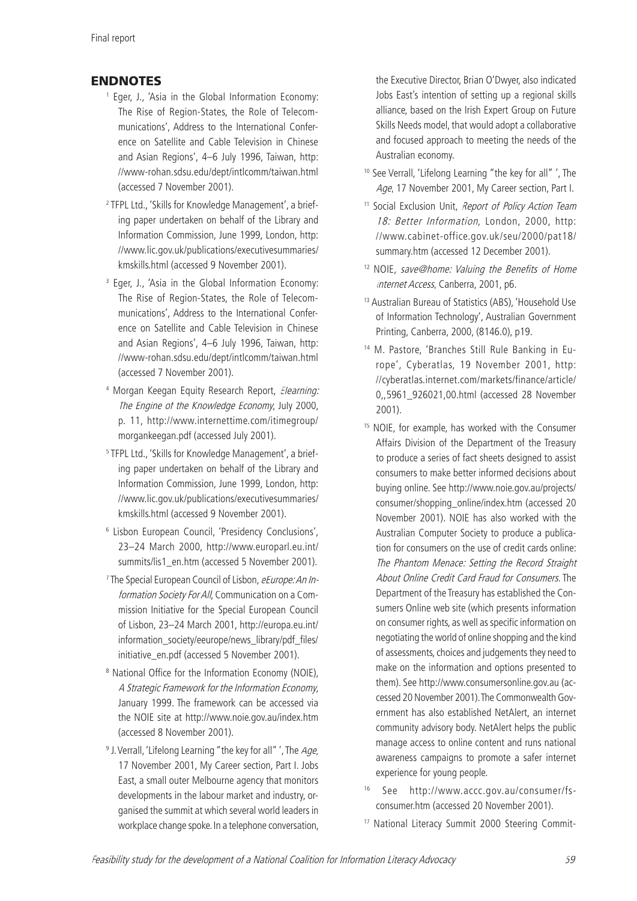## ENDNOTES

1. Eger, J., 'Asia in the Global Information Economy: The Rise of Region-States, the Role of Telecommunications', Address to the International Conference on Satellite and Cable Television in Chinese and Asian Regions', 4–6 July 1996, Taiwan, http://www-rohan.sdsu.edu/dept/intlcomm/taiwan.html (accessed 7 November 2001).

2. TFPL Ltd., 'Skills for Knowledge Management', a briefing paper undertaken on behalf of the Library and Information Commission, June 1999, London, http://www.lic.gov.uk/publications/executivesummaries/kmskills.html (accessed 9 November 2001).

3. Eger, J., 'Asia in the Global Information Economy: The Rise of Region-States, the Role of Telecommunications', Address to the International Conference on Satellite and Cable Television in Chinese and Asian Regions', 4–6 July 1996, Taiwan, http://www-rohan.sdsu.edu/dept/intlcomm/taiwan.html (accessed 7 November 2001).

4. Morgan Keegan Equity Research Report, *Elearning: The Engine of the Knowledge Economy*, July 2000, p. 11, http://www.internettime.com/itimegroup/morgankeegan.pdf (accessed July 2001).

5. TFPL Ltd., 'Skills for Knowledge Management', a briefing paper undertaken on behalf of the Library and Information Commission, June 1999, London, http://www.lic.gov.uk/publications/executivesummaries/kmskills.html (accessed 9 November 2001).

6. Lisbon European Council, 'Presidency Conclusions', 23–24 March 2000, http://www.europarl.eu.int/summits/lis1_en.htm (accessed 5 November 2001).

7. The Special European Council of Lisbon, *eEurope: An Information Society For All*, Communication on a Commission Initiative for the Special European Council of Lisbon, 23–24 March 2001, http://europa.eu.int/information_society/eeurope/news_library/pdf_files/initiative_en.pdf (accessed 5 November 2001).

8. National Office for the Information Economy (NOIE), *A Strategic Framework for the Information Economy*, January 1999. The framework can be accessed via the NOIE site at http://www.noie.gov.au/index.htm (accessed 8 November 2001).

9. J. Verrall, 'Lifelong Learning "the key for all" ', The *Age*, 17 November 2001, My Career section, Part I. Jobs East, a small outer Melbourne agency that monitors developments in the labour market and industry, organised the summit at which several world leaders in workplace change spoke. In a telephone conversation, the Executive Director, Brian O'Dwyer, also indicated Jobs East's intention of setting up a regional skills alliance, based on the Irish Expert Group on Future Skills Needs model, that would adopt a collaborative and focused approach to meeting the needs of the Australian economy.

10. See Verrall, 'Lifelong Learning "the key for all" ', The *Age*, 17 November 2001, My Career section, Part I.

11. Social Exclusion Unit, *Report of Policy Action Team 18: Better Information*, London, 2000, http://www.cabinet-office.gov.uk/seu/2000/pat18/summary.htm (accessed 12 December 2001).

12. NOIE, *save@home: Valuing the Benefits of Home Internet Access*, Canberra, 2001, p6.

13. Australian Bureau of Statistics (ABS), 'Household Use of Information Technology', Australian Government Printing, Canberra, 2000, (8146.0), p19.

14. M. Pastore, 'Branches Still Rule Banking in Europe', Cyberatlas, 19 November 2001, http://cyberatlas.internet.com/markets/finance/article/0,,5961_926021,00.html (accessed 28 November 2001).

15. NOIE, for example, has worked with the Consumer Affairs Division of the Department of the Treasury to produce a series of fact sheets designed to assist consumers to make better informed decisions about buying online. See http://www.noie.gov.au/projects/consumer/shopping_online/index.htm (accessed 20 November 2001). NOIE has also worked with the Australian Computer Society to produce a publication for consumers on the use of credit cards online: *The Phantom Menace: Setting the Record Straight About Online Credit Card Fraud for Consumers*. The Department of the Treasury has established the Consumers Online web site (which presents information on consumer rights, as well as specific information on negotiating the world of online shopping and the kind of assessments, choices and judgements they need to make on the information and options presented to them). See http://www.consumersonline.gov.au (accessed 20 November 2001). The Commonwealth Government has also established NetAlert, an internet community advisory body. NetAlert helps the public manage access to online content and runs national awareness campaigns to promote a safer internet experience for young people.

16. See http://www.accc.gov.au/consumer/fs-consumer.htm (accessed 20 November 2001).

17. National Literacy Summit 2000 Steering Commit-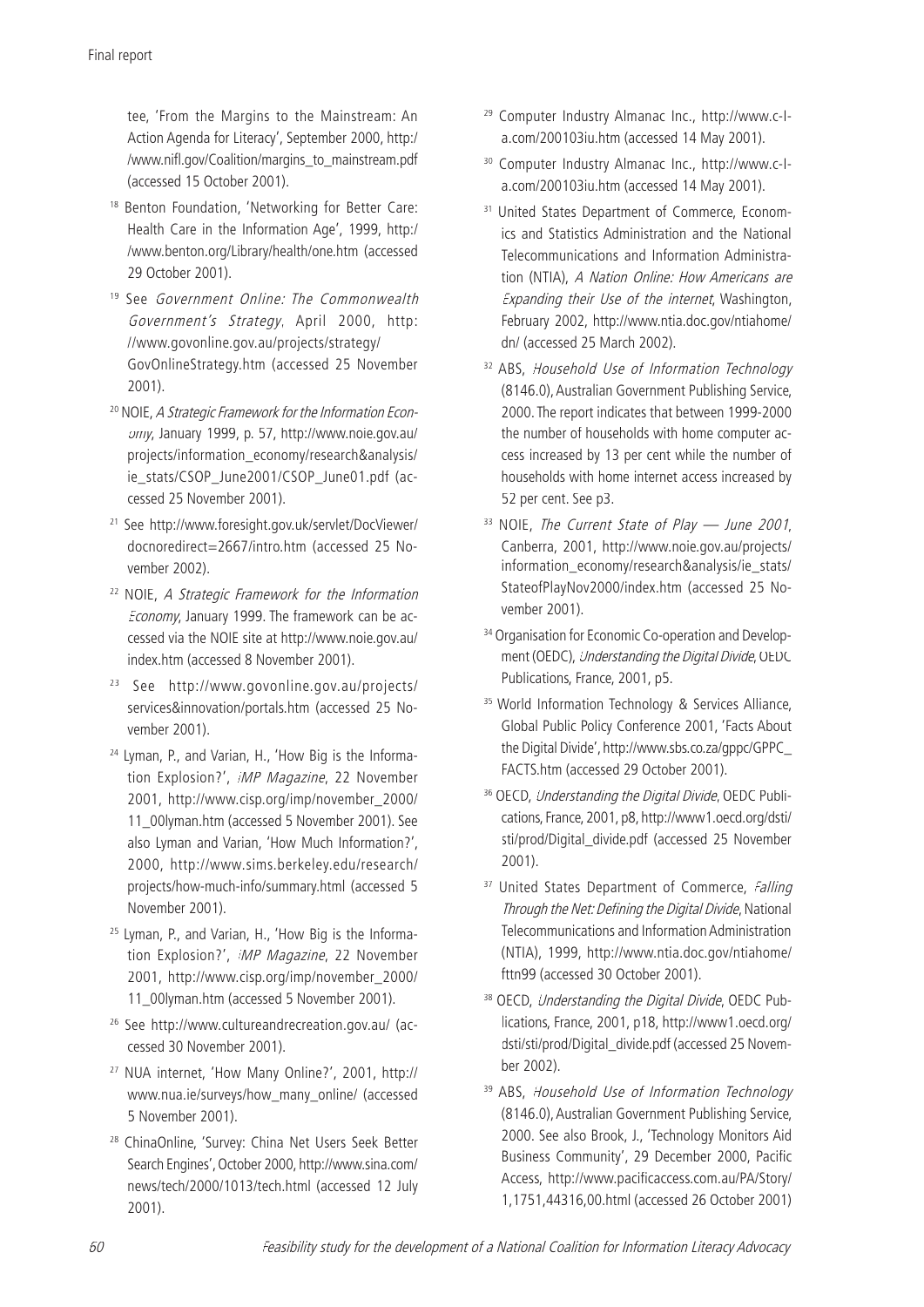tee, 'From the Margins to the Mainstream: An Action Agenda for Literacy', September 2000, http://www.nifl.gov/Coalition/margins_to_mainstream.pdf (accessed 15 October 2001).

[18] Benton Foundation, 'Networking for Better Care: Health Care in the Information Age', 1999, http://www.benton.org/Library/health/one.htm (accessed 29 October 2001).

[19] See *Government Online: The Commonwealth Government's Strategy*, April 2000, http://www.govonline.gov.au/projects/strategy/GovOnlineStrategy.htm (accessed 25 November 2001).

[20] NOIE, *A Strategic Framework for the Information Economy*, January 1999, p. 57, http://www.noie.gov.au/projects/information_economy/research&analysis/ie_stats/CSOP_June2001/CSOP_June01.pdf (accessed 25 November 2001).

[21] See http://www.foresight.gov.uk/servlet/DocViewer/docnoredirect=2667/intro.htm (accessed 25 November 2002).

[22] NOIE, *A Strategic Framework for the Information Economy*, January 1999. The framework can be accessed via the NOIE site at http://www.noie.gov.au/index.htm (accessed 8 November 2001).

[23] See http://www.govonline.gov.au/projects/services&innovation/portals.htm (accessed 25 November 2001).

[24] Lyman, P., and Varian, H., 'How Big is the Information Explosion?', *iMP Magazine*, 22 November 2001, http://www.cisp.org/imp/november_2000/11_00lyman.htm (accessed 5 November 2001). See also Lyman and Varian, 'How Much Information?', 2000, http://www.sims.berkeley.edu/research/projects/how-much-info/summary.html (accessed 5 November 2001).

[25] Lyman, P., and Varian, H., 'How Big is the Information Explosion?', *iMP Magazine*, 22 November 2001, http://www.cisp.org/imp/november_2000/11_00lyman.htm (accessed 5 November 2001).

[26] See http://www.cultureandrecreation.gov.au/ (accessed 30 November 2001).

[27] NUA internet, 'How Many Online?', 2001, http://www.nua.ie/surveys/how_many_online/ (accessed 5 November 2001).

[28] ChinaOnline, 'Survey: China Net Users Seek Better Search Engines', October 2000, http://www.sina.com/news/tech/2000/1013/tech.html (accessed 12 July 2001).

[29] Computer Industry Almanac Inc., http://www.c-I-a.com/200103iu.htm (accessed 14 May 2001).

[30] Computer Industry Almanac Inc., http://www.c-I-a.com/200103iu.htm (accessed 14 May 2001).

[31] United States Department of Commerce, Economics and Statistics Administration and the National Telecommunications and Information Administration (NTIA), *A Nation Online: How Americans are Expanding their Use of the internet*, Washington, February 2002, http://www.ntia.doc.gov/ntiahome/dn/ (accessed 25 March 2002).

[32] ABS, *Household Use of Information Technology* (8146.0), Australian Government Publishing Service, 2000. The report indicates that between 1999-2000 the number of households with home computer access increased by 13 per cent while the number of households with home internet access increased by 52 per cent. See p3.

[33] NOIE, *The Current State of Play — June 2001*, Canberra, 2001, http://www.noie.gov.au/projects/information_economy/research&analysis/ie_stats/StateofPlayNov2000/index.htm (accessed 25 November 2001).

[34] Organisation for Economic Co-operation and Development (OEDC), *Understanding the Digital Divide*, OEDC Publications, France, 2001, p5.

[35] World Information Technology & Services Alliance, Global Public Policy Conference 2001, 'Facts About the Digital Divide', http://www.sbs.co.za/gppc/GPPC_FACTS.htm (accessed 29 October 2001).

[36] OECD, *Understanding the Digital Divide*, OEDC Publications, France, 2001, p8, http://www1.oecd.org/dsti/sti/prod/Digital_divide.pdf (accessed 25 November 2001).

[37] United States Department of Commerce, *Falling Through the Net: Defining the Digital Divide*, National Telecommunications and Information Administration (NTIA), 1999, http://www.ntia.doc.gov/ntiahome/fttn99 (accessed 30 October 2001).

[38] OECD, *Understanding the Digital Divide*, OEDC Publications, France, 2001, p18, http://www1.oecd.org/dsti/sti/prod/Digital_divide.pdf (accessed 25 November 2002).

[39] ABS, *Household Use of Information Technology* (8146.0), Australian Government Publishing Service, 2000. See also Brook, J., 'Technology Monitors Aid Business Community', 29 December 2000, Pacific Access, http://www.pacificaccess.com.au/PA/Story/1,1751,44316,00.html (accessed 26 October 2001)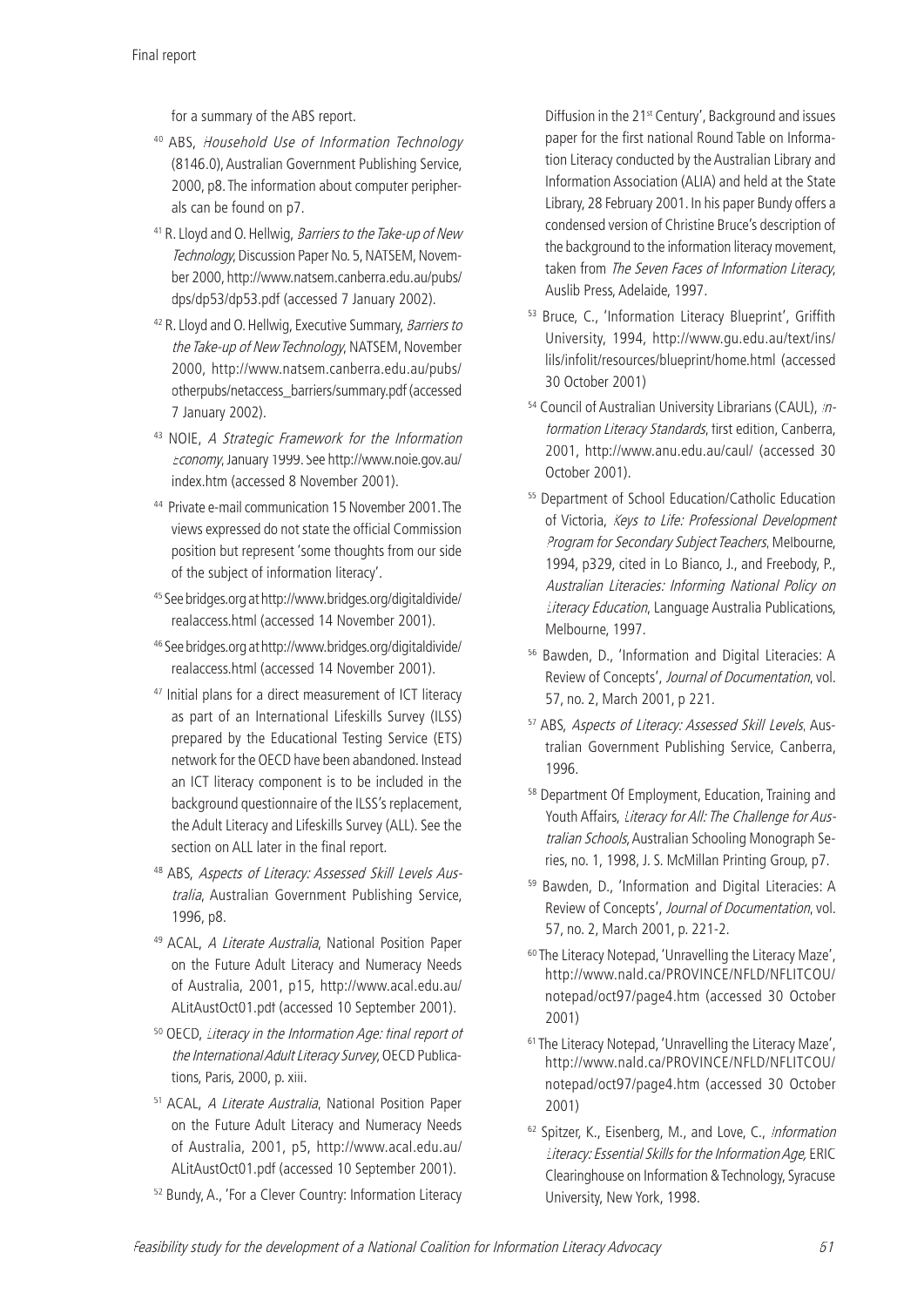for a summary of the ABS report.

[40] ABS, *Household Use of Information Technology* (8146.0), Australian Government Publishing Service, 2000, p8. The information about computer peripherals can be found on p7.

[41] R. Lloyd and O. Hellwig, *Barriers to the Take-up of New Technology*, Discussion Paper No. 5, NATSEM, November 2000, http://www.natsem.canberra.edu.au/pubs/dps/dp53/dp53.pdf (accessed 7 January 2002).

[42] R. Lloyd and O. Hellwig, Executive Summary, *Barriers to the Take-up of New Technology*, NATSEM, November 2000, http://www.natsem.canberra.edu.au/pubs/otherpubs/netaccess_barriers/summary.pdf (accessed 7 January 2002).

[43] NOIE, *A Strategic Framework for the Information Economy*, January 1999. See http://www.noie.gov.au/index.htm (accessed 8 November 2001).

[44] Private e-mail communication 15 November 2001. The views expressed do not state the official Commission position but represent 'some thoughts from our side of the subject of information literacy'.

[45] See bridges.org at http://www.bridges.org/digitaldivide/realaccess.html (accessed 14 November 2001).

[46] See bridges.org at http://www.bridges.org/digitaldivide/realaccess.html (accessed 14 November 2001).

[47] Initial plans for a direct measurement of ICT literacy as part of an International Lifeskills Survey (ILSS) prepared by the Educational Testing Service (ETS) network for the OECD have been abandoned. Instead an ICT literacy component is to be included in the background questionnaire of the ILSS's replacement, the Adult Literacy and Lifeskills Survey (ALL). See the section on ALL later in the final report.

[48] ABS, *Aspects of Literacy: Assessed Skill Levels Australia*, Australian Government Publishing Service, 1996, p8.

[49] ACAL, *A Literate Australia*, National Position Paper on the Future Adult Literacy and Numeracy Needs of Australia, 2001, p15, http://www.acal.edu.au/ALitAustOct01.pdf (accessed 10 September 2001).

[50] OECD, *Literacy in the Information Age: final report of the International Adult Literacy Survey*, OECD Publications, Paris, 2000, p. xiii.

[51] ACAL, *A Literate Australia*, National Position Paper on the Future Adult Literacy and Numeracy Needs of Australia, 2001, p5, http://www.acal.edu.au/ALitAustOct01.pdf (accessed 10 September 2001).

[52] Bundy, A., 'For a Clever Country: Information Literacy Diffusion in the 21st Century', Background and issues paper for the first national Round Table on Information Literacy conducted by the Australian Library and Information Association (ALIA) and held at the State Library, 28 February 2001. In his paper Bundy offers a condensed version of Christine Bruce's description of the background to the information literacy movement, taken from *The Seven Faces of Information Literacy*, Auslib Press, Adelaide, 1997.

[53] Bruce, C., 'Information Literacy Blueprint', Griffith University, 1994, http://www.gu.edu.au/text/ins/lils/infolit/resources/blueprint/home.html (accessed 30 October 2001)

[54] Council of Australian University Librarians (CAUL), *Information Literacy Standards*, first edition, Canberra, 2001, http://www.anu.edu.au/caul/ (accessed 30 October 2001).

[55] Department of School Education/Catholic Education of Victoria, *Keys to Life: Professional Development Program for Secondary Subject Teachers*, Melbourne, 1994, p329, cited in Lo Bianco, J., and Freebody, P., *Australian Literacies: Informing National Policy on Literacy Education*, Language Australia Publications, Melbourne, 1997.

[56] Bawden, D., 'Information and Digital Literacies: A Review of Concepts', *Journal of Documentation*, vol. 57, no. 2, March 2001, p 221.

[57] ABS, *Aspects of Literacy: Assessed Skill Levels*, Australian Government Publishing Service, Canberra, 1996.

[58] Department Of Employment, Education, Training and Youth Affairs, *Literacy for All: The Challenge for Australian Schools*, Australian Schooling Monograph Series, no. 1, 1998, J. S. McMillan Printing Group, p7.

[59] Bawden, D., 'Information and Digital Literacies: A Review of Concepts', *Journal of Documentation*, vol. 57, no. 2, March 2001, p. 221-2.

[60] The Literacy Notepad, 'Unravelling the Literacy Maze', http://www.nald.ca/PROVINCE/NFLD/NFLITCOU/notepad/oct97/page4.htm (accessed 30 October 2001)

[61] The Literacy Notepad, 'Unravelling the Literacy Maze', http://www.nald.ca/PROVINCE/NFLD/NFLITCOU/notepad/oct97/page4.htm (accessed 30 October 2001)

[62] Spitzer, K., Eisenberg, M., and Love, C., *Information Literacy: Essential Skills for the Information Age*, ERIC Clearinghouse on Information & Technology, Syracuse University, New York, 1998.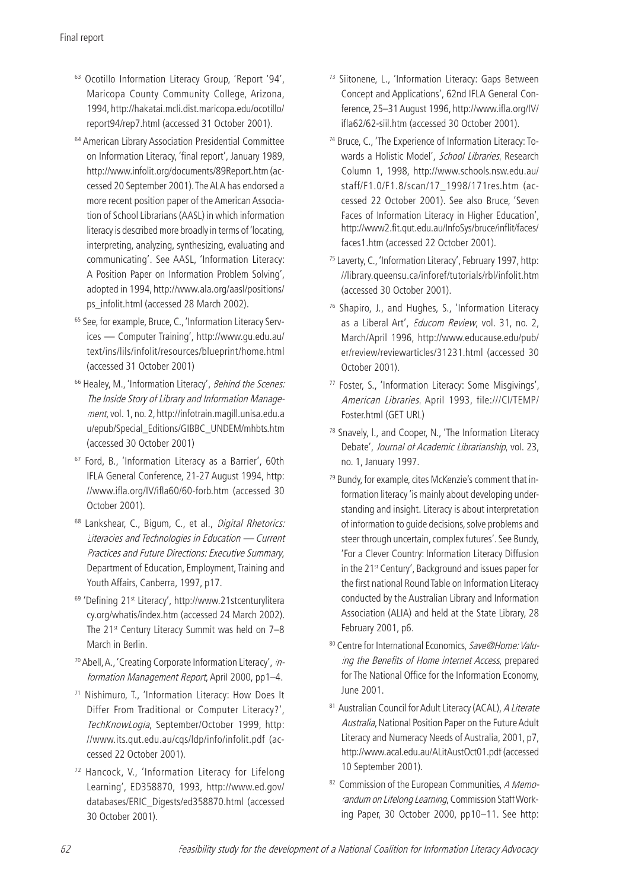[63] Ocotillo Information Literacy Group, 'Report '94', Maricopa County Community College, Arizona, 1994, http://hakatai.mcli.dist.maricopa.edu/ocotillo/report94/rep7.html (accessed 31 October 2001).

[64] American Library Association Presidential Committee on Information Literacy, 'final report', January 1989, http://www.infolit.org/documents/89Report.htm (accessed 20 September 2001). The ALA has endorsed a more recent position paper of the American Association of School Librarians (AASL) in which information literacy is described more broadly in terms of 'locating, interpreting, analyzing, synthesizing, evaluating and communicating'. See AASL, 'Information Literacy: A Position Paper on Information Problem Solving', adopted in 1994, http://www.ala.org/aasl/positions/ps_infolit.html (accessed 28 March 2002).

[65] See, for example, Bruce, C., 'Information Literacy Services — Computer Training', http://www.gu.edu.au/text/ins/lils/infolit/resources/blueprint/home.html (accessed 31 October 2001)

[66] Healey, M., 'Information Literacy', *Behind the Scenes: The Inside Story of Library and Information Management*, vol. 1, no. 2, http://infotrain.magill.unisa.edu.au/epub/Special_Editions/GIBBC_UNDEM/mhbts.htm (accessed 30 October 2001)

[67] Ford, B., 'Information Literacy as a Barrier', 60th IFLA General Conference, 21-27 August 1994, http://www.ifla.org/IV/ifla60/60-forb.htm (accessed 30 October 2001).

[68] Lankshear, C., Bigum, C., et al., *Digital Rhetorics: Literacies and Technologies in Education — Current Practices and Future Directions: Executive Summary*, Department of Education, Employment, Training and Youth Affairs, Canberra, 1997, p17.

[69] 'Defining 21st Literacy', http://www.21stcenturyliteracy.org/whatis/index.htm (accessed 24 March 2002). The 21st Century Literacy Summit was held on 7–8 March in Berlin.

[70] Abell, A., 'Creating Corporate Information Literacy', *Information Management Report*, April 2000, pp1–4.

[71] Nishimuro, T., 'Information Literacy: How Does It Differ From Traditional or Computer Literacy?', *TechKnowLogia*, September/October 1999, http://www.its.qut.edu.au/cqs/ldp/info/infolit.pdf (accessed 22 October 2001).

[72] Hancock, V., 'Information Literacy for Lifelong Learning', ED358870, 1993, http://www.ed.gov/databases/ERIC_Digests/ed358870.html (accessed 30 October 2001).

[73] Siitonene, L., 'Information Literacy: Gaps Between Concept and Applications', 62nd IFLA General Conference, 25–31 August 1996, http://www.ifla.org/IV/ifla62/62-siil.htm (accessed 30 October 2001).

[74] Bruce, C., 'The Experience of Information Literacy: Towards a Holistic Model', *School Libraries*, Research Column 1, 1998, http://www.schools.nsw.edu.au/staff/F1.0/F1.8/scan/17_1998/171res.htm (accessed 22 October 2001). See also Bruce, 'Seven Faces of Information Literacy in Higher Education', http://www2.fit.qut.edu.au/InfoSys/bruce/inflit/faces/faces1.htm (accessed 22 October 2001).

[75] Laverty, C., 'Information Literacy', February 1997, http://library.queensu.ca/inforef/tutorials/rbl/infolit.htm (accessed 30 October 2001).

[76] Shapiro, J., and Hughes, S., 'Information Literacy as a Liberal Art', *Educom Review*, vol. 31, no. 2, March/April 1996, http://www.educause.edu/pub/er/review/reviewarticles/31231.html (accessed 30 October 2001).

[77] Foster, S., 'Information Literacy: Some Misgivings', *American Libraries*, April 1993, file:///Cl/TEMP/Foster.html (GET URL)

[78] Snavely, I., and Cooper, N., 'The Information Literacy Debate', *Journal of Academic Librarianship*, vol. 23, no. 1, January 1997.

[79] Bundy, for example, cites McKenzie's comment that information literacy 'is mainly about developing understanding and insight. Literacy is about interpretation of information to guide decisions, solve problems and steer through uncertain, complex futures'. See Bundy, 'For a Clever Country: Information Literacy Diffusion in the 21st Century', Background and issues paper for the first national Round Table on Information Literacy conducted by the Australian Library and Information Association (ALIA) and held at the State Library, 28 February 2001, p6.

[80] Centre for International Economics, *Save@Home: Valuing the Benefits of Home internet Access*, prepared for The National Office for the Information Economy, June 2001.

[81] Australian Council for Adult Literacy (ACAL), *A Literate Australia*, National Position Paper on the Future Adult Literacy and Numeracy Needs of Australia, 2001, p7, http://www.acal.edu.au/ALitAustOct01.pdf (accessed 10 September 2001).

[82] Commission of the European Communities, *A Memorandum on Lifelong Learning*, Commission Staff Working Paper, 30 October 2000, pp10–11. See http: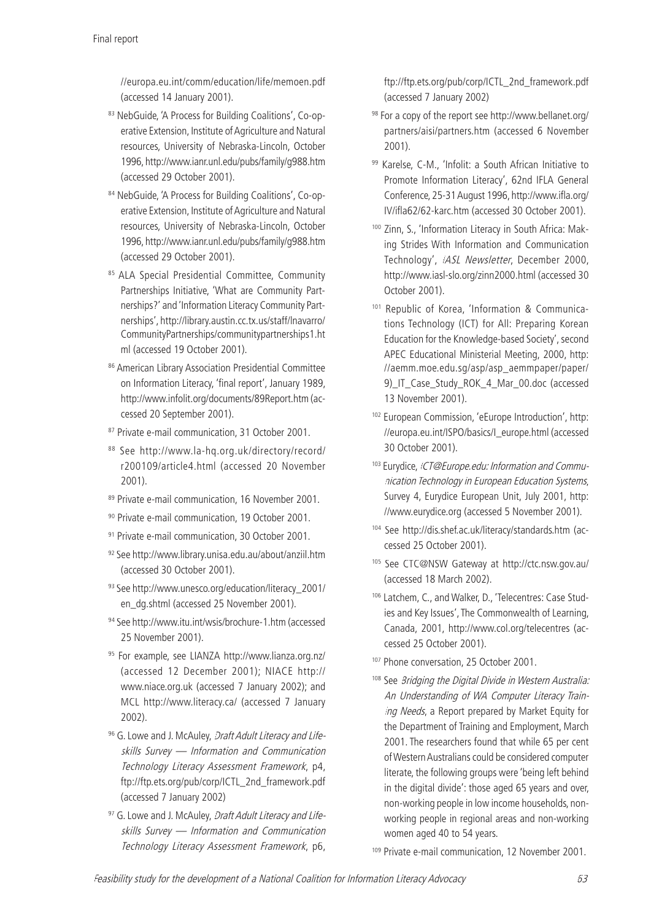//europa.eu.int/comm/education/life/memoen.pdf (accessed 14 January 2001).

[83] NebGuide, 'A Process for Building Coalitions', Co-operative Extension, Institute of Agriculture and Natural resources, University of Nebraska-Lincoln, October 1996, http://www.ianr.unl.edu/pubs/family/g988.htm (accessed 29 October 2001).

[84] NebGuide, 'A Process for Building Coalitions', Co-operative Extension, Institute of Agriculture and Natural resources, University of Nebraska-Lincoln, October 1996, http://www.ianr.unl.edu/pubs/family/g988.htm (accessed 29 October 2001).

[85] ALA Special Presidential Committee, Community Partnerships Initiative, 'What are Community Partnerships?' and 'Information Literacy Community Partnerships', http://library.austin.cc.tx.us/staff/lnavarro/CommunityPartnerships/communitypartnerships1.html (accessed 19 October 2001).

[86] American Library Association Presidential Committee on Information Literacy, 'final report', January 1989, http://www.infolit.org/documents/89Report.htm (accessed 20 September 2001).

[87] Private e-mail communication, 31 October 2001.

[88] See http://www.la-hq.org.uk/directory/record/r200109/article4.html (accessed 20 November 2001).

[89] Private e-mail communication, 16 November 2001.

[90] Private e-mail communication, 19 October 2001.

[91] Private e-mail communication, 30 October 2001.

[92] See http://www.library.unisa.edu.au/about/anziil.htm (accessed 30 October 2001).

[93] See http://www.unesco.org/education/literacy_2001/en_dg.shtml (accessed 25 November 2001).

[94] See http://www.itu.int/wsis/brochure-1.htm (accessed 25 November 2001).

[95] For example, see LIANZA http://www.lianza.org.nz/ (accessed 12 December 2001); NIACE http://www.niace.org.uk (accessed 7 January 2002); and MCL http://www.literacy.ca/ (accessed 7 January 2002).

[96] G. Lowe and J. McAuley, *Draft Adult Literacy and Life-skills Survey — Information and Communication Technology Literacy Assessment Framework*, p4, ftp://ftp.ets.org/pub/corp/ICTL_2nd_framework.pdf (accessed 7 January 2002)

[97] G. Lowe and J. McAuley, *Draft Adult Literacy and Life-skills Survey — Information and Communication Technology Literacy Assessment Framework*, p6, ftp://ftp.ets.org/pub/corp/ICTL_2nd_framework.pdf (accessed 7 January 2002)

[98] For a copy of the report see http://www.bellanet.org/partners/aisi/partners.htm (accessed 6 November 2001).

[99] Karelse, C-M., 'Infolit: a South African Initiative to Promote Information Literacy', 62nd IFLA General Conference, 25-31 August 1996, http://www.ifla.org/IV/ifla62/62-karc.htm (accessed 30 October 2001).

[100] Zinn, S., 'Information Literacy in South Africa: Making Strides With Information and Communication Technology', *IASL Newsletter*, December 2000, http://www.iasl-slo.org/zinn2000.html (accessed 30 October 2001).

[101] Republic of Korea, 'Information & Communications Technology (ICT) for All: Preparing Korean Education for the Knowledge-based Society', second APEC Educational Ministerial Meeting, 2000, http://aemm.moe.edu.sg/asp/asp_aemmpaper/paper/9)_IT_Case_Study_ROK_4_Mar_00.doc (accessed 13 November 2001).

[102] European Commission, 'eEurope Introduction', http://europa.eu.int/ISPO/basics/I_europe.html (accessed 30 October 2001).

[103] Eurydice, *ICT@Europe.edu: Information and Communication Technology in European Education Systems*, Survey 4, Eurydice European Unit, July 2001, http://www.eurydice.org (accessed 5 November 2001).

[104] See http://dis.shef.ac.uk/literacy/standards.htm (accessed 25 October 2001).

[105] See CTC@NSW Gateway at http://ctc.nsw.gov.au/ (accessed 18 March 2002).

[106] Latchem, C., and Walker, D., 'Telecentres: Case Studies and Key Issues', The Commonwealth of Learning, Canada, 2001, http://www.col.org/telecentres (accessed 25 October 2001).

[107] Phone conversation, 25 October 2001.

[108] See *Bridging the Digital Divide in Western Australia: An Understanding of WA Computer Literacy Training Needs*, a Report prepared by Market Equity for the Department of Training and Employment, March 2001. The researchers found that while 65 per cent of Western Australians could be considered computer literate, the following groups were 'being left behind in the digital divide': those aged 65 years and over, non-working people in low income households, non-working people in regional areas and non-working women aged 40 to 54 years.

[109] Private e-mail communication, 12 November 2001.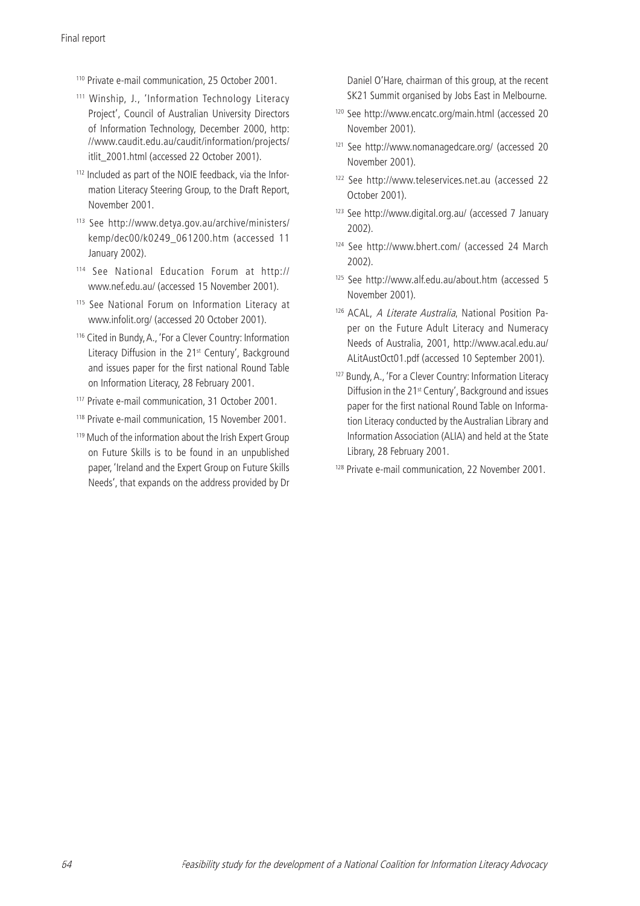[110] Private e-mail communication, 25 October 2001.

[111] Winship, J., 'Information Technology Literacy Project', Council of Australian University Directors of Information Technology, December 2000, http://www.caudit.edu.au/caudit/information/projects/itlit_2001.html (accessed 22 October 2001).

[112] Included as part of the NOIE feedback, via the Information Literacy Steering Group, to the Draft Report, November 2001.

[113] See http://www.detya.gov.au/archive/ministers/kemp/dec00/k0249_061200.htm (accessed 11 January 2002).

[114] See National Education Forum at http://www.nef.edu.au/ (accessed 15 November 2001).

[115] See National Forum on Information Literacy at www.infolit.org/ (accessed 20 October 2001).

[116] Cited in Bundy, A., 'For a Clever Country: Information Literacy Diffusion in the 21st Century', Background and issues paper for the first national Round Table on Information Literacy, 28 February 2001.

[117] Private e-mail communication, 31 October 2001.

[118] Private e-mail communication, 15 November 2001.

[119] Much of the information about the Irish Expert Group on Future Skills is to be found in an unpublished paper, 'Ireland and the Expert Group on Future Skills Needs', that expands on the address provided by Dr Daniel O'Hare, chairman of this group, at the recent SK21 Summit organised by Jobs East in Melbourne.

[120] See http://www.encatc.org/main.html (accessed 20 November 2001).

[121] See http://www.nomanagedcare.org/ (accessed 20 November 2001).

[122] See http://www.teleservices.net.au (accessed 22 October 2001).

[123] See http://www.digital.org.au/ (accessed 7 January 2002).

[124] See http://www.bhert.com/ (accessed 24 March 2002).

[125] See http://www.alf.edu.au/about.htm (accessed 5 November 2001).

[126] ACAL, *A Literate Australia*, National Position Paper on the Future Adult Literacy and Numeracy Needs of Australia, 2001, http://www.acal.edu.au/ALitAustOct01.pdf (accessed 10 September 2001).

[127] Bundy, A., 'For a Clever Country: Information Literacy Diffusion in the 21st Century', Background and issues paper for the first national Round Table on Information Literacy conducted by the Australian Library and Information Association (ALIA) and held at the State Library, 28 February 2001.

[128] Private e-mail communication, 22 November 2001.